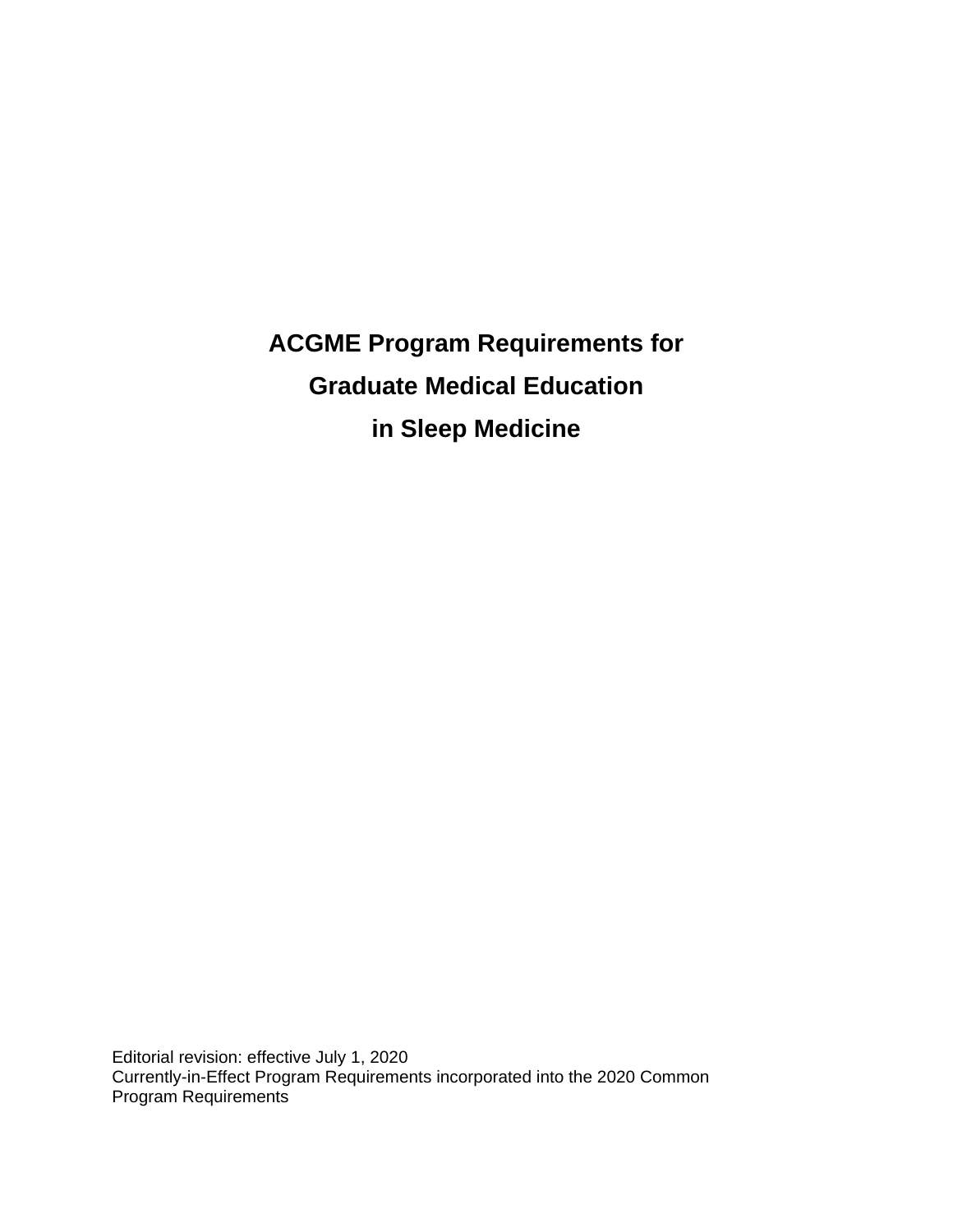# ACGME Program Requirements for Graduate Medical Education in Sleep Medicine

Editorial revision: effective July 1, 2020
Currently-in-Effect Program Requirements incorporated into the 2020 Common Program Requirements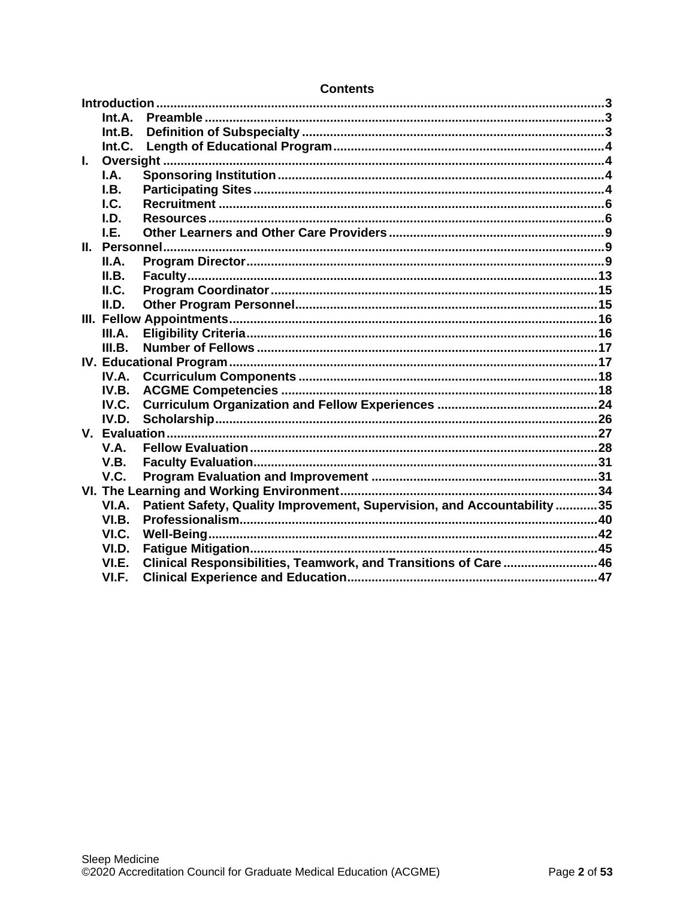## Contents

**Introduction** ....................................................................................................................3
- **Int.A. Preamble** ..........................................................................................................3
- **Int.B. Definition of Subspecialty** ...............................................................................3
- **Int.C. Length of Educational Program** ......................................................................4

**I. Oversight** ....................................................................................................................4
- **I.A. Sponsoring Institution** .........................................................................................4
- **I.B. Participating Sites** ................................................................................................4
- **I.C. Recruitment** ..........................................................................................................6
- **I.D. Resources** .............................................................................................................6
- **I.E. Other Learners and Other Care Providers** ..........................................................9

**II. Personnel** ...................................................................................................................9
- **II.A. Program Director** ................................................................................................9
- **II.B. Faculty** ................................................................................................................13
- **II.C. Program Coordinator** .........................................................................................15
- **II.D. Other Program Personnel** ..................................................................................15

**III. Fellow Appointments** .............................................................................................16
- **III.A. Eligibility Criteria** ..............................................................................................16
- **III.B. Number of Fellows** ............................................................................................17

**IV. Educational Program** ...............................................................................................17
- **IV.A. Ccurriculum Components** ..................................................................................18
- **IV.B. ACGME Competencies** ......................................................................................18
- **IV.C. Curriculum Organization and Fellow Experiences** ..........................................24
- **IV.D. Scholarship** .........................................................................................................26

**V. Evaluation** .................................................................................................................27
- **V.A. Fellow Evaluation** ................................................................................................28
- **V.B. Faculty Evaluation** ..............................................................................................31
- **V.C. Program Evaluation and Improvement** .............................................................31

**VI. The Learning and Working Environment** ................................................................34
- **VI.A. Patient Safety, Quality Improvement, Supervision, and Accountability** ..........35
- **VI.B. Professionalism** ..................................................................................................40
- **VI.C. Well-Being** ..........................................................................................................42
- **VI.D. Fatigue Mitigation** ..............................................................................................45
- **VI.E. Clinical Responsibilities, Teamwork, and Transitions of Care** ........................46
- **VI.F. Clinical Experience and Education** ...................................................................47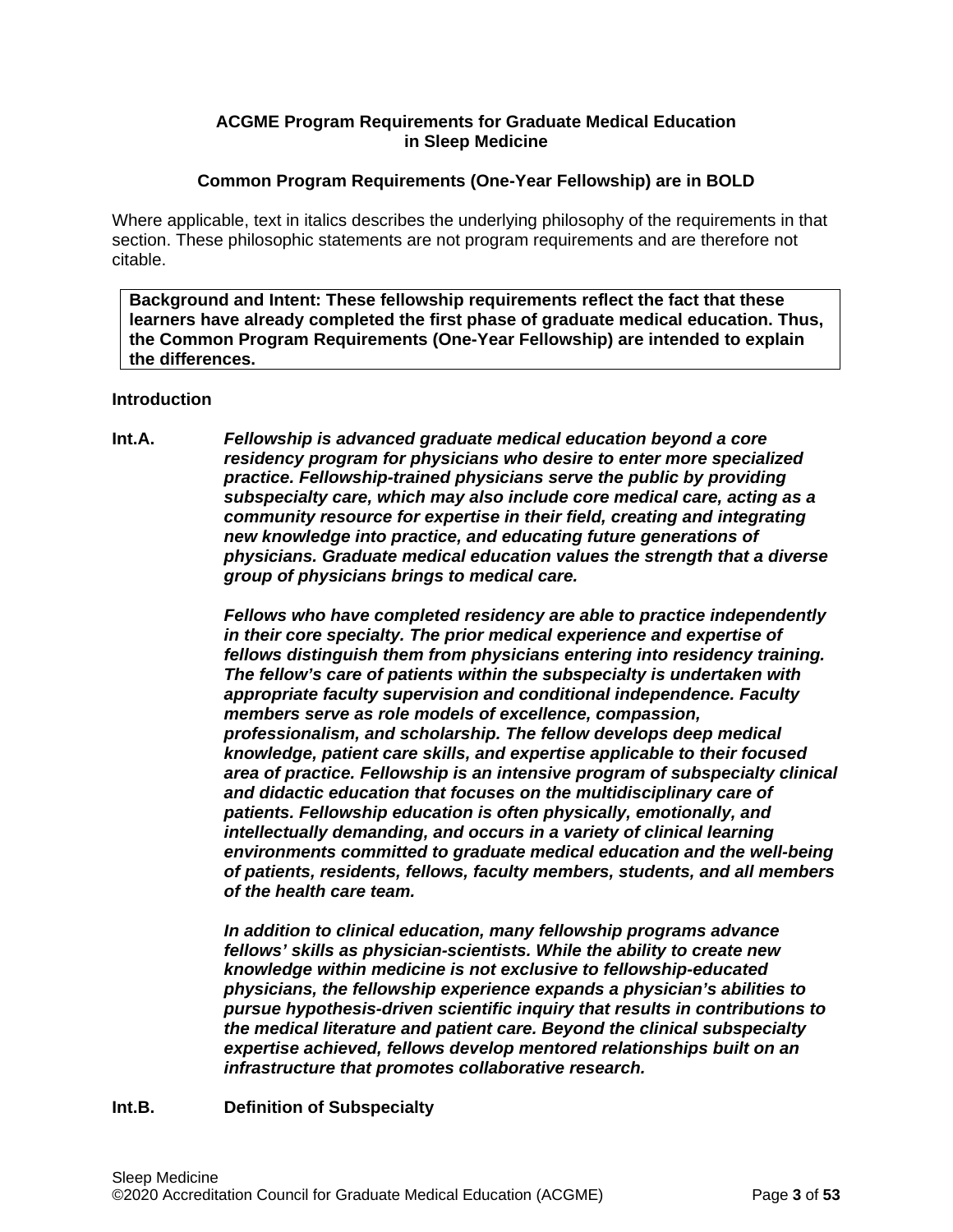**ACGME Program Requirements for Graduate Medical Education in Sleep Medicine**

**Common Program Requirements (One-Year Fellowship) are in BOLD**

Where applicable, text in italics describes the underlying philosophy of the requirements in that section. These philosophic statements are not program requirements and are therefore not citable.

> **Background and Intent: These fellowship requirements reflect the fact that these learners have already completed the first phase of graduate medical education. Thus, the Common Program Requirements (One-Year Fellowship) are intended to explain the differences.**

**Introduction**

**Int.A.** ***Fellowship is advanced graduate medical education beyond a core residency program for physicians who desire to enter more specialized practice. Fellowship-trained physicians serve the public by providing subspecialty care, which may also include core medical care, acting as a community resource for expertise in their field, creating and integrating new knowledge into practice, and educating future generations of physicians. Graduate medical education values the strength that a diverse group of physicians brings to medical care.***

***Fellows who have completed residency are able to practice independently in their core specialty. The prior medical experience and expertise of fellows distinguish them from physicians entering into residency training. The fellow's care of patients within the subspecialty is undertaken with appropriate faculty supervision and conditional independence. Faculty members serve as role models of excellence, compassion, professionalism, and scholarship. The fellow develops deep medical knowledge, patient care skills, and expertise applicable to their focused area of practice. Fellowship is an intensive program of subspecialty clinical and didactic education that focuses on the multidisciplinary care of patients. Fellowship education is often physically, emotionally, and intellectually demanding, and occurs in a variety of clinical learning environments committed to graduate medical education and the well-being of patients, residents, fellows, faculty members, students, and all members of the health care team.***

***In addition to clinical education, many fellowship programs advance fellows' skills as physician-scientists. While the ability to create new knowledge within medicine is not exclusive to fellowship-educated physicians, the fellowship experience expands a physician's abilities to pursue hypothesis-driven scientific inquiry that results in contributions to the medical literature and patient care. Beyond the clinical subspecialty expertise achieved, fellows develop mentored relationships built on an infrastructure that promotes collaborative research.***

**Int.B.** **Definition of Subspecialty**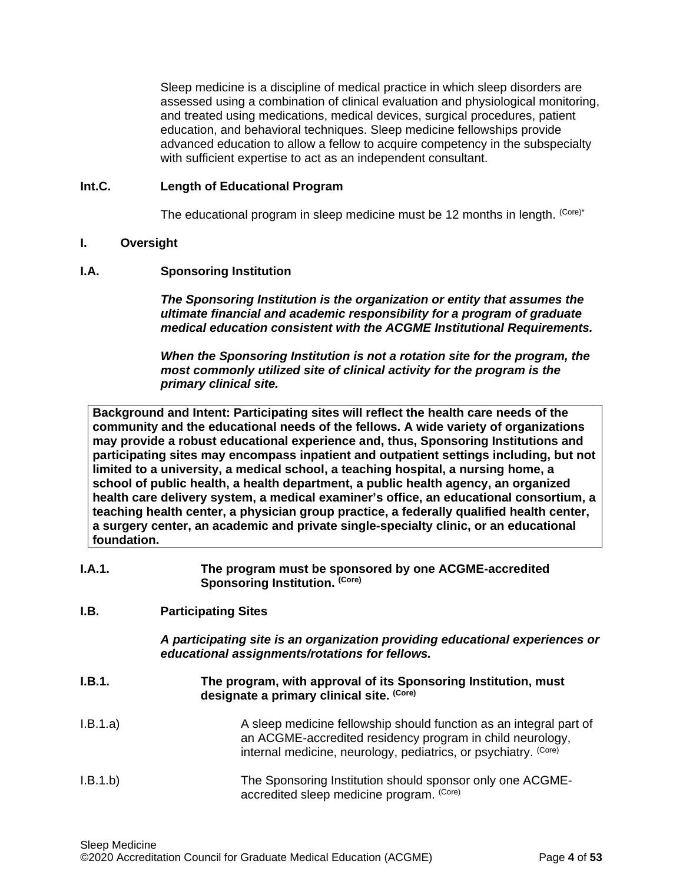Sleep medicine is a discipline of medical practice in which sleep disorders are assessed using a combination of clinical evaluation and physiological monitoring, and treated using medications, medical devices, surgical procedures, patient education, and behavioral techniques. Sleep medicine fellowships provide advanced education to allow a fellow to acquire competency in the subspecialty with sufficient expertise to act as an independent consultant.

**Int.C. Length of Educational Program**

The educational program in sleep medicine must be 12 months in length. (Core)*

**I. Oversight**

**I.A. Sponsoring Institution**

***The Sponsoring Institution is the organization or entity that assumes the ultimate financial and academic responsibility for a program of graduate medical education consistent with the ACGME Institutional Requirements.***

***When the Sponsoring Institution is not a rotation site for the program, the most commonly utilized site of clinical activity for the program is the primary clinical site.***

| **Background and Intent: Participating sites will reflect the health care needs of the community and the educational needs of the fellows. A wide variety of organizations may provide a robust educational experience and, thus, Sponsoring Institutions and participating sites may encompass inpatient and outpatient settings including, but not limited to a university, a medical school, a teaching hospital, a nursing home, a school of public health, a health department, a public health agency, an organized health care delivery system, a medical examiner's office, an educational consortium, a teaching health center, a physician group practice, a federally qualified health center, a surgery center, an academic and private single-specialty clinic, or an educational foundation.** |
|---|

**I.A.1. The program must be sponsored by one ACGME-accredited Sponsoring Institution. (Core)**

**I.B. Participating Sites**

***A participating site is an organization providing educational experiences or educational assignments/rotations for fellows.***

**I.B.1. The program, with approval of its Sponsoring Institution, must designate a primary clinical site. (Core)**

I.B.1.a) A sleep medicine fellowship should function as an integral part of an ACGME-accredited residency program in child neurology, internal medicine, neurology, pediatrics, or psychiatry. (Core)

I.B.1.b) The Sponsoring Institution should sponsor only one ACGME-accredited sleep medicine program. (Core)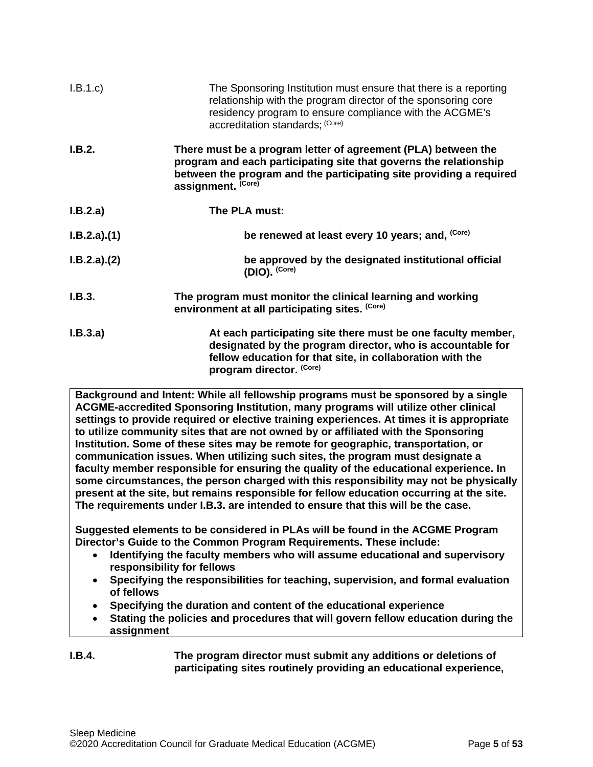I.B.1.c) The Sponsoring Institution must ensure that there is a reporting relationship with the program director of the sponsoring core residency program to ensure compliance with the ACGME's accreditation standards; (Core)

**I.B.2. There must be a program letter of agreement (PLA) between the program and each participating site that governs the relationship between the program and the participating site providing a required assignment. (Core)**

**I.B.2.a) The PLA must:**

**I.B.2.a).(1) be renewed at least every 10 years; and, (Core)**

**I.B.2.a).(2) be approved by the designated institutional official (DIO). (Core)**

**I.B.3. The program must monitor the clinical learning and working environment at all participating sites. (Core)**

**I.B.3.a) At each participating site there must be one faculty member, designated by the program director, who is accountable for fellow education for that site, in collaboration with the program director. (Core)**

**Background and Intent: While all fellowship programs must be sponsored by a single ACGME-accredited Sponsoring Institution, many programs will utilize other clinical settings to provide required or elective training experiences. At times it is appropriate to utilize community sites that are not owned by or affiliated with the Sponsoring Institution. Some of these sites may be remote for geographic, transportation, or communication issues. When utilizing such sites, the program must designate a faculty member responsible for ensuring the quality of the educational experience. In some circumstances, the person charged with this responsibility may not be physically present at the site, but remains responsible for fellow education occurring at the site. The requirements under I.B.3. are intended to ensure that this will be the case.**

**Suggested elements to be considered in PLAs will be found in the ACGME Program Director's Guide to the Common Program Requirements. These include:**

- **Identifying the faculty members who will assume educational and supervisory responsibility for fellows**
- **Specifying the responsibilities for teaching, supervision, and formal evaluation of fellows**
- **Specifying the duration and content of the educational experience**
- **Stating the policies and procedures that will govern fellow education during the assignment**

**I.B.4. The program director must submit any additions or deletions of participating sites routinely providing an educational experience,**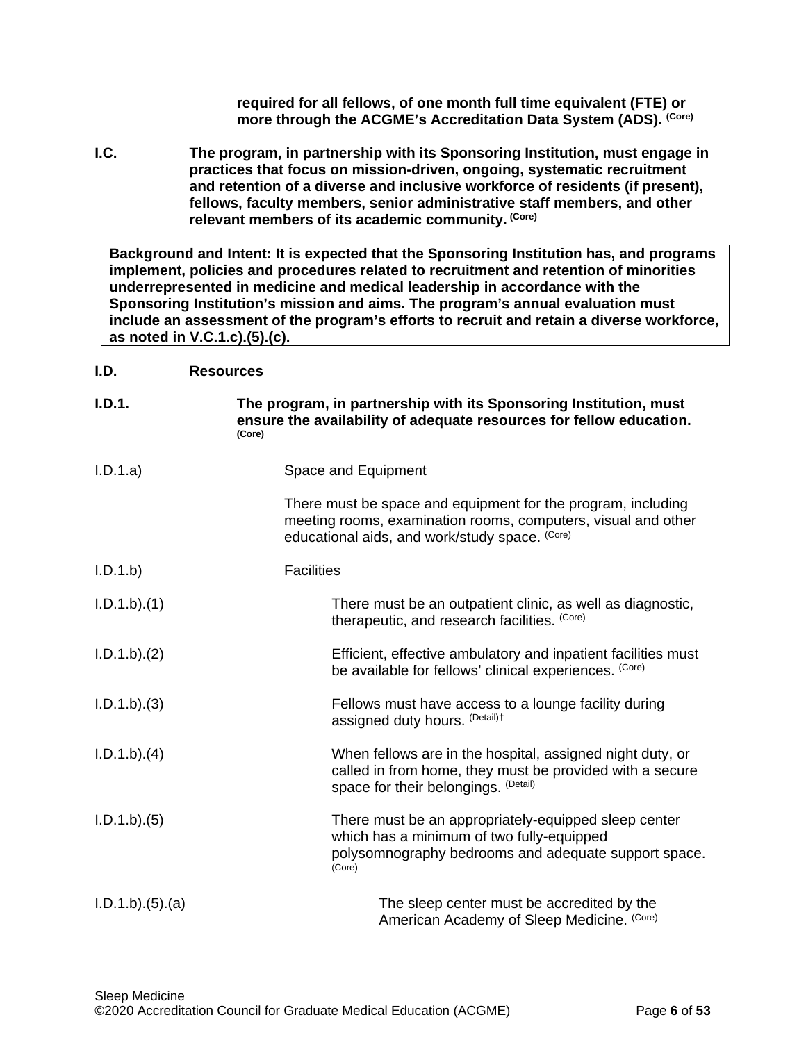**required for all fellows, of one month full time equivalent (FTE) or more through the ACGME's Accreditation Data System (ADS).** **(Core)**

**I.C.** **The program, in partnership with its Sponsoring Institution, must engage in practices that focus on mission-driven, ongoing, systematic recruitment and retention of a diverse and inclusive workforce of residents (if present), fellows, faculty members, senior administrative staff members, and other relevant members of its academic community.** **(Core)**

> **Background and Intent: It is expected that the Sponsoring Institution has, and programs implement, policies and procedures related to recruitment and retention of minorities underrepresented in medicine and medical leadership in accordance with the Sponsoring Institution's mission and aims. The program's annual evaluation must include an assessment of the program's efforts to recruit and retain a diverse workforce, as noted in V.C.1.c).(5).(c).**

**I.D.** **Resources**

**I.D.1.** **The program, in partnership with its Sponsoring Institution, must ensure the availability of adequate resources for fellow education.** **(Core)**

I.D.1.a) Space and Equipment

There must be space and equipment for the program, including meeting rooms, examination rooms, computers, visual and other educational aids, and work/study space. (Core)

I.D.1.b) Facilities

I.D.1.b).(1) There must be an outpatient clinic, as well as diagnostic, therapeutic, and research facilities. (Core)

I.D.1.b).(2) Efficient, effective ambulatory and inpatient facilities must be available for fellows' clinical experiences. (Core)

I.D.1.b).(3) Fellows must have access to a lounge facility during assigned duty hours. (Detail)†

I.D.1.b).(4) When fellows are in the hospital, assigned night duty, or called in from home, they must be provided with a secure space for their belongings. (Detail)

I.D.1.b).(5) There must be an appropriately-equipped sleep center which has a minimum of two fully-equipped polysomnography bedrooms and adequate support space. (Core)

I.D.1.b).(5).(a) The sleep center must be accredited by the American Academy of Sleep Medicine. (Core)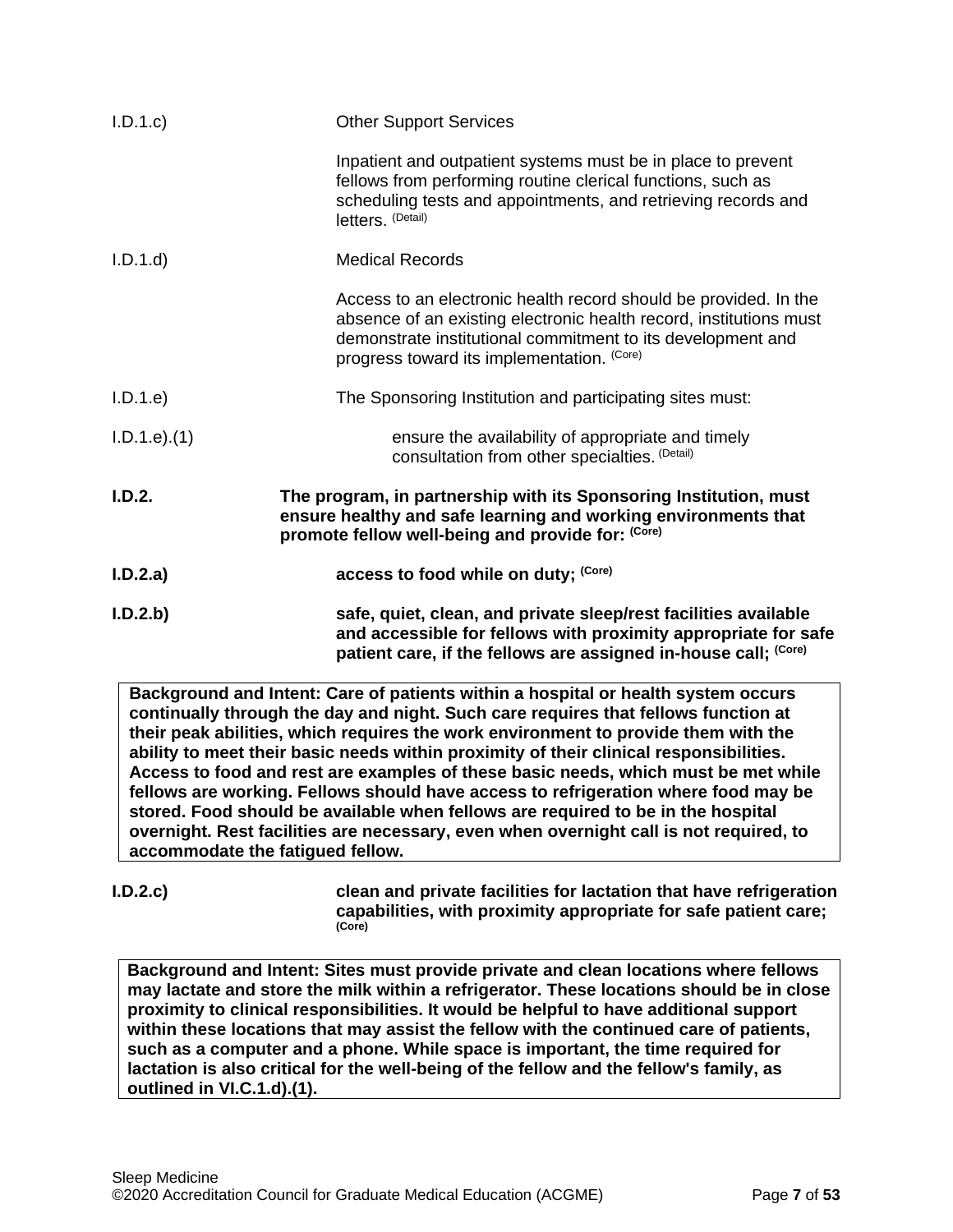I.D.1.c) Other Support Services

Inpatient and outpatient systems must be in place to prevent fellows from performing routine clerical functions, such as scheduling tests and appointments, and retrieving records and letters. (Detail)

I.D.1.d) Medical Records

Access to an electronic health record should be provided. In the absence of an existing electronic health record, institutions must demonstrate institutional commitment to its development and progress toward its implementation. (Core)

I.D.1.e) The Sponsoring Institution and participating sites must:

I.D.1.e).(1) ensure the availability of appropriate and timely consultation from other specialties. (Detail)

**I.D.2. The program, in partnership with its Sponsoring Institution, must ensure healthy and safe learning and working environments that promote fellow well-being and provide for: (Core)**

**I.D.2.a) access to food while on duty; (Core)**

**I.D.2.b) safe, quiet, clean, and private sleep/rest facilities available and accessible for fellows with proximity appropriate for safe patient care, if the fellows are assigned in-house call; (Core)**

> **Background and Intent: Care of patients within a hospital or health system occurs continually through the day and night. Such care requires that fellows function at their peak abilities, which requires the work environment to provide them with the ability to meet their basic needs within proximity of their clinical responsibilities. Access to food and rest are examples of these basic needs, which must be met while fellows are working. Fellows should have access to refrigeration where food may be stored. Food should be available when fellows are required to be in the hospital overnight. Rest facilities are necessary, even when overnight call is not required, to accommodate the fatigued fellow.**

**I.D.2.c) clean and private facilities for lactation that have refrigeration capabilities, with proximity appropriate for safe patient care; (Core)**

> **Background and Intent: Sites must provide private and clean locations where fellows may lactate and store the milk within a refrigerator. These locations should be in close proximity to clinical responsibilities. It would be helpful to have additional support within these locations that may assist the fellow with the continued care of patients, such as a computer and a phone. While space is important, the time required for lactation is also critical for the well-being of the fellow and the fellow's family, as outlined in VI.C.1.d).(1).**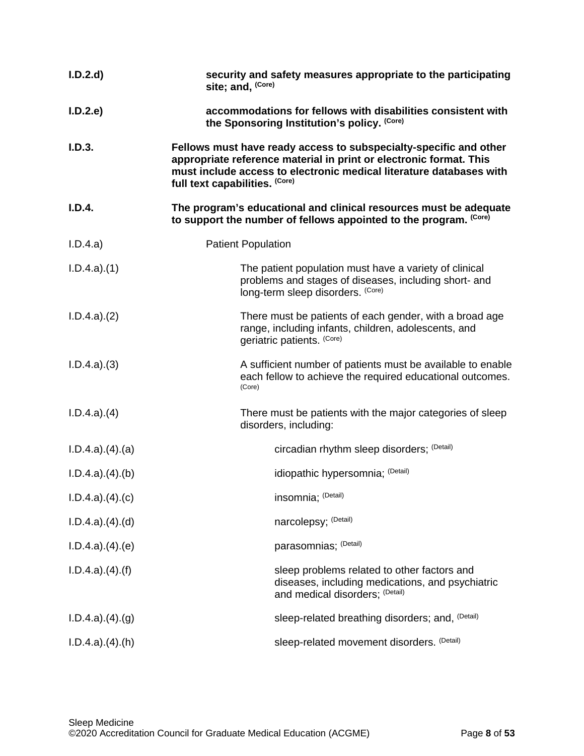**I.D.2.d)** **security and safety measures appropriate to the participating site; and,** **(Core)**

**I.D.2.e)** **accommodations for fellows with disabilities consistent with the Sponsoring Institution's policy.** **(Core)**

**I.D.3.** **Fellows must have ready access to subspecialty-specific and other appropriate reference material in print or electronic format. This must include access to electronic medical literature databases with full text capabilities.** **(Core)**

**I.D.4.** **The program's educational and clinical resources must be adequate to support the number of fellows appointed to the program.** **(Core)**

I.D.4.a) Patient Population

I.D.4.a).(1) The patient population must have a variety of clinical problems and stages of diseases, including short- and long-term sleep disorders. (Core)

I.D.4.a).(2) There must be patients of each gender, with a broad age range, including infants, children, adolescents, and geriatric patients. (Core)

I.D.4.a).(3) A sufficient number of patients must be available to enable each fellow to achieve the required educational outcomes. (Core)

I.D.4.a).(4) There must be patients with the major categories of sleep disorders, including:

I.D.4.a).(4).(a) circadian rhythm sleep disorders; (Detail)

I.D.4.a).(4).(b) idiopathic hypersomnia; (Detail)

I.D.4.a).(4).(c) insomnia; (Detail)

I.D.4.a).(4).(d) narcolepsy; (Detail)

I.D.4.a).(4).(e) parasomnias; (Detail)

I.D.4.a).(4).(f) sleep problems related to other factors and diseases, including medications, and psychiatric and medical disorders; (Detail)

I.D.4.a).(4).(g) sleep-related breathing disorders; and, (Detail)

I.D.4.a).(4).(h) sleep-related movement disorders. (Detail)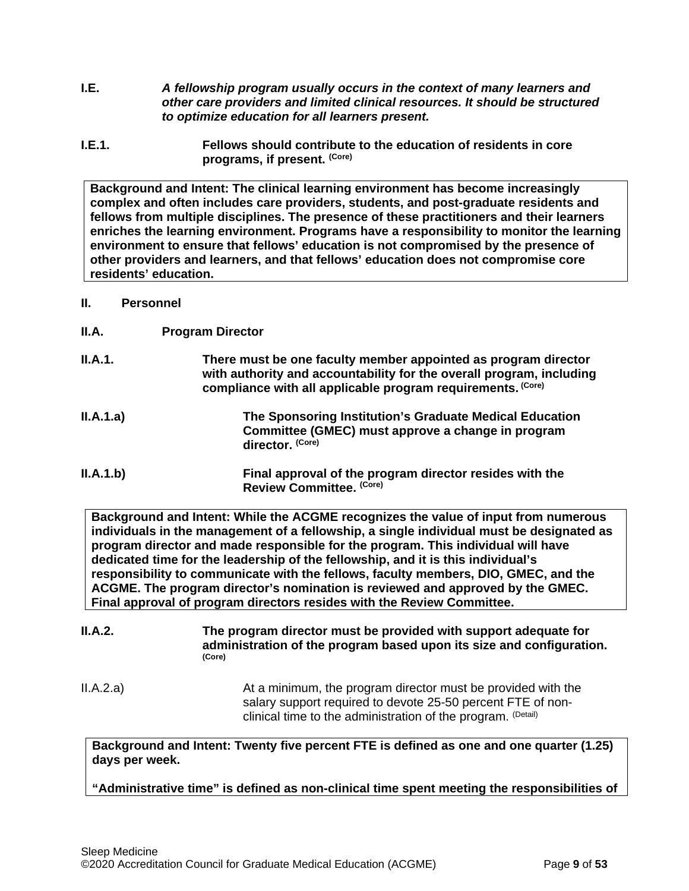**I.E.** ***A fellowship program usually occurs in the context of many learners and other care providers and limited clinical resources. It should be structured to optimize education for all learners present.***

**I.E.1.** **Fellows should contribute to the education of residents in core programs, if present.** **(Core)**

> **Background and Intent: The clinical learning environment has become increasingly complex and often includes care providers, students, and post-graduate residents and fellows from multiple disciplines. The presence of these practitioners and their learners enriches the learning environment. Programs have a responsibility to monitor the learning environment to ensure that fellows' education is not compromised by the presence of other providers and learners, and that fellows' education does not compromise core residents' education.**

## II. Personnel

### II.A. Program Director

**II.A.1.** **There must be one faculty member appointed as program director with authority and accountability for the overall program, including compliance with all applicable program requirements.** **(Core)**

**II.A.1.a)** **The Sponsoring Institution's Graduate Medical Education Committee (GMEC) must approve a change in program director.** **(Core)**

**II.A.1.b)** **Final approval of the program director resides with the Review Committee.** **(Core)**

> **Background and Intent: While the ACGME recognizes the value of input from numerous individuals in the management of a fellowship, a single individual must be designated as program director and made responsible for the program. This individual will have dedicated time for the leadership of the fellowship, and it is this individual's responsibility to communicate with the fellows, faculty members, DIO, GMEC, and the ACGME. The program director's nomination is reviewed and approved by the GMEC. Final approval of program directors resides with the Review Committee.**

**II.A.2.** **The program director must be provided with support adequate for administration of the program based upon its size and configuration.** **(Core)**

II.A.2.a) At a minimum, the program director must be provided with the salary support required to devote 25-50 percent FTE of non-clinical time to the administration of the program. (Detail)

> **Background and Intent: Twenty five percent FTE is defined as one and one quarter (1.25) days per week.**
>
> **"Administrative time" is defined as non-clinical time spent meeting the responsibilities of**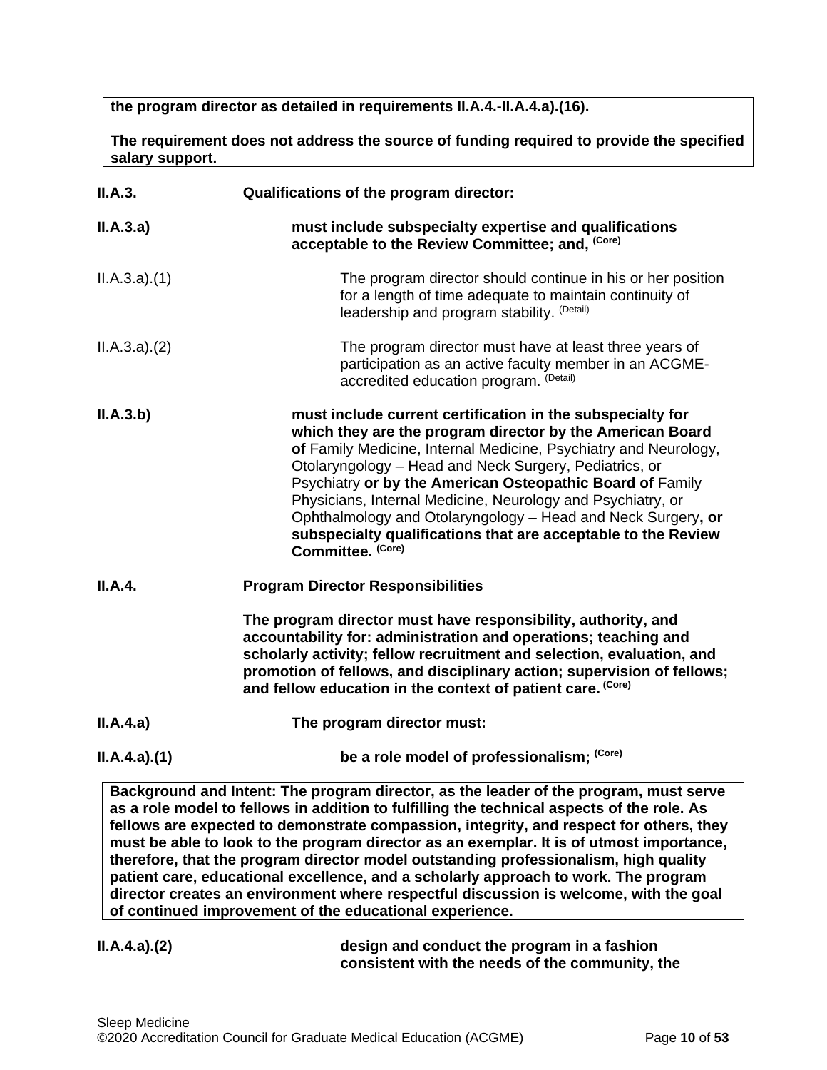**the program director as detailed in requirements II.A.4.-II.A.4.a).(16).**

**The requirement does not address the source of funding required to provide the specified salary support.**

**II.A.3. Qualifications of the program director:**

**II.A.3.a) must include subspecialty expertise and qualifications acceptable to the Review Committee; and,** (Core)

II.A.3.a).(1) The program director should continue in his or her position for a length of time adequate to maintain continuity of leadership and program stability. (Detail)

II.A.3.a).(2) The program director must have at least three years of participation as an active faculty member in an ACGME-accredited education program. (Detail)

**II.A.3.b) must include current certification in the subspecialty for which they are the program director by the American Board of** Family Medicine, Internal Medicine, Psychiatry and Neurology, Otolaryngology – Head and Neck Surgery, Pediatrics, or Psychiatry **or by the American Osteopathic Board of** Family Physicians, Internal Medicine, Neurology and Psychiatry, or Ophthalmology and Otolaryngology – Head and Neck Surgery**, or subspecialty qualifications that are acceptable to the Review Committee.** (Core)

**II.A.4. Program Director Responsibilities**

**The program director must have responsibility, authority, and accountability for: administration and operations; teaching and scholarly activity; fellow recruitment and selection, evaluation, and promotion of fellows, and disciplinary action; supervision of fellows; and fellow education in the context of patient care.** (Core)

**II.A.4.a) The program director must:**

**II.A.4.a).(1) be a role model of professionalism;** (Core)

**Background and Intent: The program director, as the leader of the program, must serve as a role model to fellows in addition to fulfilling the technical aspects of the role. As fellows are expected to demonstrate compassion, integrity, and respect for others, they must be able to look to the program director as an exemplar. It is of utmost importance, therefore, that the program director model outstanding professionalism, high quality patient care, educational excellence, and a scholarly approach to work. The program director creates an environment where respectful discussion is welcome, with the goal of continued improvement of the educational experience.**

**II.A.4.a).(2) design and conduct the program in a fashion consistent with the needs of the community, the**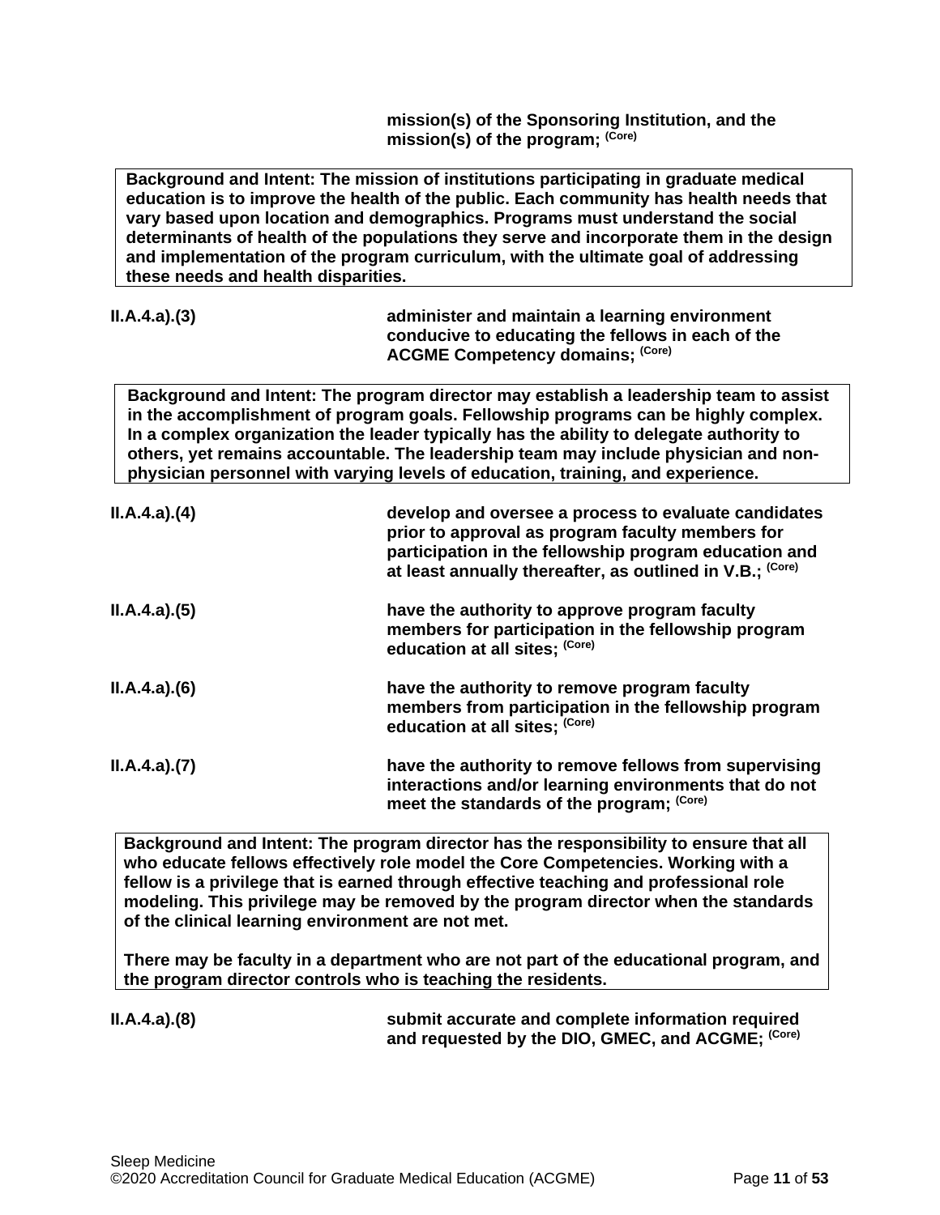**mission(s) of the Sponsoring Institution, and the mission(s) of the program;** **(Core)**

> **Background and Intent: The mission of institutions participating in graduate medical education is to improve the health of the public. Each community has health needs that vary based upon location and demographics. Programs must understand the social determinants of health of the populations they serve and incorporate them in the design and implementation of the program curriculum, with the ultimate goal of addressing these needs and health disparities.**

| | |
|---|---|
| **II.A.4.a).(3)** | **administer and maintain a learning environment conducive to educating the fellows in each of the ACGME Competency domains;** **(Core)** |

> **Background and Intent: The program director may establish a leadership team to assist in the accomplishment of program goals. Fellowship programs can be highly complex. In a complex organization the leader typically has the ability to delegate authority to others, yet remains accountable. The leadership team may include physician and non-physician personnel with varying levels of education, training, and experience.**

| | |
|---|---|
| **II.A.4.a).(4)** | **develop and oversee a process to evaluate candidates prior to approval as program faculty members for participation in the fellowship program education and at least annually thereafter, as outlined in V.B.;** **(Core)** |
| **II.A.4.a).(5)** | **have the authority to approve program faculty members for participation in the fellowship program education at all sites;** **(Core)** |
| **II.A.4.a).(6)** | **have the authority to remove program faculty members from participation in the fellowship program education at all sites;** **(Core)** |
| **II.A.4.a).(7)** | **have the authority to remove fellows from supervising interactions and/or learning environments that do not meet the standards of the program;** **(Core)** |

> **Background and Intent: The program director has the responsibility to ensure that all who educate fellows effectively role model the Core Competencies. Working with a fellow is a privilege that is earned through effective teaching and professional role modeling. This privilege may be removed by the program director when the standards of the clinical learning environment are not met.**
>
> **There may be faculty in a department who are not part of the educational program, and the program director controls who is teaching the residents.**

| | |
|---|---|
| **II.A.4.a).(8)** | **submit accurate and complete information required and requested by the DIO, GMEC, and ACGME;** **(Core)** |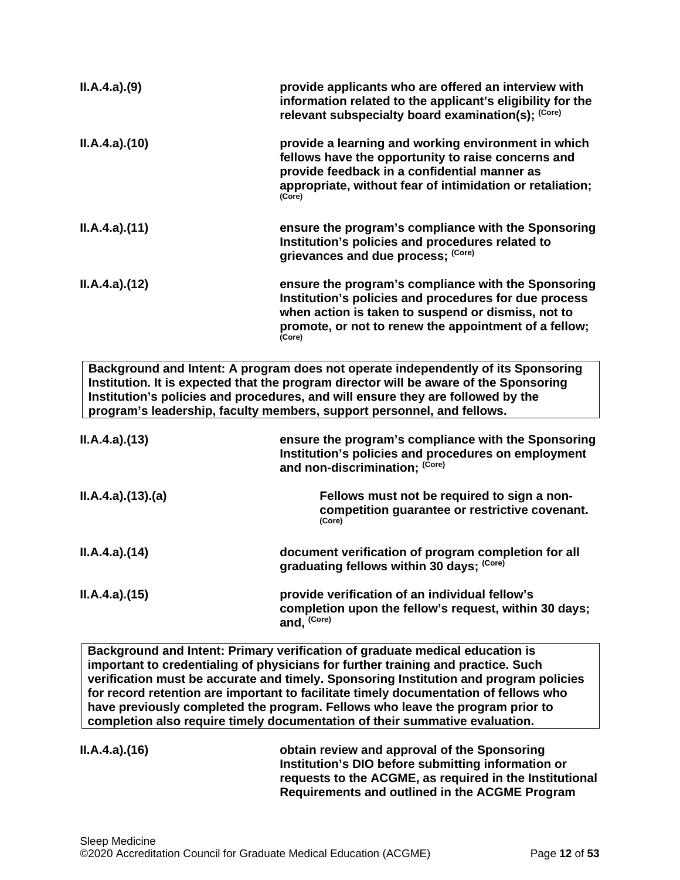**II.A.4.a).(9)** **provide applicants who are offered an interview with information related to the applicant's eligibility for the relevant subspecialty board examination(s);** (Core)

**II.A.4.a).(10)** **provide a learning and working environment in which fellows have the opportunity to raise concerns and provide feedback in a confidential manner as appropriate, without fear of intimidation or retaliation;** (Core)

**II.A.4.a).(11)** **ensure the program's compliance with the Sponsoring Institution's policies and procedures related to grievances and due process;** (Core)

**II.A.4.a).(12)** **ensure the program's compliance with the Sponsoring Institution's policies and procedures for due process when action is taken to suspend or dismiss, not to promote, or not to renew the appointment of a fellow;** (Core)

> **Background and Intent: A program does not operate independently of its Sponsoring Institution. It is expected that the program director will be aware of the Sponsoring Institution's policies and procedures, and will ensure they are followed by the program's leadership, faculty members, support personnel, and fellows.**

**II.A.4.a).(13)** **ensure the program's compliance with the Sponsoring Institution's policies and procedures on employment and non-discrimination;** (Core)

**II.A.4.a).(13).(a)** **Fellows must not be required to sign a non-competition guarantee or restrictive covenant.** (Core)

**II.A.4.a).(14)** **document verification of program completion for all graduating fellows within 30 days;** (Core)

**II.A.4.a).(15)** **provide verification of an individual fellow's completion upon the fellow's request, within 30 days; and,** (Core)

> **Background and Intent: Primary verification of graduate medical education is important to credentialing of physicians for further training and practice. Such verification must be accurate and timely. Sponsoring Institution and program policies for record retention are important to facilitate timely documentation of fellows who have previously completed the program. Fellows who leave the program prior to completion also require timely documentation of their summative evaluation.**

**II.A.4.a).(16)** **obtain review and approval of the Sponsoring Institution's DIO before submitting information or requests to the ACGME, as required in the Institutional Requirements and outlined in the ACGME Program**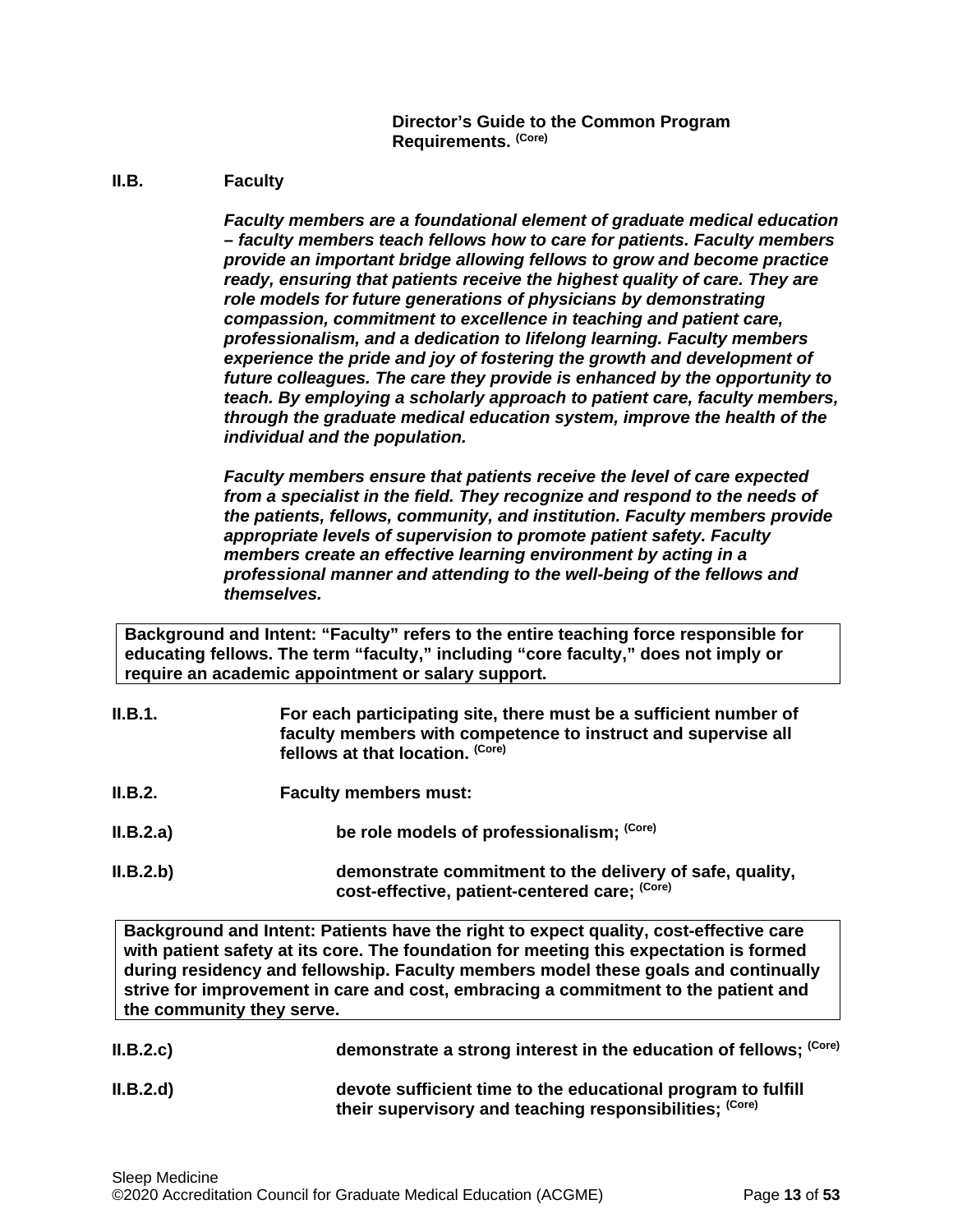**Director's Guide to the Common Program Requirements.** (Core)

**II.B. Faculty**

***Faculty members are a foundational element of graduate medical education – faculty members teach fellows how to care for patients. Faculty members provide an important bridge allowing fellows to grow and become practice ready, ensuring that patients receive the highest quality of care. They are role models for future generations of physicians by demonstrating compassion, commitment to excellence in teaching and patient care, professionalism, and a dedication to lifelong learning. Faculty members experience the pride and joy of fostering the growth and development of future colleagues. The care they provide is enhanced by the opportunity to teach. By employing a scholarly approach to patient care, faculty members, through the graduate medical education system, improve the health of the individual and the population.***

***Faculty members ensure that patients receive the level of care expected from a specialist in the field. They recognize and respond to the needs of the patients, fellows, community, and institution. Faculty members provide appropriate levels of supervision to promote patient safety. Faculty members create an effective learning environment by acting in a professional manner and attending to the well-being of the fellows and themselves.***

> **Background and Intent: "Faculty" refers to the entire teaching force responsible for educating fellows. The term "faculty," including "core faculty," does not imply or require an academic appointment or salary support.**

**II.B.1.** **For each participating site, there must be a sufficient number of faculty members with competence to instruct and supervise all fellows at that location.** (Core)

**II.B.2.** **Faculty members must:**

**II.B.2.a)** **be role models of professionalism;** (Core)

**II.B.2.b)** **demonstrate commitment to the delivery of safe, quality, cost-effective, patient-centered care;** (Core)

> **Background and Intent: Patients have the right to expect quality, cost-effective care with patient safety at its core. The foundation for meeting this expectation is formed during residency and fellowship. Faculty members model these goals and continually strive for improvement in care and cost, embracing a commitment to the patient and the community they serve.**

**II.B.2.c)** **demonstrate a strong interest in the education of fellows;** (Core)

**II.B.2.d)** **devote sufficient time to the educational program to fulfill their supervisory and teaching responsibilities;** (Core)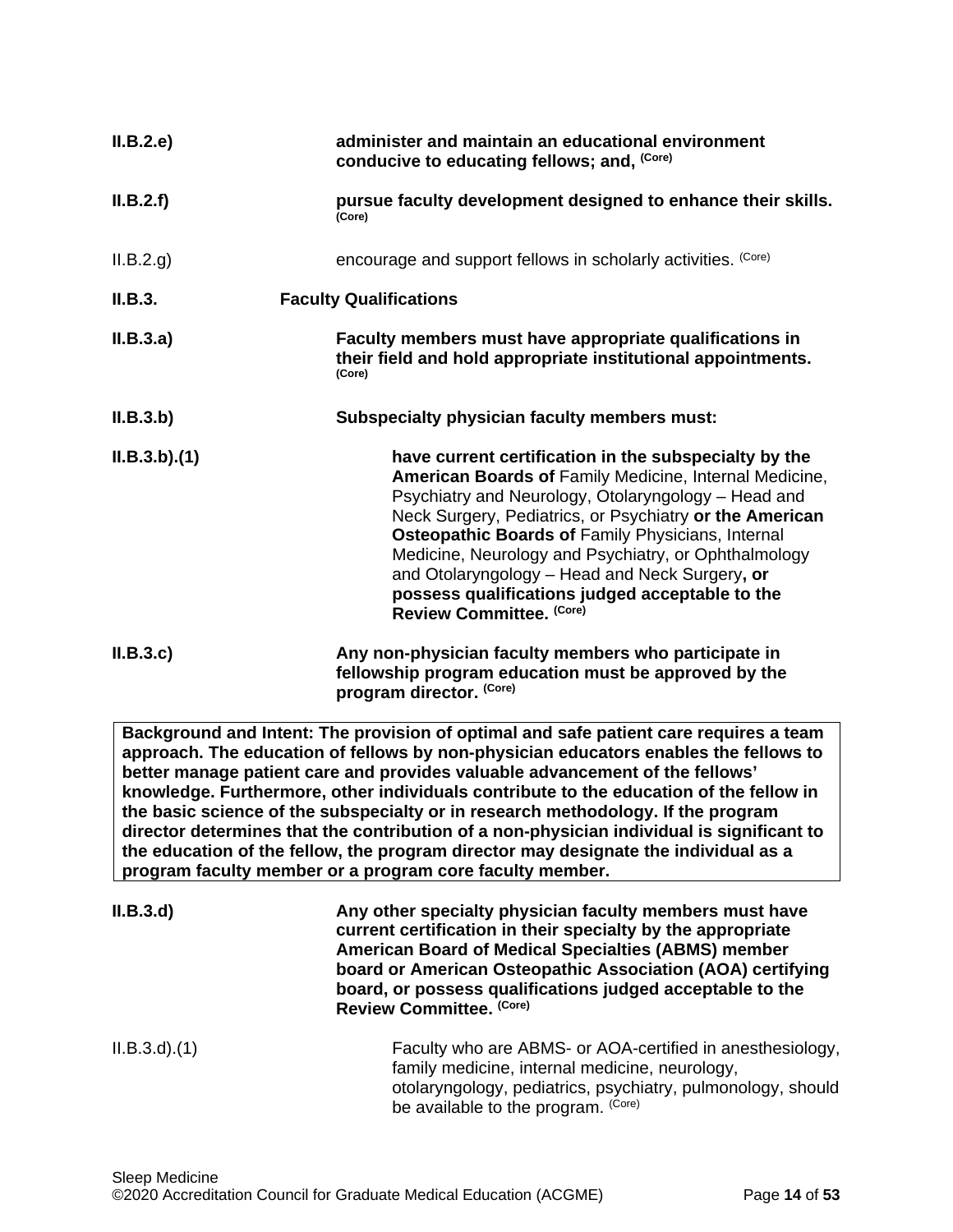**II.B.2.e)** **administer and maintain an educational environment conducive to educating fellows; and,** **(Core)**

**II.B.2.f)** **pursue faculty development designed to enhance their skills.** **(Core)**

II.B.2.g) encourage and support fellows in scholarly activities. (Core)

**II.B.3. Faculty Qualifications**

**II.B.3.a)** **Faculty members must have appropriate qualifications in their field and hold appropriate institutional appointments.** **(Core)**

**II.B.3.b)** **Subspecialty physician faculty members must:**

**II.B.3.b).(1)** **have current certification in the subspecialty by the American Boards of** Family Medicine, Internal Medicine, Psychiatry and Neurology, Otolaryngology – Head and Neck Surgery, Pediatrics, or Psychiatry **or the American Osteopathic Boards of** Family Physicians, Internal Medicine, Neurology and Psychiatry, or Ophthalmology and Otolaryngology – Head and Neck Surgery**, or possess qualifications judged acceptable to the Review Committee.** **(Core)**

**II.B.3.c)** **Any non-physician faculty members who participate in fellowship program education must be approved by the program director.** **(Core)**

> **Background and Intent: The provision of optimal and safe patient care requires a team approach. The education of fellows by non-physician educators enables the fellows to better manage patient care and provides valuable advancement of the fellows' knowledge. Furthermore, other individuals contribute to the education of the fellow in the basic science of the subspecialty or in research methodology. If the program director determines that the contribution of a non-physician individual is significant to the education of the fellow, the program director may designate the individual as a program faculty member or a program core faculty member.**

**II.B.3.d)** **Any other specialty physician faculty members must have current certification in their specialty by the appropriate American Board of Medical Specialties (ABMS) member board or American Osteopathic Association (AOA) certifying board, or possess qualifications judged acceptable to the Review Committee.** **(Core)**

II.B.3.d).(1) Faculty who are ABMS- or AOA-certified in anesthesiology, family medicine, internal medicine, neurology, otolaryngology, pediatrics, psychiatry, pulmonology, should be available to the program. (Core)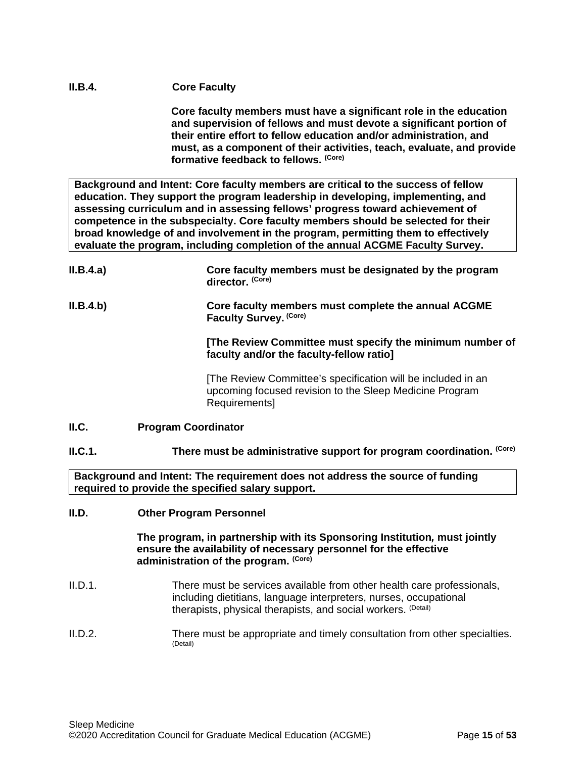**II.B.4. Core Faculty**

**Core faculty members must have a significant role in the education and supervision of fellows and must devote a significant portion of their entire effort to fellow education and/or administration, and must, as a component of their activities, teach, evaluate, and provide formative feedback to fellows.** (Core)

> **Background and Intent: Core faculty members are critical to the success of fellow education. They support the program leadership in developing, implementing, and assessing curriculum and in assessing fellows' progress toward achievement of competence in the subspecialty. Core faculty members should be selected for their broad knowledge of and involvement in the program, permitting them to effectively evaluate the program, including completion of the annual ACGME Faculty Survey.**

**II.B.4.a) Core faculty members must be designated by the program director.** (Core)

**II.B.4.b) Core faculty members must complete the annual ACGME Faculty Survey.** (Core)

**[The Review Committee must specify the minimum number of faculty and/or the faculty-fellow ratio]**

[The Review Committee's specification will be included in an upcoming focused revision to the Sleep Medicine Program Requirements]

**II.C. Program Coordinator**

**II.C.1. There must be administrative support for program coordination.** (Core)

> **Background and Intent: The requirement does not address the source of funding required to provide the specified salary support.**

**II.D. Other Program Personnel**

**The program, in partnership with its Sponsoring Institution, must jointly ensure the availability of necessary personnel for the effective administration of the program.** (Core)

II.D.1. There must be services available from other health care professionals, including dietitians, language interpreters, nurses, occupational therapists, physical therapists, and social workers. (Detail)

II.D.2. There must be appropriate and timely consultation from other specialties. (Detail)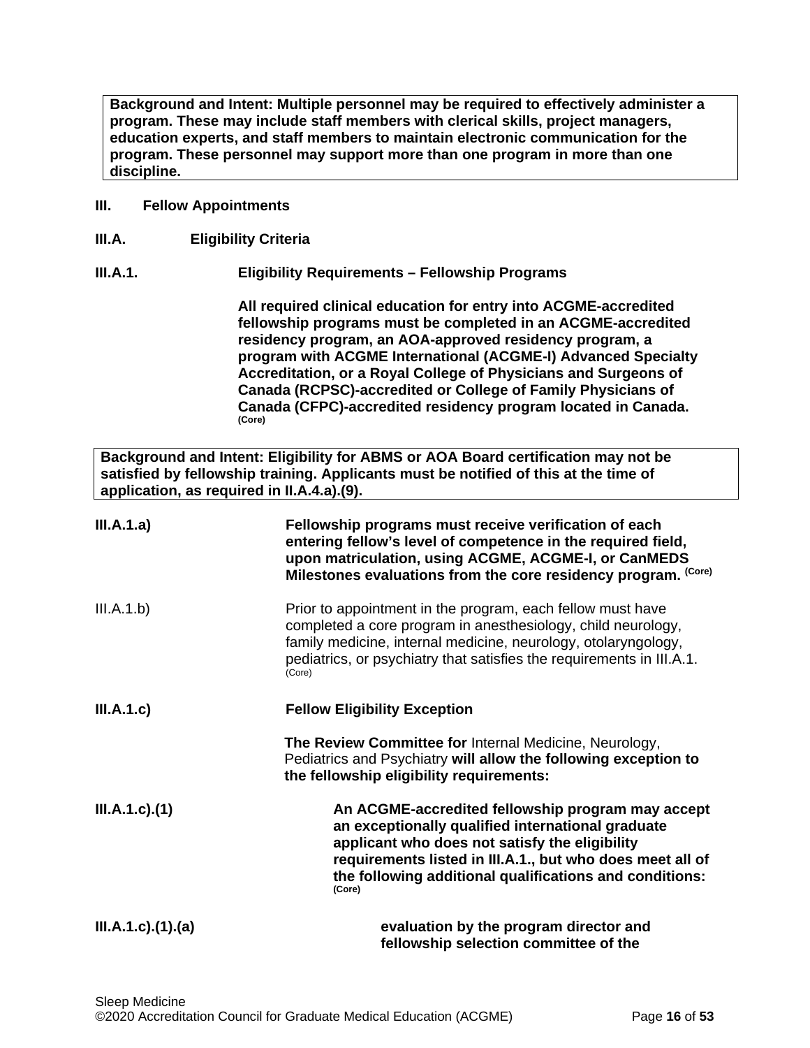**Background and Intent: Multiple personnel may be required to effectively administer a program. These may include staff members with clerical skills, project managers, education experts, and staff members to maintain electronic communication for the program. These personnel may support more than one program in more than one discipline.**

**III. Fellow Appointments**

**III.A. Eligibility Criteria**

**III.A.1. Eligibility Requirements – Fellowship Programs**

**All required clinical education for entry into ACGME-accredited fellowship programs must be completed in an ACGME-accredited residency program, an AOA-approved residency program, a program with ACGME International (ACGME-I) Advanced Specialty Accreditation, or a Royal College of Physicians and Surgeons of Canada (RCPSC)-accredited or College of Family Physicians of Canada (CFPC)-accredited residency program located in Canada. (Core)**

**Background and Intent: Eligibility for ABMS or AOA Board certification may not be satisfied by fellowship training. Applicants must be notified of this at the time of application, as required in II.A.4.a).(9).**

**III.A.1.a) Fellowship programs must receive verification of each entering fellow's level of competence in the required field, upon matriculation, using ACGME, ACGME-I, or CanMEDS Milestones evaluations from the core residency program. (Core)**

III.A.1.b) Prior to appointment in the program, each fellow must have completed a core program in anesthesiology, child neurology, family medicine, internal medicine, neurology, otolaryngology, pediatrics, or psychiatry that satisfies the requirements in III.A.1. (Core)

**III.A.1.c) Fellow Eligibility Exception**

**The Review Committee for** Internal Medicine, Neurology, Pediatrics and Psychiatry **will allow the following exception to the fellowship eligibility requirements:**

**III.A.1.c).(1) An ACGME-accredited fellowship program may accept an exceptionally qualified international graduate applicant who does not satisfy the eligibility requirements listed in III.A.1., but who does meet all of the following additional qualifications and conditions: (Core)**

**III.A.1.c).(1).(a) evaluation by the program director and fellowship selection committee of the**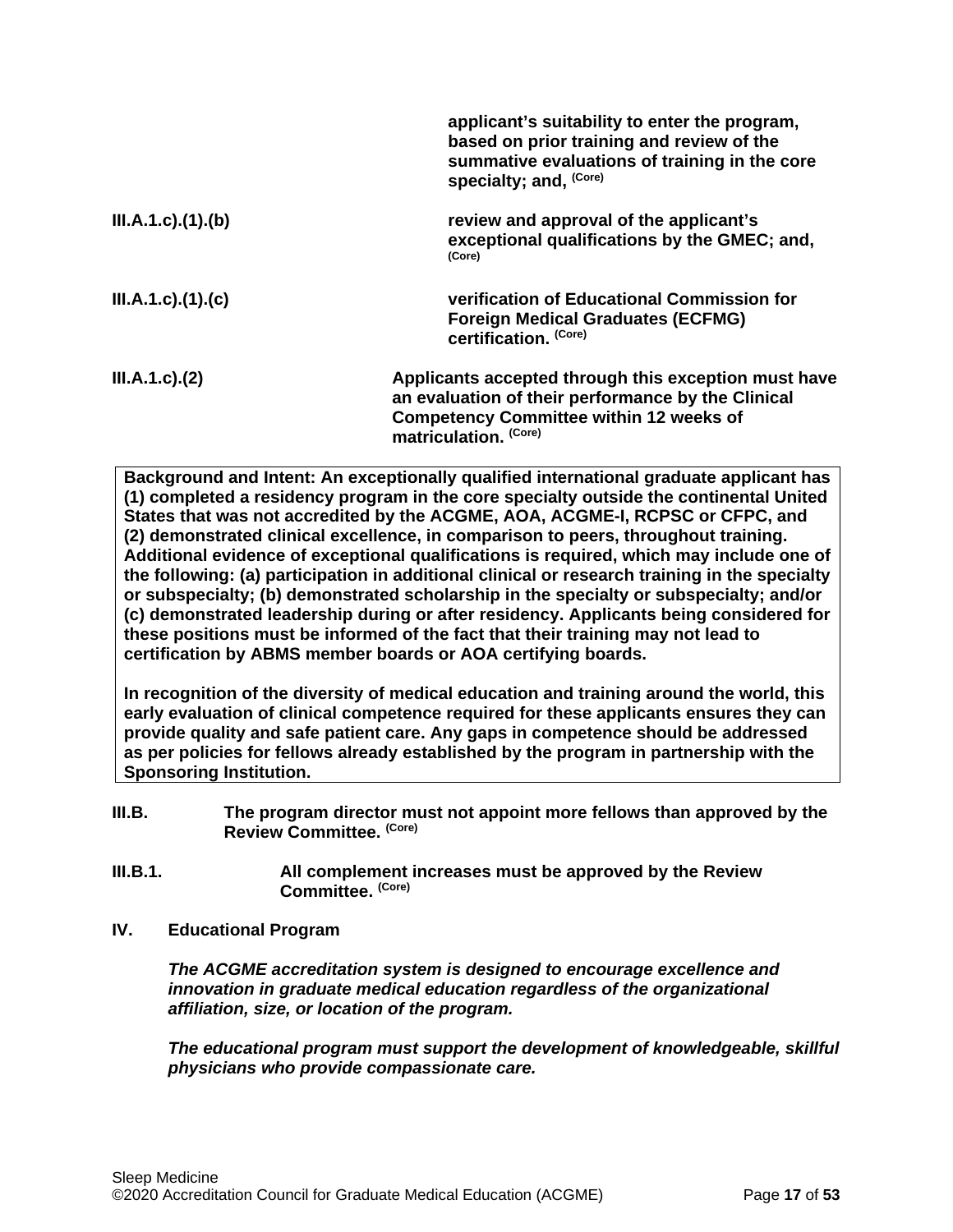**applicant's suitability to enter the program, based on prior training and review of the summative evaluations of training in the core specialty; and,** (Core)

**III.A.1.c).(1).(b)** **review and approval of the applicant's exceptional qualifications by the GMEC; and,** (Core)

**III.A.1.c).(1).(c)** **verification of Educational Commission for Foreign Medical Graduates (ECFMG) certification.** (Core)

**III.A.1.c).(2)** **Applicants accepted through this exception must have an evaluation of their performance by the Clinical Competency Committee within 12 weeks of matriculation.** (Core)

> **Background and Intent: An exceptionally qualified international graduate applicant has (1) completed a residency program in the core specialty outside the continental United States that was not accredited by the ACGME, AOA, ACGME-I, RCPSC or CFPC, and (2) demonstrated clinical excellence, in comparison to peers, throughout training. Additional evidence of exceptional qualifications is required, which may include one of the following: (a) participation in additional clinical or research training in the specialty or subspecialty; (b) demonstrated scholarship in the specialty or subspecialty; and/or (c) demonstrated leadership during or after residency. Applicants being considered for these positions must be informed of the fact that their training may not lead to certification by ABMS member boards or AOA certifying boards.**
>
> **In recognition of the diversity of medical education and training around the world, this early evaluation of clinical competence required for these applicants ensures they can provide quality and safe patient care. Any gaps in competence should be addressed as per policies for fellows already established by the program in partnership with the Sponsoring Institution.**

**III.B.** **The program director must not appoint more fellows than approved by the Review Committee.** (Core)

**III.B.1.** **All complement increases must be approved by the Review Committee.** (Core)

## IV. Educational Program

***The ACGME accreditation system is designed to encourage excellence and innovation in graduate medical education regardless of the organizational affiliation, size, or location of the program.***

***The educational program must support the development of knowledgeable, skillful physicians who provide compassionate care.***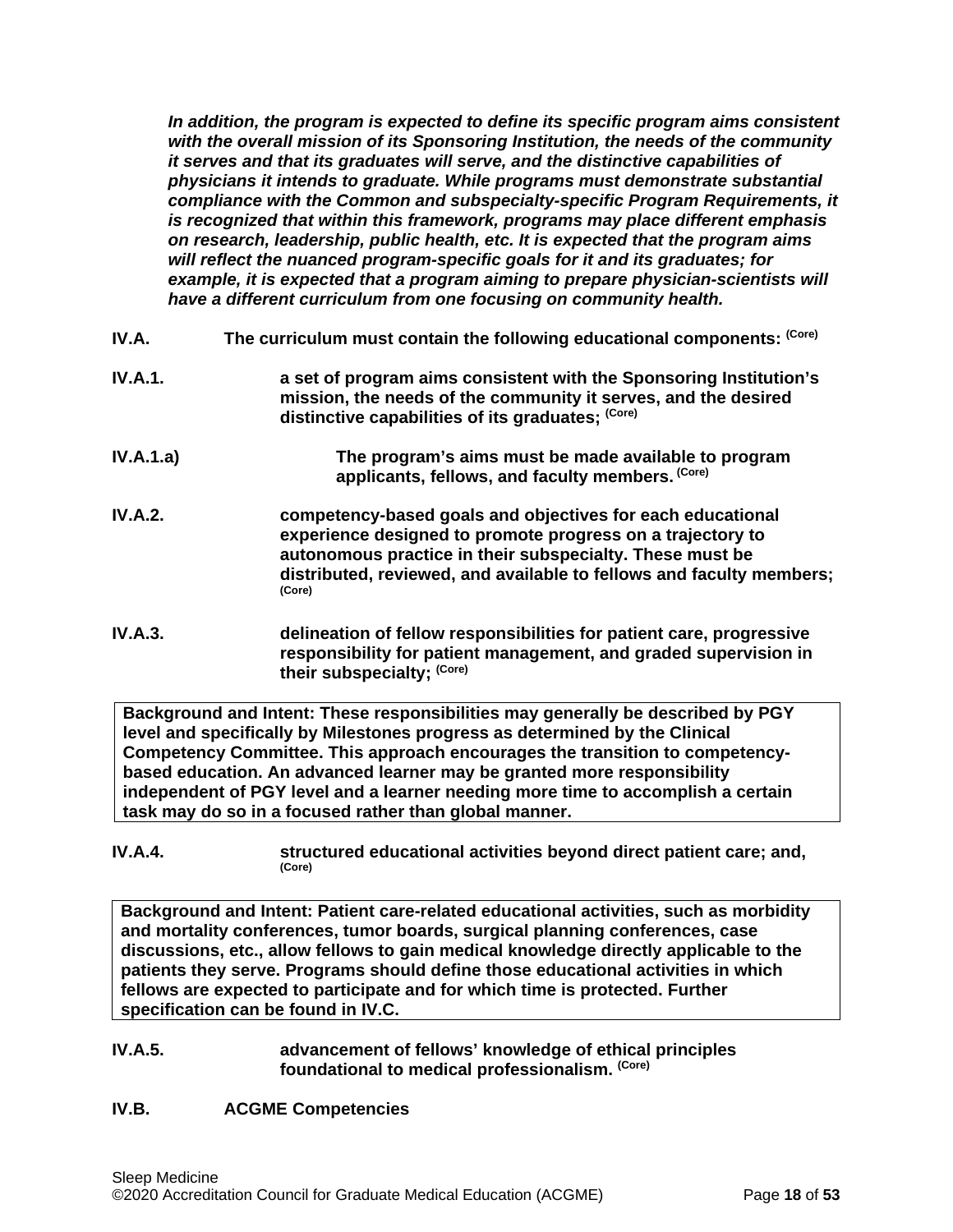***In addition, the program is expected to define its specific program aims consistent with the overall mission of its Sponsoring Institution, the needs of the community it serves and that its graduates will serve, and the distinctive capabilities of physicians it intends to graduate. While programs must demonstrate substantial compliance with the Common and subspecialty-specific Program Requirements, it is recognized that within this framework, programs may place different emphasis on research, leadership, public health, etc. It is expected that the program aims will reflect the nuanced program-specific goals for it and its graduates; for example, it is expected that a program aiming to prepare physician-scientists will have a different curriculum from one focusing on community health.***

**IV.A.** **The curriculum must contain the following educational components:** **(Core)**

**IV.A.1.** **a set of program aims consistent with the Sponsoring Institution's mission, the needs of the community it serves, and the desired distinctive capabilities of its graduates;** **(Core)**

**IV.A.1.a)** **The program's aims must be made available to program applicants, fellows, and faculty members.** **(Core)**

**IV.A.2.** **competency-based goals and objectives for each educational experience designed to promote progress on a trajectory to autonomous practice in their subspecialty. These must be distributed, reviewed, and available to fellows and faculty members;** **(Core)**

**IV.A.3.** **delineation of fellow responsibilities for patient care, progressive responsibility for patient management, and graded supervision in their subspecialty;** **(Core)**

> **Background and Intent: These responsibilities may generally be described by PGY level and specifically by Milestones progress as determined by the Clinical Competency Committee. This approach encourages the transition to competency-based education. An advanced learner may be granted more responsibility independent of PGY level and a learner needing more time to accomplish a certain task may do so in a focused rather than global manner.**

**IV.A.4.** **structured educational activities beyond direct patient care; and,** **(Core)**

> **Background and Intent: Patient care-related educational activities, such as morbidity and mortality conferences, tumor boards, surgical planning conferences, case discussions, etc., allow fellows to gain medical knowledge directly applicable to the patients they serve. Programs should define those educational activities in which fellows are expected to participate and for which time is protected. Further specification can be found in IV.C.**

**IV.A.5.** **advancement of fellows' knowledge of ethical principles foundational to medical professionalism.** **(Core)**

**IV.B.** **ACGME Competencies**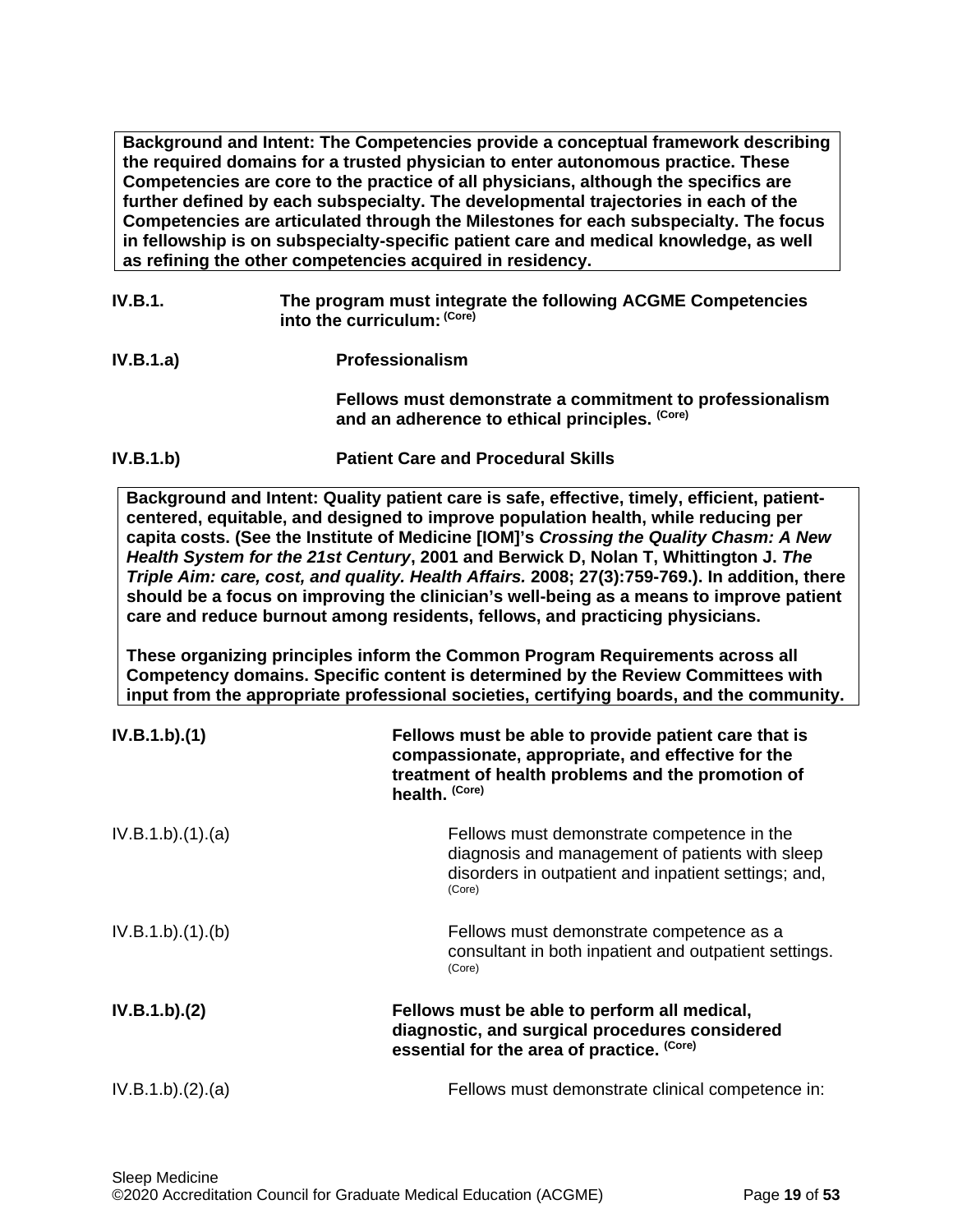**Background and Intent: The Competencies provide a conceptual framework describing the required domains for a trusted physician to enter autonomous practice. These Competencies are core to the practice of all physicians, although the specifics are further defined by each subspecialty. The developmental trajectories in each of the Competencies are articulated through the Milestones for each subspecialty. The focus in fellowship is on subspecialty-specific patient care and medical knowledge, as well as refining the other competencies acquired in residency.**

**IV.B.1.** **The program must integrate the following ACGME Competencies into the curriculum:** **(Core)**

**IV.B.1.a)** **Professionalism**

**Fellows must demonstrate a commitment to professionalism and an adherence to ethical principles.** **(Core)**

**IV.B.1.b)** **Patient Care and Procedural Skills**

**Background and Intent: Quality patient care is safe, effective, timely, efficient, patient-centered, equitable, and designed to improve population health, while reducing per capita costs. (See the Institute of Medicine [IOM]'s *Crossing the Quality Chasm: A New Health System for the 21st Century*, 2001 and Berwick D, Nolan T, Whittington J. *The Triple Aim: care, cost, and quality. Health Affairs.* 2008; 27(3):759-769.). In addition, there should be a focus on improving the clinician's well-being as a means to improve patient care and reduce burnout among residents, fellows, and practicing physicians.**

**These organizing principles inform the Common Program Requirements across all Competency domains. Specific content is determined by the Review Committees with input from the appropriate professional societies, certifying boards, and the community.**

**IV.B.1.b).(1)** **Fellows must be able to provide patient care that is compassionate, appropriate, and effective for the treatment of health problems and the promotion of health.** **(Core)**

IV.B.1.b).(1).(a) Fellows must demonstrate competence in the diagnosis and management of patients with sleep disorders in outpatient and inpatient settings; and, (Core)

IV.B.1.b).(1).(b) Fellows must demonstrate competence as a consultant in both inpatient and outpatient settings. (Core)

**IV.B.1.b).(2)** **Fellows must be able to perform all medical, diagnostic, and surgical procedures considered essential for the area of practice.** **(Core)**

IV.B.1.b).(2).(a) Fellows must demonstrate clinical competence in: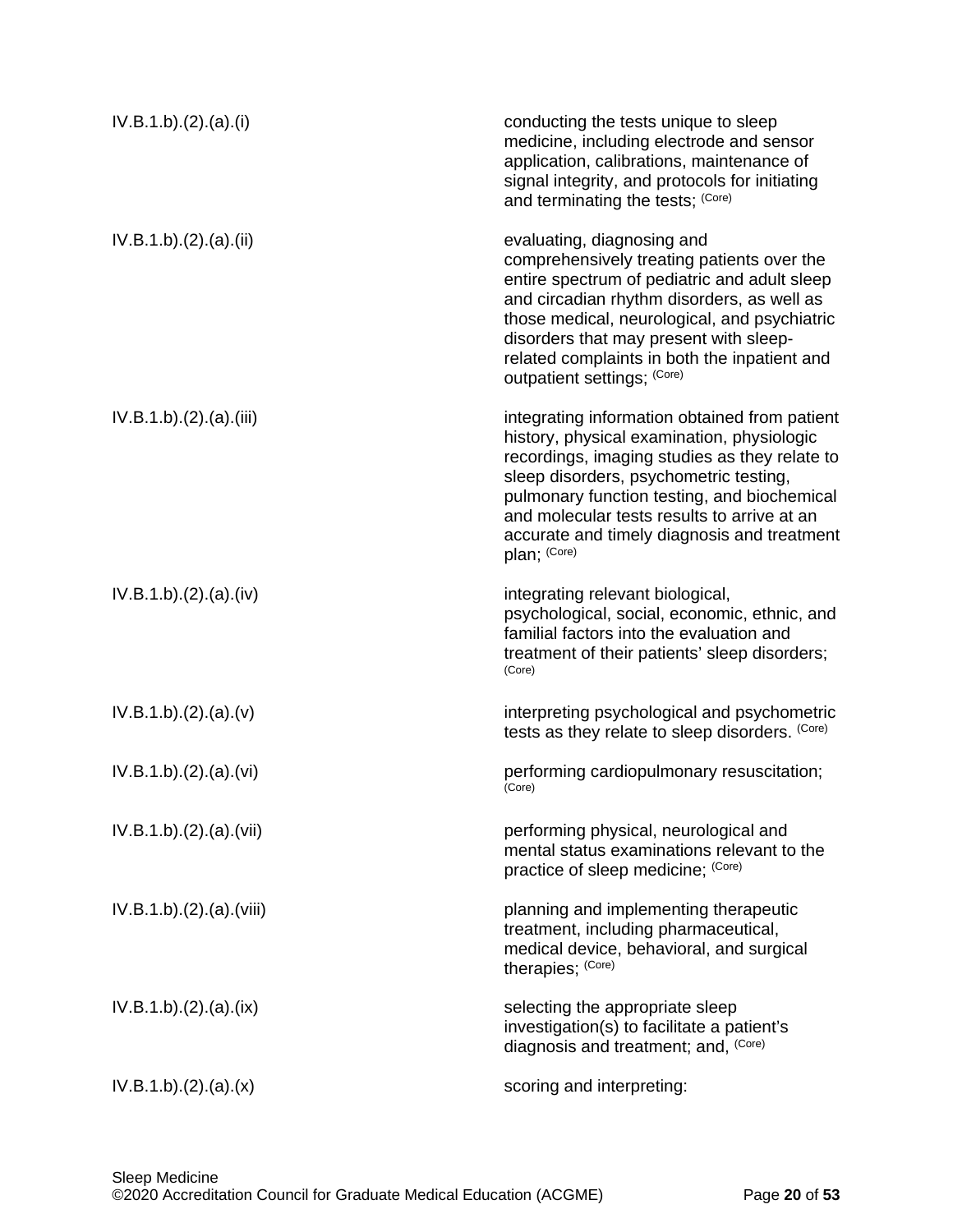IV.B.1.b).(2).(a).(i) conducting the tests unique to sleep medicine, including electrode and sensor application, calibrations, maintenance of signal integrity, and protocols for initiating and terminating the tests; (Core)

IV.B.1.b).(2).(a).(ii) evaluating, diagnosing and comprehensively treating patients over the entire spectrum of pediatric and adult sleep and circadian rhythm disorders, as well as those medical, neurological, and psychiatric disorders that may present with sleep-related complaints in both the inpatient and outpatient settings; (Core)

IV.B.1.b).(2).(a).(iii) integrating information obtained from patient history, physical examination, physiologic recordings, imaging studies as they relate to sleep disorders, psychometric testing, pulmonary function testing, and biochemical and molecular tests results to arrive at an accurate and timely diagnosis and treatment plan; (Core)

IV.B.1.b).(2).(a).(iv) integrating relevant biological, psychological, social, economic, ethnic, and familial factors into the evaluation and treatment of their patients' sleep disorders; (Core)

IV.B.1.b).(2).(a).(v) interpreting psychological and psychometric tests as they relate to sleep disorders. (Core)

IV.B.1.b).(2).(a).(vi) performing cardiopulmonary resuscitation; (Core)

IV.B.1.b).(2).(a).(vii) performing physical, neurological and mental status examinations relevant to the practice of sleep medicine; (Core)

IV.B.1.b).(2).(a).(viii) planning and implementing therapeutic treatment, including pharmaceutical, medical device, behavioral, and surgical therapies; (Core)

IV.B.1.b).(2).(a).(ix) selecting the appropriate sleep investigation(s) to facilitate a patient's diagnosis and treatment; and, (Core)

IV.B.1.b).(2).(a).(x) scoring and interpreting: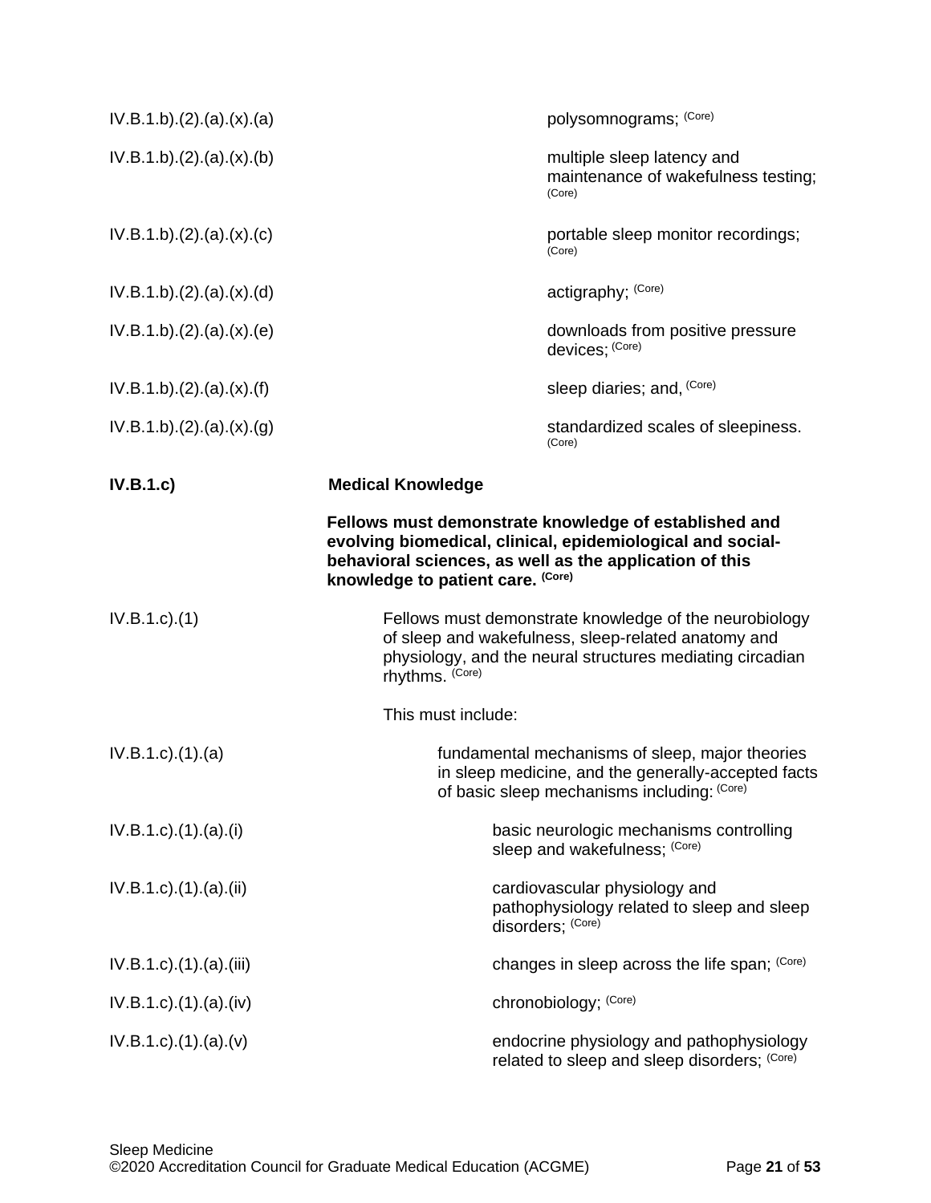IV.B.1.b).(2).(a).(x).(a) polysomnograms; (Core)

IV.B.1.b).(2).(a).(x).(b) multiple sleep latency and maintenance of wakefulness testing; (Core)

IV.B.1.b).(2).(a).(x).(c) portable sleep monitor recordings; (Core)

IV.B.1.b).(2).(a).(x).(d) actigraphy; (Core)

IV.B.1.b).(2).(a).(x).(e) downloads from positive pressure devices; (Core)

IV.B.1.b).(2).(a).(x).(f) sleep diaries; and, (Core)

IV.B.1.b).(2).(a).(x).(g) standardized scales of sleepiness. (Core)

**IV.B.1.c) Medical Knowledge**

**Fellows must demonstrate knowledge of established and evolving biomedical, clinical, epidemiological and social-behavioral sciences, as well as the application of this knowledge to patient care. (Core)**

IV.B.1.c).(1) Fellows must demonstrate knowledge of the neurobiology of sleep and wakefulness, sleep-related anatomy and physiology, and the neural structures mediating circadian rhythms. (Core)

This must include:

IV.B.1.c).(1).(a) fundamental mechanisms of sleep, major theories in sleep medicine, and the generally-accepted facts of basic sleep mechanisms including: (Core)

IV.B.1.c).(1).(a).(i) basic neurologic mechanisms controlling sleep and wakefulness; (Core)

IV.B.1.c).(1).(a).(ii) cardiovascular physiology and pathophysiology related to sleep and sleep disorders; (Core)

IV.B.1.c).(1).(a).(iii) changes in sleep across the life span; (Core)

IV.B.1.c).(1).(a).(iv) chronobiology; (Core)

IV.B.1.c).(1).(a).(v) endocrine physiology and pathophysiology related to sleep and sleep disorders; (Core)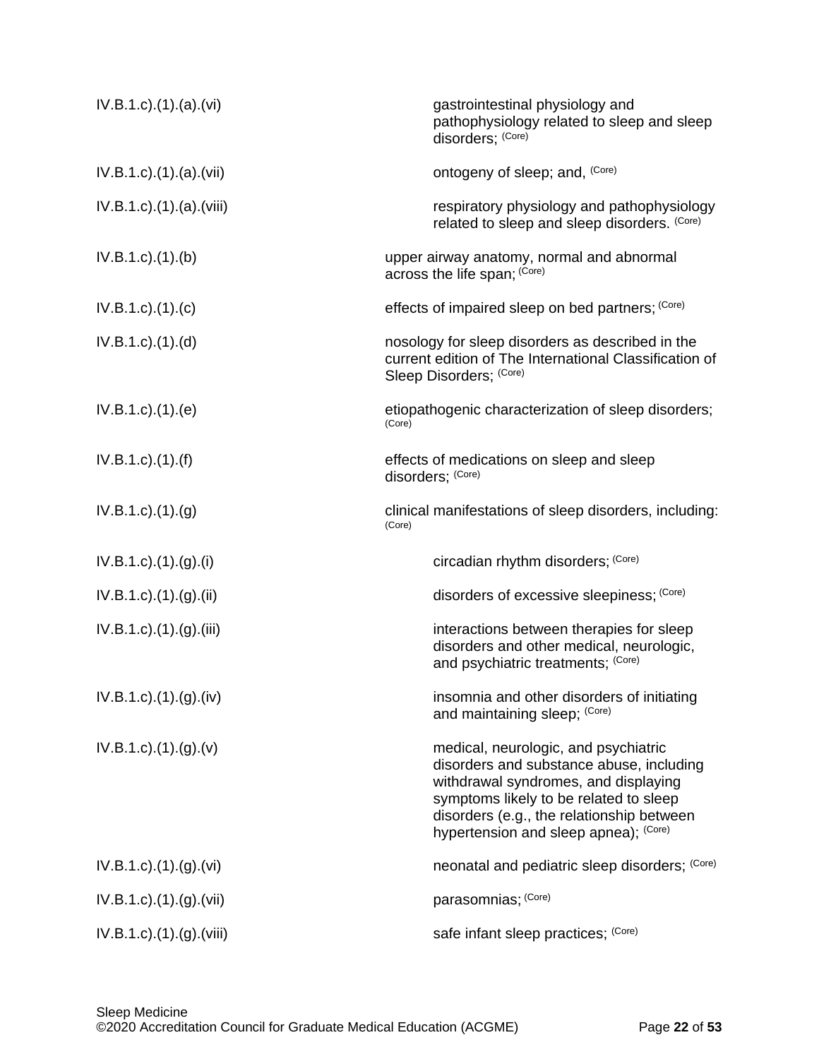| | |
|---|---|
| IV.B.1.c).(1).(a).(vi) | gastrointestinal physiology and pathophysiology related to sleep and sleep disorders; (Core) |
| IV.B.1.c).(1).(a).(vii) | ontogeny of sleep; and, (Core) |
| IV.B.1.c).(1).(a).(viii) | respiratory physiology and pathophysiology related to sleep and sleep disorders. (Core) |
| IV.B.1.c).(1).(b) | upper airway anatomy, normal and abnormal across the life span; (Core) |
| IV.B.1.c).(1).(c) | effects of impaired sleep on bed partners; (Core) |
| IV.B.1.c).(1).(d) | nosology for sleep disorders as described in the current edition of The International Classification of Sleep Disorders; (Core) |
| IV.B.1.c).(1).(e) | etiopathogenic characterization of sleep disorders; (Core) |
| IV.B.1.c).(1).(f) | effects of medications on sleep and sleep disorders; (Core) |
| IV.B.1.c).(1).(g) | clinical manifestations of sleep disorders, including: (Core) |
| IV.B.1.c).(1).(g).(i) | circadian rhythm disorders; (Core) |
| IV.B.1.c).(1).(g).(ii) | disorders of excessive sleepiness; (Core) |
| IV.B.1.c).(1).(g).(iii) | interactions between therapies for sleep disorders and other medical, neurologic, and psychiatric treatments; (Core) |
| IV.B.1.c).(1).(g).(iv) | insomnia and other disorders of initiating and maintaining sleep; (Core) |
| IV.B.1.c).(1).(g).(v) | medical, neurologic, and psychiatric disorders and substance abuse, including withdrawal syndromes, and displaying symptoms likely to be related to sleep disorders (e.g., the relationship between hypertension and sleep apnea); (Core) |
| IV.B.1.c).(1).(g).(vi) | neonatal and pediatric sleep disorders; (Core) |
| IV.B.1.c).(1).(g).(vii) | parasomnias; (Core) |
| IV.B.1.c).(1).(g).(viii) | safe infant sleep practices; (Core) |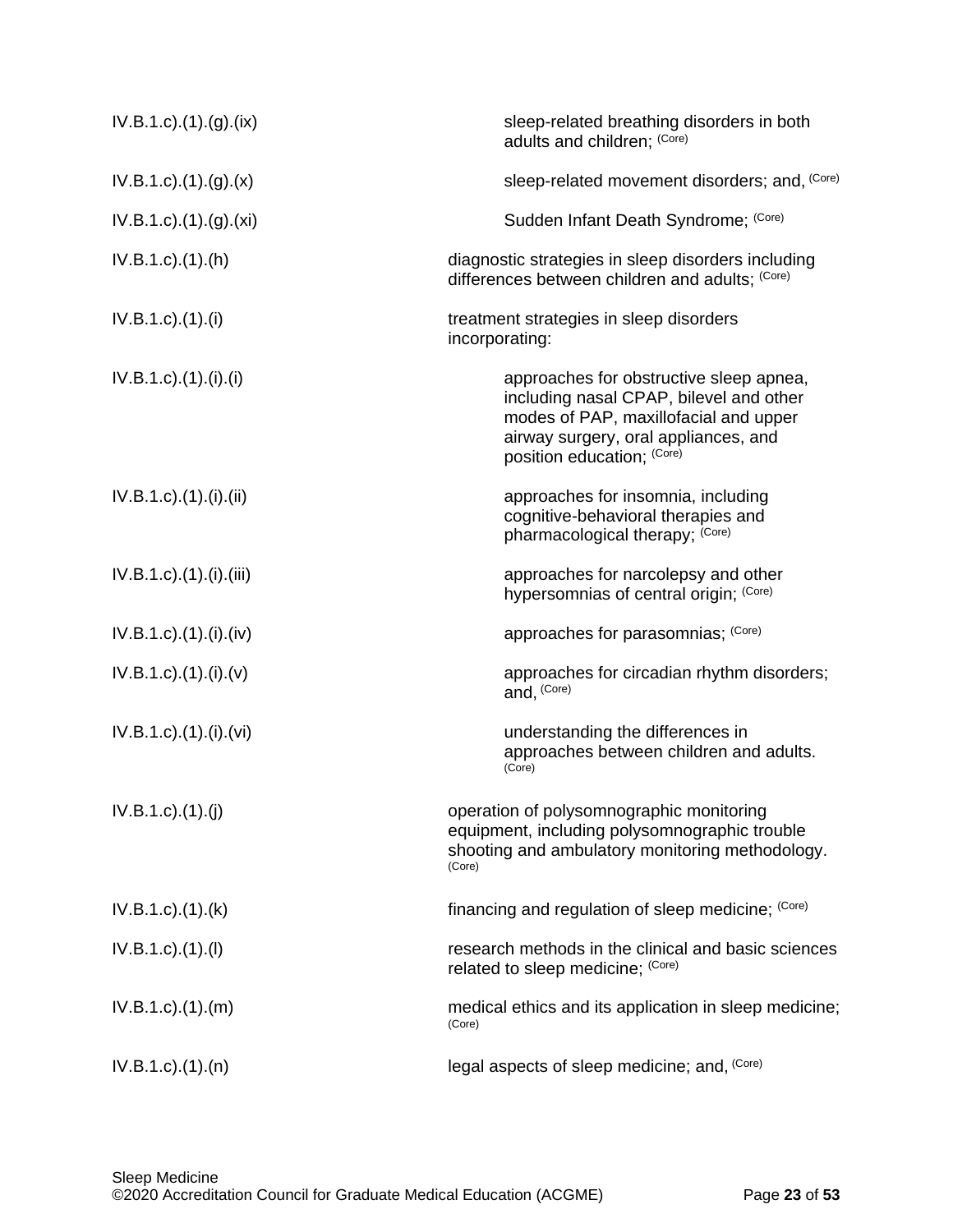| | |
|---|---|
| IV.B.1.c).(1).(g).(ix) | sleep-related breathing disorders in both adults and children; (Core) |
| IV.B.1.c).(1).(g).(x) | sleep-related movement disorders; and, (Core) |
| IV.B.1.c).(1).(g).(xi) | Sudden Infant Death Syndrome; (Core) |
| IV.B.1.c).(1).(h) | diagnostic strategies in sleep disorders including differences between children and adults; (Core) |
| IV.B.1.c).(1).(i) | treatment strategies in sleep disorders incorporating: |
| IV.B.1.c).(1).(i).(i) | approaches for obstructive sleep apnea, including nasal CPAP, bilevel and other modes of PAP, maxillofacial and upper airway surgery, oral appliances, and position education; (Core) |
| IV.B.1.c).(1).(i).(ii) | approaches for insomnia, including cognitive-behavioral therapies and pharmacological therapy; (Core) |
| IV.B.1.c).(1).(i).(iii) | approaches for narcolepsy and other hypersomnias of central origin; (Core) |
| IV.B.1.c).(1).(i).(iv) | approaches for parasomnias; (Core) |
| IV.B.1.c).(1).(i).(v) | approaches for circadian rhythm disorders; and, (Core) |
| IV.B.1.c).(1).(i).(vi) | understanding the differences in approaches between children and adults. (Core) |
| IV.B.1.c).(1).(j) | operation of polysomnographic monitoring equipment, including polysomnographic trouble shooting and ambulatory monitoring methodology. (Core) |
| IV.B.1.c).(1).(k) | financing and regulation of sleep medicine; (Core) |
| IV.B.1.c).(1).(l) | research methods in the clinical and basic sciences related to sleep medicine; (Core) |
| IV.B.1.c).(1).(m) | medical ethics and its application in sleep medicine; (Core) |
| IV.B.1.c).(1).(n) | legal aspects of sleep medicine; and, (Core) |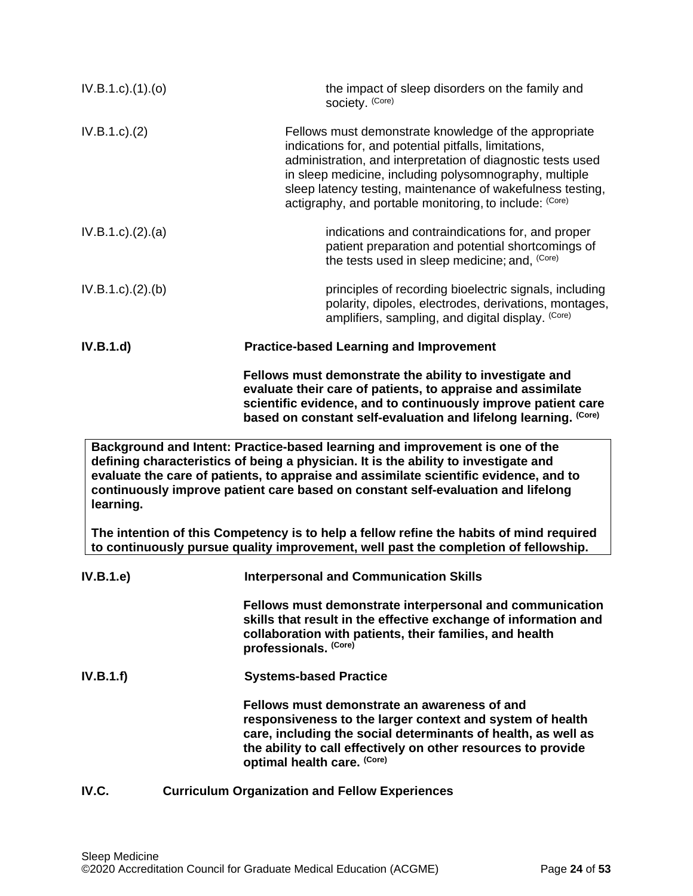IV.B.1.c).(1).(o) the impact of sleep disorders on the family and society. (Core)

IV.B.1.c).(2) Fellows must demonstrate knowledge of the appropriate indications for, and potential pitfalls, limitations, administration, and interpretation of diagnostic tests used in sleep medicine, including polysomnography, multiple sleep latency testing, maintenance of wakefulness testing, actigraphy, and portable monitoring, to include: (Core)

IV.B.1.c).(2).(a) indications and contraindications for, and proper patient preparation and potential shortcomings of the tests used in sleep medicine; and, (Core)

IV.B.1.c).(2).(b) principles of recording bioelectric signals, including polarity, dipoles, electrodes, derivations, montages, amplifiers, sampling, and digital display. (Core)

**IV.B.1.d) Practice-based Learning and Improvement**

**Fellows must demonstrate the ability to investigate and evaluate their care of patients, to appraise and assimilate scientific evidence, and to continuously improve patient care based on constant self-evaluation and lifelong learning. (Core)**

**Background and Intent: Practice-based learning and improvement is one of the defining characteristics of being a physician. It is the ability to investigate and evaluate the care of patients, to appraise and assimilate scientific evidence, and to continuously improve patient care based on constant self-evaluation and lifelong learning.**

**The intention of this Competency is to help a fellow refine the habits of mind required to continuously pursue quality improvement, well past the completion of fellowship.**

**IV.B.1.e) Interpersonal and Communication Skills**

**Fellows must demonstrate interpersonal and communication skills that result in the effective exchange of information and collaboration with patients, their families, and health professionals. (Core)**

**IV.B.1.f) Systems-based Practice**

**Fellows must demonstrate an awareness of and responsiveness to the larger context and system of health care, including the social determinants of health, as well as the ability to call effectively on other resources to provide optimal health care. (Core)**

**IV.C. Curriculum Organization and Fellow Experiences**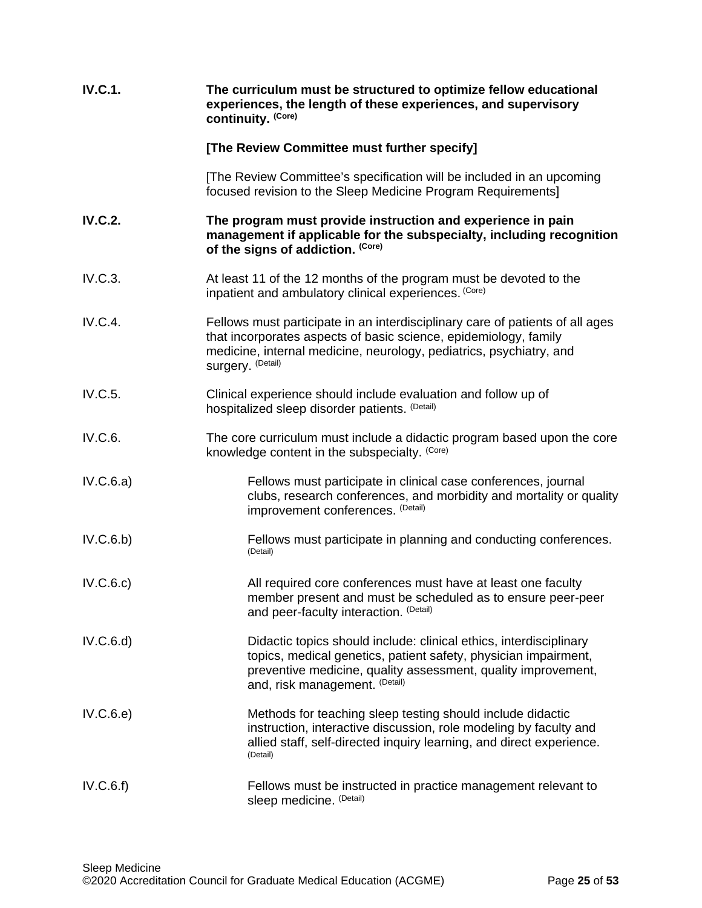**IV.C.1.** **The curriculum must be structured to optimize fellow educational experiences, the length of these experiences, and supervisory continuity.** **(Core)**

**[The Review Committee must further specify]**

[The Review Committee's specification will be included in an upcoming focused revision to the Sleep Medicine Program Requirements]

**IV.C.2.** **The program must provide instruction and experience in pain management if applicable for the subspecialty, including recognition of the signs of addiction.** **(Core)**

IV.C.3. At least 11 of the 12 months of the program must be devoted to the inpatient and ambulatory clinical experiences. (Core)

IV.C.4. Fellows must participate in an interdisciplinary care of patients of all ages that incorporates aspects of basic science, epidemiology, family medicine, internal medicine, neurology, pediatrics, psychiatry, and surgery. (Detail)

IV.C.5. Clinical experience should include evaluation and follow up of hospitalized sleep disorder patients. (Detail)

IV.C.6. The core curriculum must include a didactic program based upon the core knowledge content in the subspecialty. (Core)

IV.C.6.a) Fellows must participate in clinical case conferences, journal clubs, research conferences, and morbidity and mortality or quality improvement conferences. (Detail)

IV.C.6.b) Fellows must participate in planning and conducting conferences. (Detail)

IV.C.6.c) All required core conferences must have at least one faculty member present and must be scheduled as to ensure peer-peer and peer-faculty interaction. (Detail)

IV.C.6.d) Didactic topics should include: clinical ethics, interdisciplinary topics, medical genetics, patient safety, physician impairment, preventive medicine, quality assessment, quality improvement, and, risk management. (Detail)

IV.C.6.e) Methods for teaching sleep testing should include didactic instruction, interactive discussion, role modeling by faculty and allied staff, self-directed inquiry learning, and direct experience. (Detail)

IV.C.6.f) Fellows must be instructed in practice management relevant to sleep medicine. (Detail)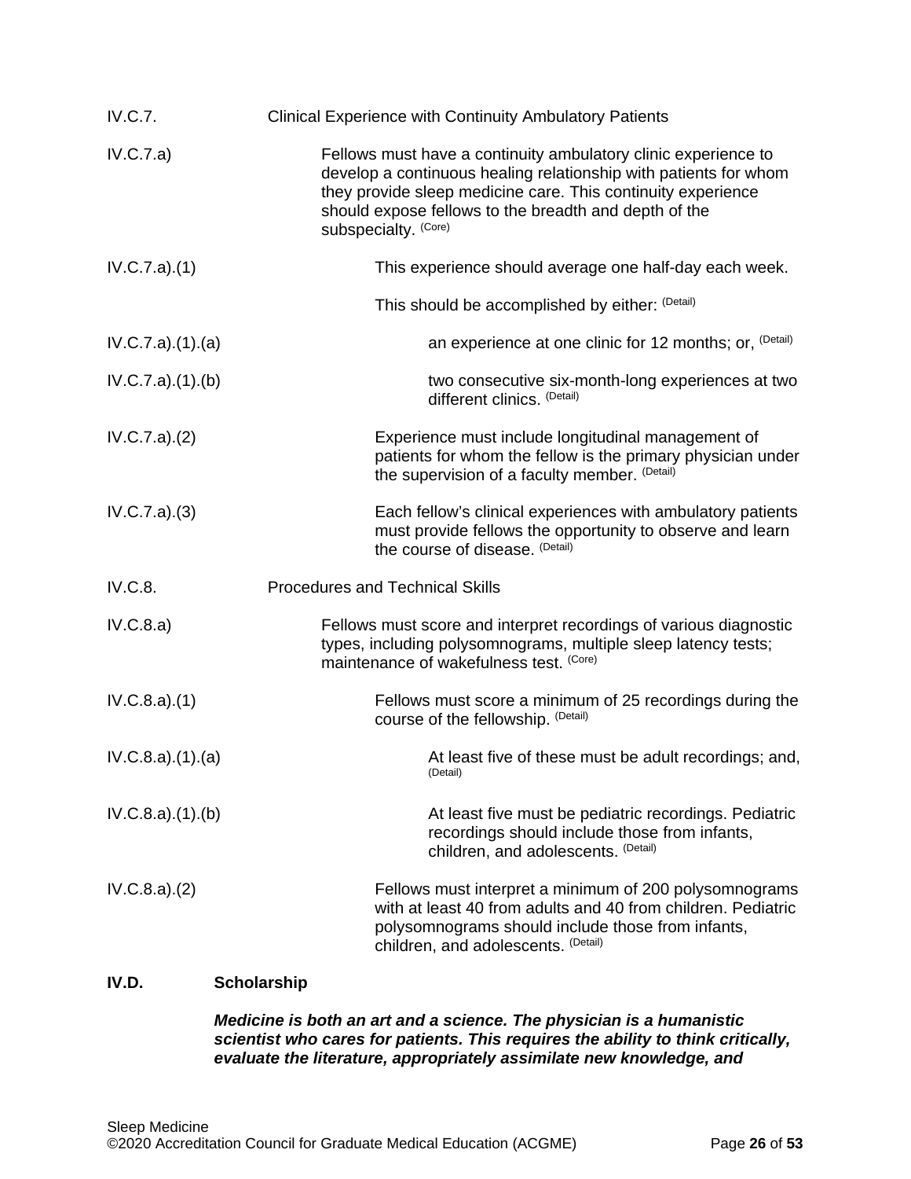IV.C.7. Clinical Experience with Continuity Ambulatory Patients

IV.C.7.a) Fellows must have a continuity ambulatory clinic experience to develop a continuous healing relationship with patients for whom they provide sleep medicine care. This continuity experience should expose fellows to the breadth and depth of the subspecialty. (Core)

IV.C.7.a).(1) This experience should average one half-day each week.

This should be accomplished by either: (Detail)

IV.C.7.a).(1).(a) an experience at one clinic for 12 months; or, (Detail)

IV.C.7.a).(1).(b) two consecutive six-month-long experiences at two different clinics. (Detail)

IV.C.7.a).(2) Experience must include longitudinal management of patients for whom the fellow is the primary physician under the supervision of a faculty member. (Detail)

IV.C.7.a).(3) Each fellow's clinical experiences with ambulatory patients must provide fellows the opportunity to observe and learn the course of disease. (Detail)

IV.C.8. Procedures and Technical Skills

IV.C.8.a) Fellows must score and interpret recordings of various diagnostic types, including polysomnograms, multiple sleep latency tests; maintenance of wakefulness test. (Core)

IV.C.8.a).(1) Fellows must score a minimum of 25 recordings during the course of the fellowship. (Detail)

IV.C.8.a).(1).(a) At least five of these must be adult recordings; and, (Detail)

IV.C.8.a).(1).(b) At least five must be pediatric recordings. Pediatric recordings should include those from infants, children, and adolescents. (Detail)

IV.C.8.a).(2) Fellows must interpret a minimum of 200 polysomnograms with at least 40 from adults and 40 from children. Pediatric polysomnograms should include those from infants, children, and adolescents. (Detail)

**IV.D. Scholarship**

***Medicine is both an art and a science. The physician is a humanistic scientist who cares for patients. This requires the ability to think critically, evaluate the literature, appropriately assimilate new knowledge, and***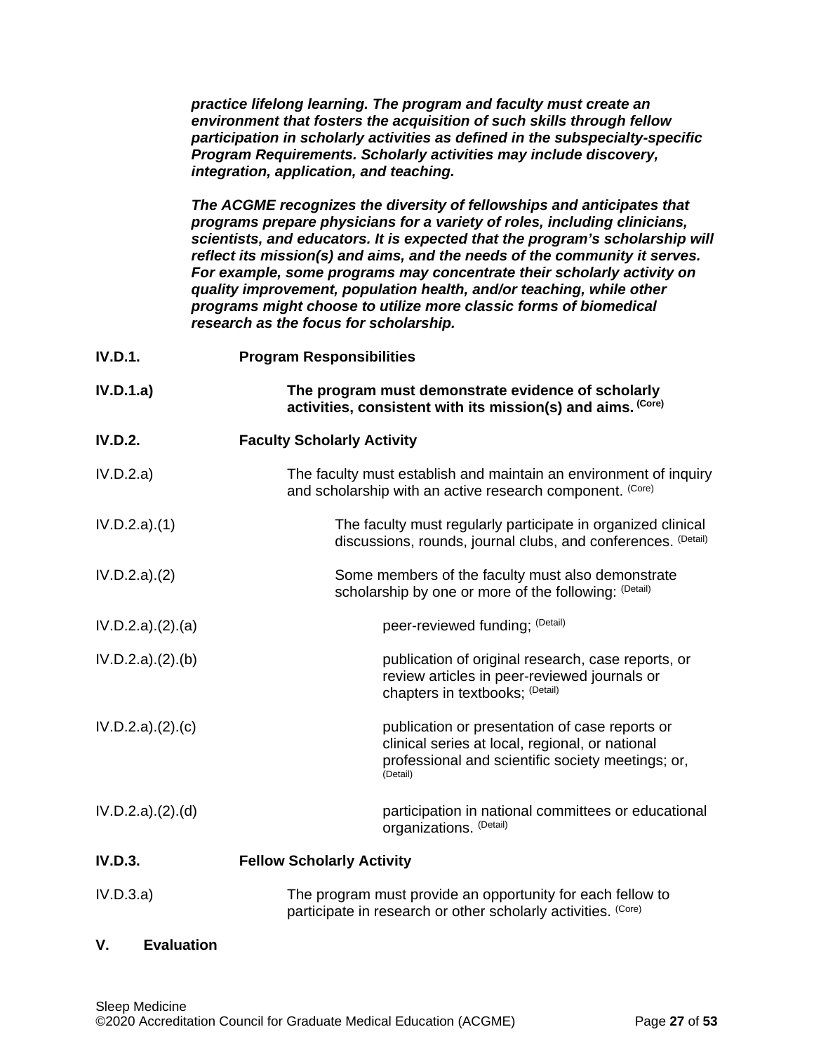***practice lifelong learning. The program and faculty must create an environment that fosters the acquisition of such skills through fellow participation in scholarly activities as defined in the subspecialty-specific Program Requirements. Scholarly activities may include discovery, integration, application, and teaching.***

***The ACGME recognizes the diversity of fellowships and anticipates that programs prepare physicians for a variety of roles, including clinicians, scientists, and educators. It is expected that the program's scholarship will reflect its mission(s) and aims, and the needs of the community it serves. For example, some programs may concentrate their scholarly activity on quality improvement, population health, and/or teaching, while other programs might choose to utilize more classic forms of biomedical research as the focus for scholarship.***

**IV.D.1.** **Program Responsibilities**

**IV.D.1.a)** **The program must demonstrate evidence of scholarly activities, consistent with its mission(s) and aims.** **(Core)**

**IV.D.2.** **Faculty Scholarly Activity**

IV.D.2.a) The faculty must establish and maintain an environment of inquiry and scholarship with an active research component. (Core)

IV.D.2.a).(1) The faculty must regularly participate in organized clinical discussions, rounds, journal clubs, and conferences. (Detail)

IV.D.2.a).(2) Some members of the faculty must also demonstrate scholarship by one or more of the following: (Detail)

IV.D.2.a).(2).(a) peer-reviewed funding; (Detail)

IV.D.2.a).(2).(b) publication of original research, case reports, or review articles in peer-reviewed journals or chapters in textbooks; (Detail)

IV.D.2.a).(2).(c) publication or presentation of case reports or clinical series at local, regional, or national professional and scientific society meetings; or, (Detail)

IV.D.2.a).(2).(d) participation in national committees or educational organizations. (Detail)

**IV.D.3.** **Fellow Scholarly Activity**

IV.D.3.a) The program must provide an opportunity for each fellow to participate in research or other scholarly activities. (Core)

## V. Evaluation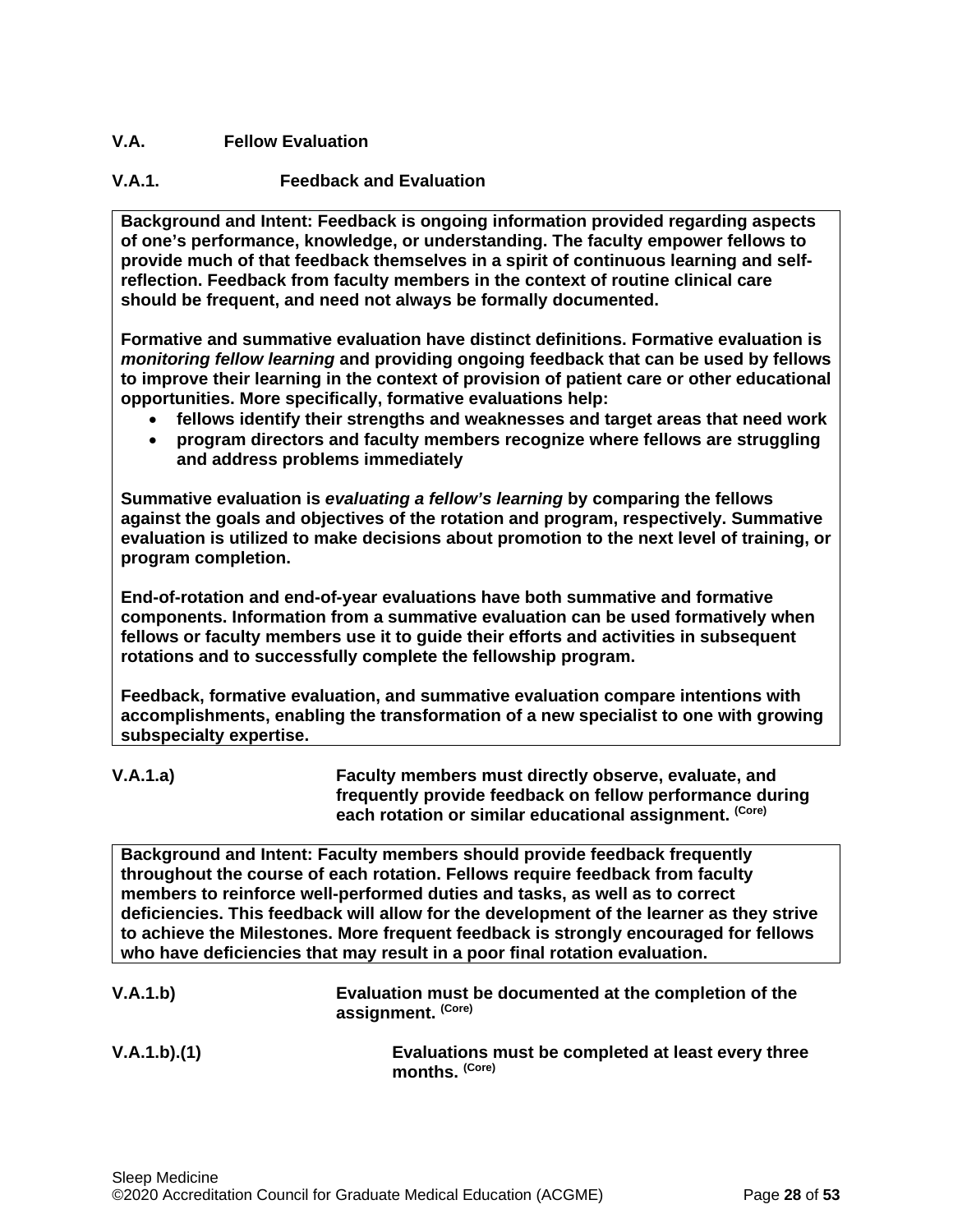**V.A. Fellow Evaluation**

**V.A.1. Feedback and Evaluation**

**Background and Intent: Feedback is ongoing information provided regarding aspects of one's performance, knowledge, or understanding. The faculty empower fellows to provide much of that feedback themselves in a spirit of continuous learning and self-reflection. Feedback from faculty members in the context of routine clinical care should be frequent, and need not always be formally documented.**

**Formative and summative evaluation have distinct definitions. Formative evaluation is *monitoring fellow learning* and providing ongoing feedback that can be used by fellows to improve their learning in the context of provision of patient care or other educational opportunities. More specifically, formative evaluations help:**

- **fellows identify their strengths and weaknesses and target areas that need work**
- **program directors and faculty members recognize where fellows are struggling and address problems immediately**

**Summative evaluation is *evaluating a fellow's learning* by comparing the fellows against the goals and objectives of the rotation and program, respectively. Summative evaluation is utilized to make decisions about promotion to the next level of training, or program completion.**

**End-of-rotation and end-of-year evaluations have both summative and formative components. Information from a summative evaluation can be used formatively when fellows or faculty members use it to guide their efforts and activities in subsequent rotations and to successfully complete the fellowship program.**

**Feedback, formative evaluation, and summative evaluation compare intentions with accomplishments, enabling the transformation of a new specialist to one with growing subspecialty expertise.**

**V.A.1.a) Faculty members must directly observe, evaluate, and frequently provide feedback on fellow performance during each rotation or similar educational assignment.** (Core)

**Background and Intent: Faculty members should provide feedback frequently throughout the course of each rotation. Fellows require feedback from faculty members to reinforce well-performed duties and tasks, as well as to correct deficiencies. This feedback will allow for the development of the learner as they strive to achieve the Milestones. More frequent feedback is strongly encouraged for fellows who have deficiencies that may result in a poor final rotation evaluation.**

**V.A.1.b) Evaluation must be documented at the completion of the assignment.** (Core)

**V.A.1.b).(1) Evaluations must be completed at least every three months.** (Core)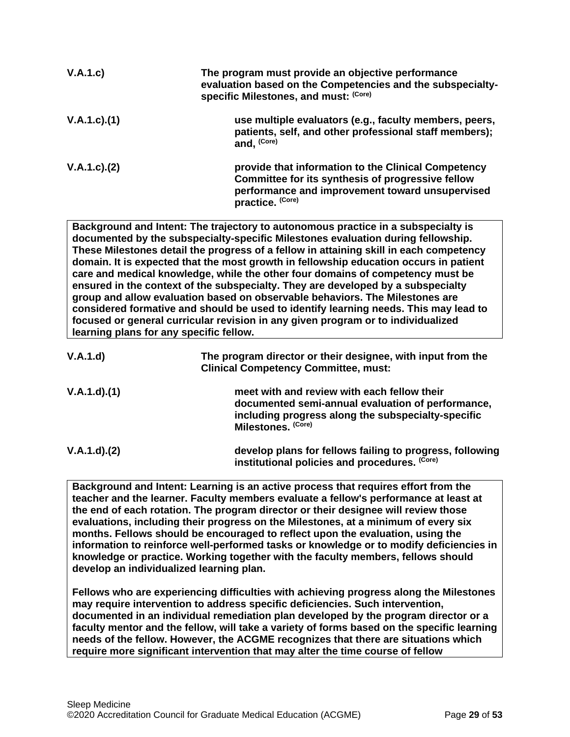| | |
|---|---|
| **V.A.1.c)** | **The program must provide an objective performance evaluation based on the Competencies and the subspecialty-specific Milestones, and must:** (Core) |
| **V.A.1.c).(1)** | **use multiple evaluators (e.g., faculty members, peers, patients, self, and other professional staff members); and,** (Core) |
| **V.A.1.c).(2)** | **provide that information to the Clinical Competency Committee for its synthesis of progressive fellow performance and improvement toward unsupervised practice.** (Core) |

**Background and Intent: The trajectory to autonomous practice in a subspecialty is documented by the subspecialty-specific Milestones evaluation during fellowship. These Milestones detail the progress of a fellow in attaining skill in each competency domain. It is expected that the most growth in fellowship education occurs in patient care and medical knowledge, while the other four domains of competency must be ensured in the context of the subspecialty. They are developed by a subspecialty group and allow evaluation based on observable behaviors. The Milestones are considered formative and should be used to identify learning needs. This may lead to focused or general curricular revision in any given program or to individualized learning plans for any specific fellow.**

| | |
|---|---|
| **V.A.1.d)** | **The program director or their designee, with input from the Clinical Competency Committee, must:** |
| **V.A.1.d).(1)** | **meet with and review with each fellow their documented semi-annual evaluation of performance, including progress along the subspecialty-specific Milestones.** (Core) |
| **V.A.1.d).(2)** | **develop plans for fellows failing to progress, following institutional policies and procedures.** (Core) |

**Background and Intent: Learning is an active process that requires effort from the teacher and the learner. Faculty members evaluate a fellow's performance at least at the end of each rotation. The program director or their designee will review those evaluations, including their progress on the Milestones, at a minimum of every six months. Fellows should be encouraged to reflect upon the evaluation, using the information to reinforce well-performed tasks or knowledge or to modify deficiencies in knowledge or practice. Working together with the faculty members, fellows should develop an individualized learning plan.**

**Fellows who are experiencing difficulties with achieving progress along the Milestones may require intervention to address specific deficiencies. Such intervention, documented in an individual remediation plan developed by the program director or a faculty mentor and the fellow, will take a variety of forms based on the specific learning needs of the fellow. However, the ACGME recognizes that there are situations which require more significant intervention that may alter the time course of fellow**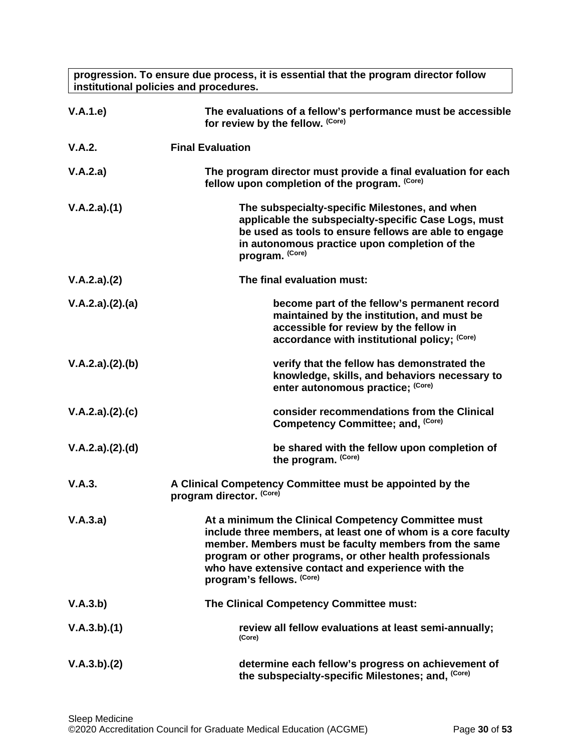**progression. To ensure due process, it is essential that the program director follow institutional policies and procedures.**

| | |
|---|---|
| V.A.1.e) | **The evaluations of a fellow's performance must be accessible for review by the fellow.** (Core) |
| V.A.2. | **Final Evaluation** |
| V.A.2.a) | **The program director must provide a final evaluation for each fellow upon completion of the program.** (Core) |
| V.A.2.a).(1) | **The subspecialty-specific Milestones, and when applicable the subspecialty-specific Case Logs, must be used as tools to ensure fellows are able to engage in autonomous practice upon completion of the program.** (Core) |
| V.A.2.a).(2) | **The final evaluation must:** |
| V.A.2.a).(2).(a) | **become part of the fellow's permanent record maintained by the institution, and must be accessible for review by the fellow in accordance with institutional policy;** (Core) |
| V.A.2.a).(2).(b) | **verify that the fellow has demonstrated the knowledge, skills, and behaviors necessary to enter autonomous practice;** (Core) |
| V.A.2.a).(2).(c) | **consider recommendations from the Clinical Competency Committee; and,** (Core) |
| V.A.2.a).(2).(d) | **be shared with the fellow upon completion of the program.** (Core) |
| V.A.3. | **A Clinical Competency Committee must be appointed by the program director.** (Core) |
| V.A.3.a) | **At a minimum the Clinical Competency Committee must include three members, at least one of whom is a core faculty member. Members must be faculty members from the same program or other programs, or other health professionals who have extensive contact and experience with the program's fellows.** (Core) |
| V.A.3.b) | **The Clinical Competency Committee must:** |
| V.A.3.b).(1) | **review all fellow evaluations at least semi-annually;** (Core) |
| V.A.3.b).(2) | **determine each fellow's progress on achievement of the subspecialty-specific Milestones; and,** (Core) |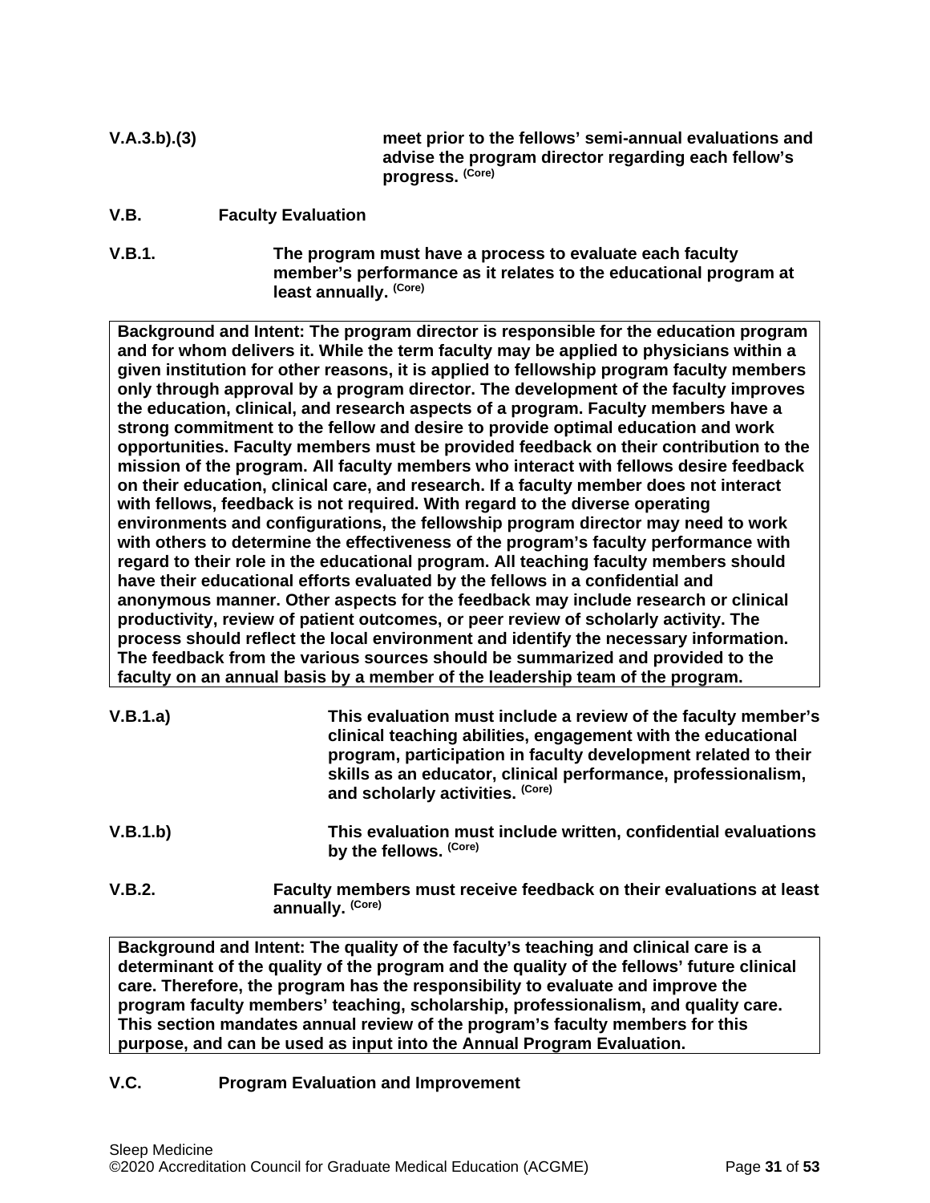**V.A.3.b).(3)** **meet prior to the fellows' semi-annual evaluations and advise the program director regarding each fellow's progress.** **(Core)**

**V.B. Faculty Evaluation**

**V.B.1.** **The program must have a process to evaluate each faculty member's performance as it relates to the educational program at least annually.** **(Core)**

> **Background and Intent: The program director is responsible for the education program and for whom delivers it. While the term faculty may be applied to physicians within a given institution for other reasons, it is applied to fellowship program faculty members only through approval by a program director. The development of the faculty improves the education, clinical, and research aspects of a program. Faculty members have a strong commitment to the fellow and desire to provide optimal education and work opportunities. Faculty members must be provided feedback on their contribution to the mission of the program. All faculty members who interact with fellows desire feedback on their education, clinical care, and research. If a faculty member does not interact with fellows, feedback is not required. With regard to the diverse operating environments and configurations, the fellowship program director may need to work with others to determine the effectiveness of the program's faculty performance with regard to their role in the educational program. All teaching faculty members should have their educational efforts evaluated by the fellows in a confidential and anonymous manner. Other aspects for the feedback may include research or clinical productivity, review of patient outcomes, or peer review of scholarly activity. The process should reflect the local environment and identify the necessary information. The feedback from the various sources should be summarized and provided to the faculty on an annual basis by a member of the leadership team of the program.**

**V.B.1.a)** **This evaluation must include a review of the faculty member's clinical teaching abilities, engagement with the educational program, participation in faculty development related to their skills as an educator, clinical performance, professionalism, and scholarly activities.** **(Core)**

**V.B.1.b)** **This evaluation must include written, confidential evaluations by the fellows.** **(Core)**

**V.B.2.** **Faculty members must receive feedback on their evaluations at least annually.** **(Core)**

> **Background and Intent: The quality of the faculty's teaching and clinical care is a determinant of the quality of the program and the quality of the fellows' future clinical care. Therefore, the program has the responsibility to evaluate and improve the program faculty members' teaching, scholarship, professionalism, and quality care. This section mandates annual review of the program's faculty members for this purpose, and can be used as input into the Annual Program Evaluation.**

**V.C. Program Evaluation and Improvement**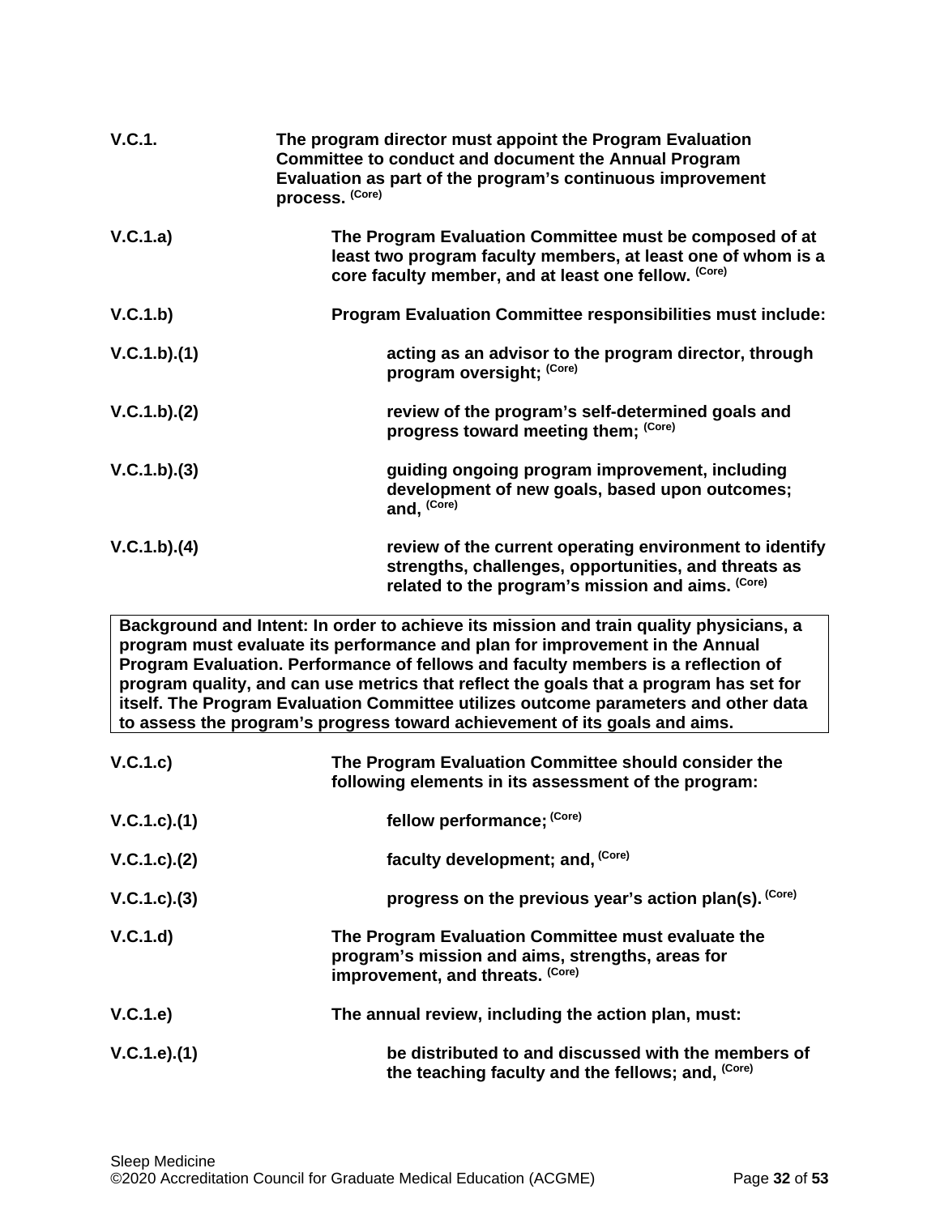**V.C.1.** **The program director must appoint the Program Evaluation Committee to conduct and document the Annual Program Evaluation as part of the program's continuous improvement process.** **(Core)**

**V.C.1.a)** **The Program Evaluation Committee must be composed of at least two program faculty members, at least one of whom is a core faculty member, and at least one fellow.** **(Core)**

**V.C.1.b)** **Program Evaluation Committee responsibilities must include:**

**V.C.1.b).(1)** **acting as an advisor to the program director, through program oversight;** **(Core)**

**V.C.1.b).(2)** **review of the program's self-determined goals and progress toward meeting them;** **(Core)**

**V.C.1.b).(3)** **guiding ongoing program improvement, including development of new goals, based upon outcomes; and,** **(Core)**

**V.C.1.b).(4)** **review of the current operating environment to identify strengths, challenges, opportunities, and threats as related to the program's mission and aims.** **(Core)**

| **Background and Intent: In order to achieve its mission and train quality physicians, a program must evaluate its performance and plan for improvement in the Annual Program Evaluation. Performance of fellows and faculty members is a reflection of program quality, and can use metrics that reflect the goals that a program has set for itself. The Program Evaluation Committee utilizes outcome parameters and other data to assess the program's progress toward achievement of its goals and aims.** |
|---|

**V.C.1.c)** **The Program Evaluation Committee should consider the following elements in its assessment of the program:**

**V.C.1.c).(1)** **fellow performance;** **(Core)**

**V.C.1.c).(2)** **faculty development; and,** **(Core)**

**V.C.1.c).(3)** **progress on the previous year's action plan(s).** **(Core)**

**V.C.1.d)** **The Program Evaluation Committee must evaluate the program's mission and aims, strengths, areas for improvement, and threats.** **(Core)**

**V.C.1.e)** **The annual review, including the action plan, must:**

**V.C.1.e).(1)** **be distributed to and discussed with the members of the teaching faculty and the fellows; and,** **(Core)**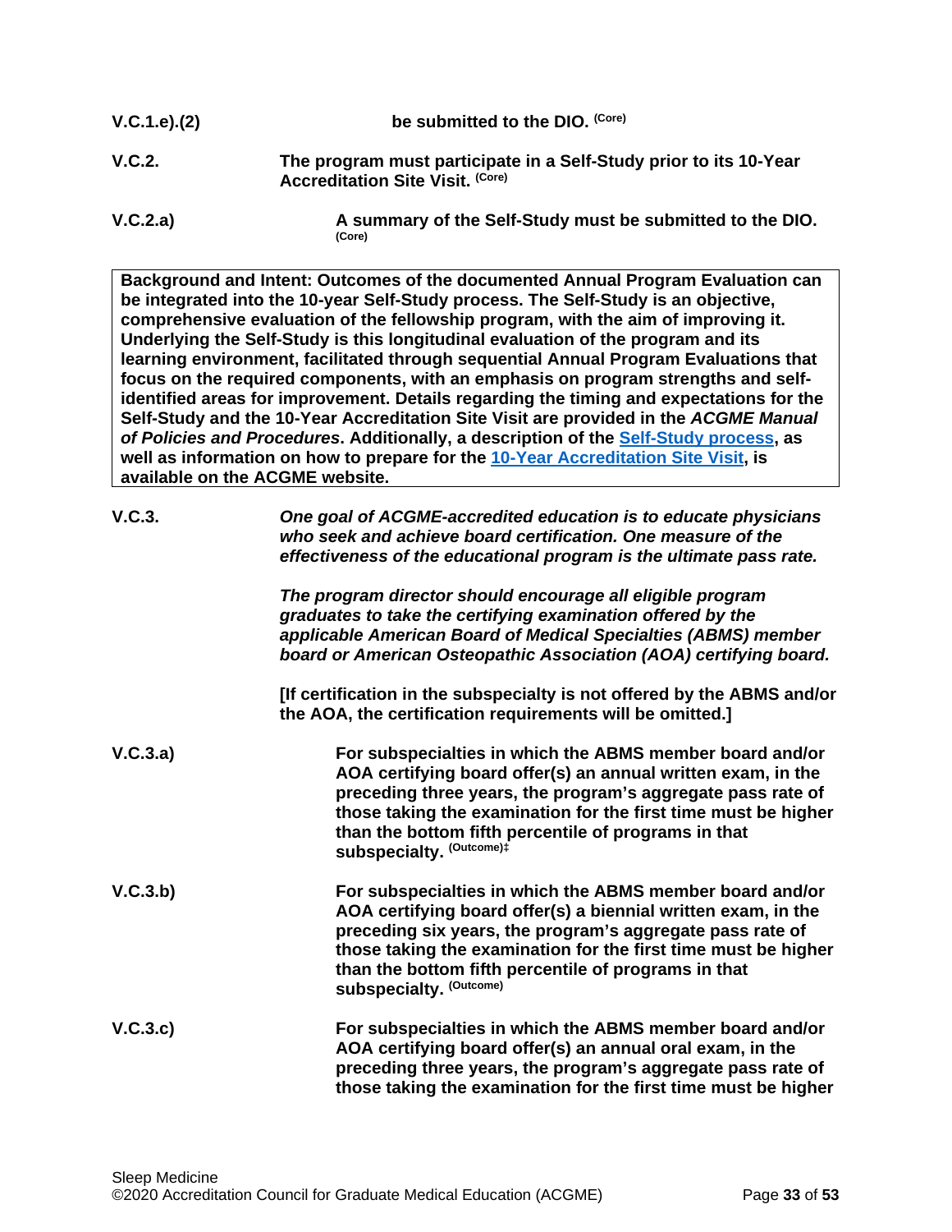| | |
|---|---|
| V.C.1.e).(2) | **be submitted to the DIO.** (Core) |
| V.C.2. | **The program must participate in a Self-Study prior to its 10-Year Accreditation Site Visit.** (Core) |
| V.C.2.a) | **A summary of the Self-Study must be submitted to the DIO.** (Core) |

> **Background and Intent: Outcomes of the documented Annual Program Evaluation can be integrated into the 10-year Self-Study process. The Self-Study is an objective, comprehensive evaluation of the fellowship program, with the aim of improving it. Underlying the Self-Study is this longitudinal evaluation of the program and its learning environment, facilitated through sequential Annual Program Evaluations that focus on the required components, with an emphasis on program strengths and self-identified areas for improvement. Details regarding the timing and expectations for the Self-Study and the 10-Year Accreditation Site Visit are provided in the *ACGME Manual of Policies and Procedures*. Additionally, a description of the [Self-Study process](), as well as information on how to prepare for the [10-Year Accreditation Site Visit](), is available on the ACGME website.**

**V.C.3.** *One goal of ACGME-accredited education is to educate physicians who seek and achieve board certification. One measure of the effectiveness of the educational program is the ultimate pass rate.*

*The program director should encourage all eligible program graduates to take the certifying examination offered by the applicable American Board of Medical Specialties (ABMS) member board or American Osteopathic Association (AOA) certifying board.*

**[If certification in the subspecialty is not offered by the ABMS and/or the AOA, the certification requirements will be omitted.]**

**V.C.3.a)** **For subspecialties in which the ABMS member board and/or AOA certifying board offer(s) an annual written exam, in the preceding three years, the program's aggregate pass rate of those taking the examination for the first time must be higher than the bottom fifth percentile of programs in that subspecialty.** (Outcome)‡

**V.C.3.b)** **For subspecialties in which the ABMS member board and/or AOA certifying board offer(s) a biennial written exam, in the preceding six years, the program's aggregate pass rate of those taking the examination for the first time must be higher than the bottom fifth percentile of programs in that subspecialty.** (Outcome)

**V.C.3.c)** **For subspecialties in which the ABMS member board and/or AOA certifying board offer(s) an annual oral exam, in the preceding three years, the program's aggregate pass rate of those taking the examination for the first time must be higher**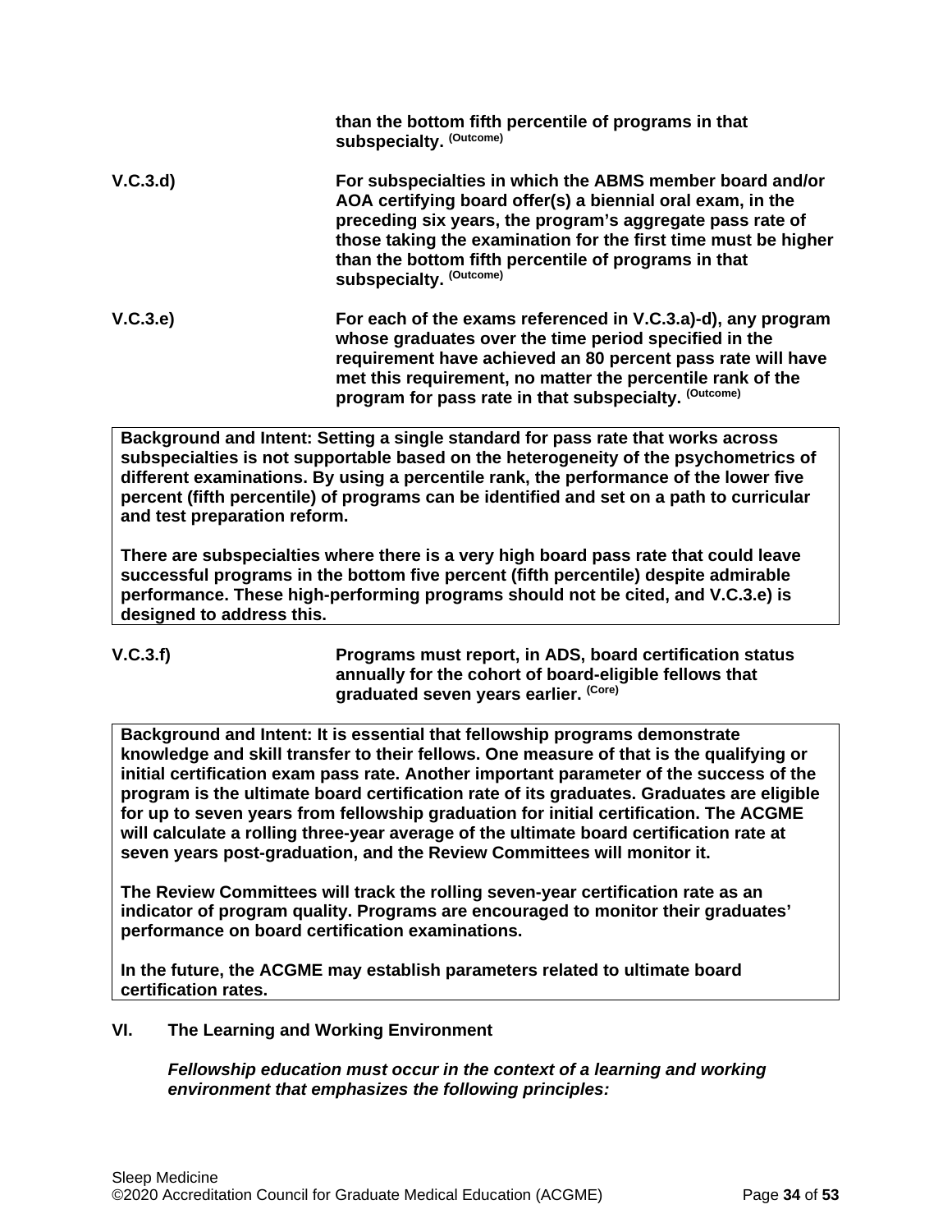**than the bottom fifth percentile of programs in that subspecialty.** (Outcome)

**V.C.3.d)** **For subspecialties in which the ABMS member board and/or AOA certifying board offer(s) a biennial oral exam, in the preceding six years, the program's aggregate pass rate of those taking the examination for the first time must be higher than the bottom fifth percentile of programs in that subspecialty.** (Outcome)

**V.C.3.e)** **For each of the exams referenced in V.C.3.a)-d), any program whose graduates over the time period specified in the requirement have achieved an 80 percent pass rate will have met this requirement, no matter the percentile rank of the program for pass rate in that subspecialty.** (Outcome)

> **Background and Intent: Setting a single standard for pass rate that works across subspecialties is not supportable based on the heterogeneity of the psychometrics of different examinations. By using a percentile rank, the performance of the lower five percent (fifth percentile) of programs can be identified and set on a path to curricular and test preparation reform.**
>
> **There are subspecialties where there is a very high board pass rate that could leave successful programs in the bottom five percent (fifth percentile) despite admirable performance. These high-performing programs should not be cited, and V.C.3.e) is designed to address this.**

**V.C.3.f)** **Programs must report, in ADS, board certification status annually for the cohort of board-eligible fellows that graduated seven years earlier.** (Core)

> **Background and Intent: It is essential that fellowship programs demonstrate knowledge and skill transfer to their fellows. One measure of that is the qualifying or initial certification exam pass rate. Another important parameter of the success of the program is the ultimate board certification rate of its graduates. Graduates are eligible for up to seven years from fellowship graduation for initial certification. The ACGME will calculate a rolling three-year average of the ultimate board certification rate at seven years post-graduation, and the Review Committees will monitor it.**
>
> **The Review Committees will track the rolling seven-year certification rate as an indicator of program quality. Programs are encouraged to monitor their graduates' performance on board certification examinations.**
>
> **In the future, the ACGME may establish parameters related to ultimate board certification rates.**

## VI. The Learning and Working Environment

***Fellowship education must occur in the context of a learning and working environment that emphasizes the following principles:***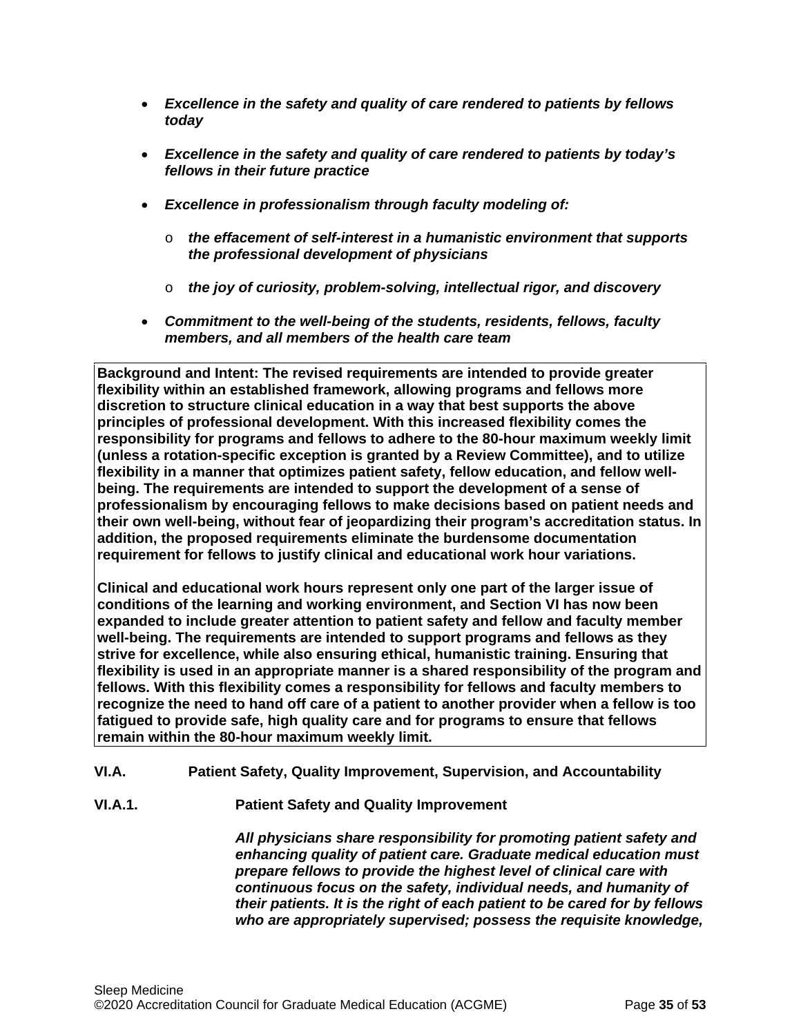- ***Excellence in the safety and quality of care rendered to patients by fellows today***

- ***Excellence in the safety and quality of care rendered to patients by today's fellows in their future practice***

- ***Excellence in professionalism through faculty modeling of:***

  - ***the effacement of self-interest in a humanistic environment that supports the professional development of physicians***

  - ***the joy of curiosity, problem-solving, intellectual rigor, and discovery***

- ***Commitment to the well-being of the students, residents, fellows, faculty members, and all members of the health care team***

**Background and Intent: The revised requirements are intended to provide greater flexibility within an established framework, allowing programs and fellows more discretion to structure clinical education in a way that best supports the above principles of professional development. With this increased flexibility comes the responsibility for programs and fellows to adhere to the 80-hour maximum weekly limit (unless a rotation-specific exception is granted by a Review Committee), and to utilize flexibility in a manner that optimizes patient safety, fellow education, and fellow well-being. The requirements are intended to support the development of a sense of professionalism by encouraging fellows to make decisions based on patient needs and their own well-being, without fear of jeopardizing their program's accreditation status. In addition, the proposed requirements eliminate the burdensome documentation requirement for fellows to justify clinical and educational work hour variations.**

**Clinical and educational work hours represent only one part of the larger issue of conditions of the learning and working environment, and Section VI has now been expanded to include greater attention to patient safety and fellow and faculty member well-being. The requirements are intended to support programs and fellows as they strive for excellence, while also ensuring ethical, humanistic training. Ensuring that flexibility is used in an appropriate manner is a shared responsibility of the program and fellows. With this flexibility comes a responsibility for fellows and faculty members to recognize the need to hand off care of a patient to another provider when a fellow is too fatigued to provide safe, high quality care and for programs to ensure that fellows remain within the 80-hour maximum weekly limit.**

**VI.A. Patient Safety, Quality Improvement, Supervision, and Accountability**

**VI.A.1. Patient Safety and Quality Improvement**

***All physicians share responsibility for promoting patient safety and enhancing quality of patient care. Graduate medical education must prepare fellows to provide the highest level of clinical care with continuous focus on the safety, individual needs, and humanity of their patients. It is the right of each patient to be cared for by fellows who are appropriately supervised; possess the requisite knowledge,***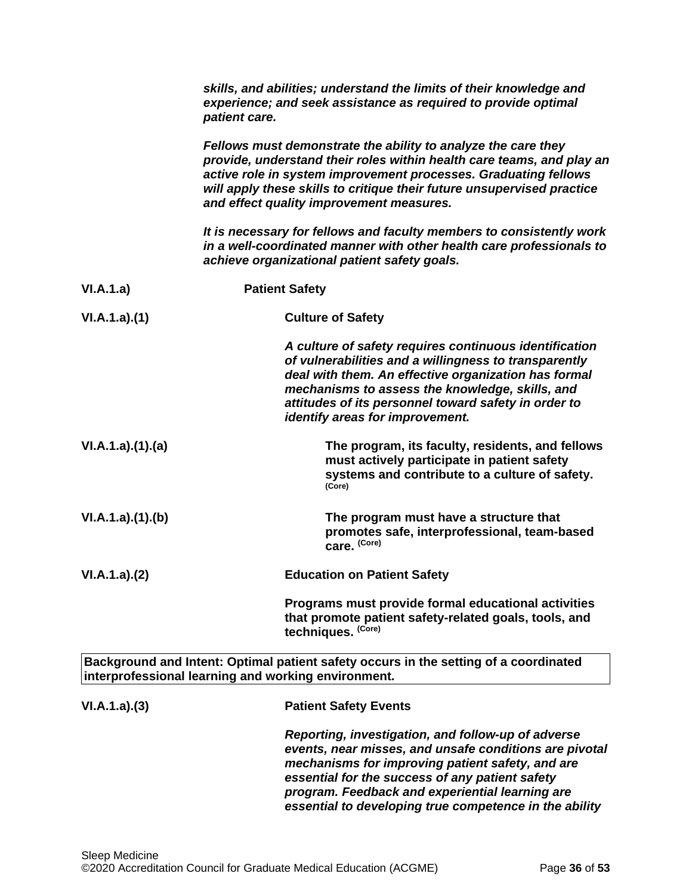*skills, and abilities; understand the limits of their knowledge and experience; and seek assistance as required to provide optimal patient care.*

*Fellows must demonstrate the ability to analyze the care they provide, understand their roles within health care teams, and play an active role in system improvement processes. Graduating fellows will apply these skills to critique their future unsupervised practice and effect quality improvement measures.*

*It is necessary for fellows and faculty members to consistently work in a well-coordinated manner with other health care professionals to achieve organizational patient safety goals.*

**VI.A.1.a)** **Patient Safety**

**VI.A.1.a).(1)** **Culture of Safety**

*A culture of safety requires continuous identification of vulnerabilities and a willingness to transparently deal with them. An effective organization has formal mechanisms to assess the knowledge, skills, and attitudes of its personnel toward safety in order to identify areas for improvement.*

**VI.A.1.a).(1).(a)** **The program, its faculty, residents, and fellows must actively participate in patient safety systems and contribute to a culture of safety.** (Core)

**VI.A.1.a).(1).(b)** **The program must have a structure that promotes safe, interprofessional, team-based care.** (Core)

**VI.A.1.a).(2)** **Education on Patient Safety**

**Programs must provide formal educational activities that promote patient safety-related goals, tools, and techniques.** (Core)

| **Background and Intent: Optimal patient safety occurs in the setting of a coordinated interprofessional learning and working environment.** |
|---|

**VI.A.1.a).(3)** **Patient Safety Events**

*Reporting, investigation, and follow-up of adverse events, near misses, and unsafe conditions are pivotal mechanisms for improving patient safety, and are essential for the success of any patient safety program. Feedback and experiential learning are essential to developing true competence in the ability*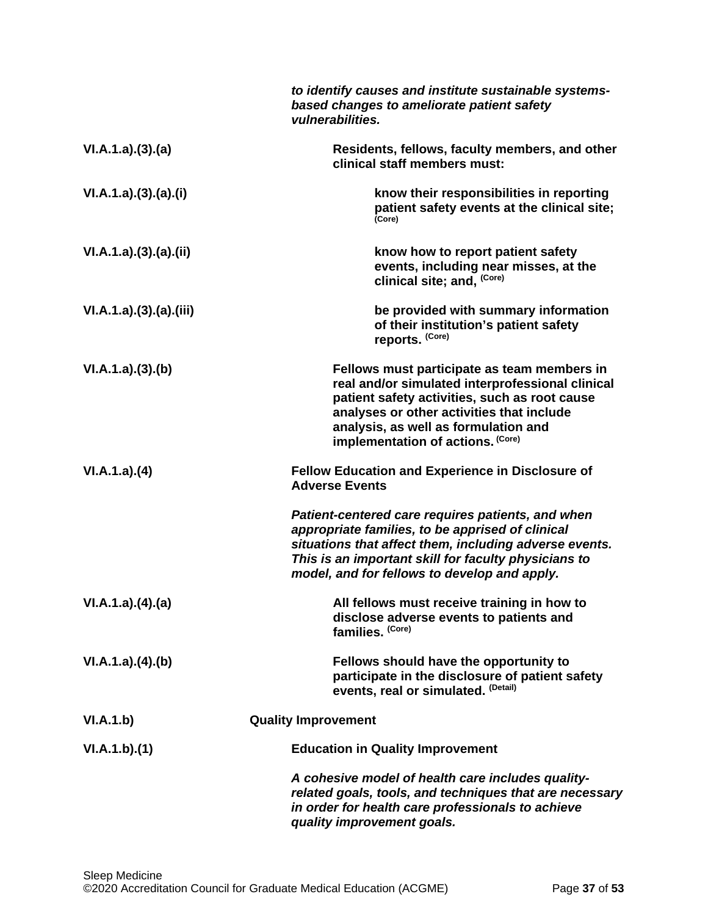*to identify causes and institute sustainable systems-based changes to ameliorate patient safety vulnerabilities.*

VI.A.1.a).(3).(a) **Residents, fellows, faculty members, and other clinical staff members must:**

VI.A.1.a).(3).(a).(i) **know their responsibilities in reporting patient safety events at the clinical site;** (Core)

VI.A.1.a).(3).(a).(ii) **know how to report patient safety events, including near misses, at the clinical site; and,** (Core)

VI.A.1.a).(3).(a).(iii) **be provided with summary information of their institution's patient safety reports.** (Core)

VI.A.1.a).(3).(b) **Fellows must participate as team members in real and/or simulated interprofessional clinical patient safety activities, such as root cause analyses or other activities that include analysis, as well as formulation and implementation of actions.** (Core)

VI.A.1.a).(4) **Fellow Education and Experience in Disclosure of Adverse Events**

*Patient-centered care requires patients, and when appropriate families, to be apprised of clinical situations that affect them, including adverse events. This is an important skill for faculty physicians to model, and for fellows to develop and apply.*

VI.A.1.a).(4).(a) **All fellows must receive training in how to disclose adverse events to patients and families.** (Core)

VI.A.1.a).(4).(b) **Fellows should have the opportunity to participate in the disclosure of patient safety events, real or simulated.** (Detail)

VI.A.1.b) **Quality Improvement**

VI.A.1.b).(1) **Education in Quality Improvement**

*A cohesive model of health care includes quality-related goals, tools, and techniques that are necessary in order for health care professionals to achieve quality improvement goals.*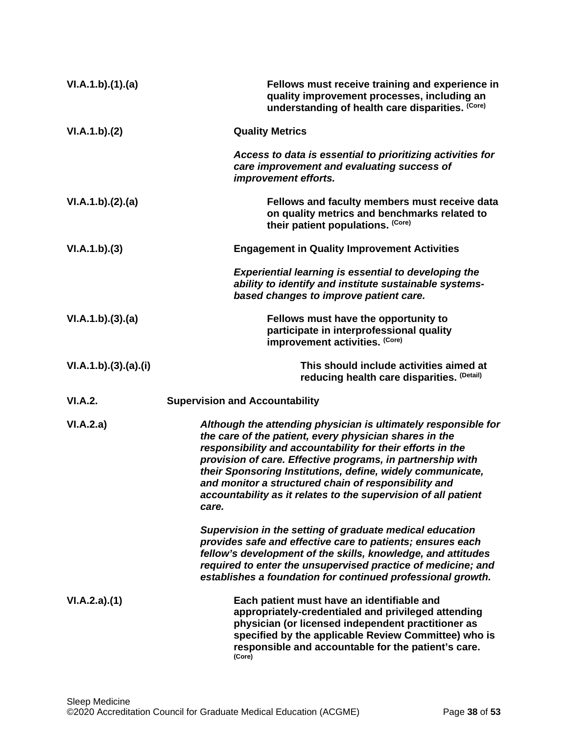VI.A.1.b).(1).(a) **Fellows must receive training and experience in quality improvement processes, including an understanding of health care disparities.** (Core)

VI.A.1.b).(2) **Quality Metrics**

*Access to data is essential to prioritizing activities for care improvement and evaluating success of improvement efforts.*

VI.A.1.b).(2).(a) **Fellows and faculty members must receive data on quality metrics and benchmarks related to their patient populations.** (Core)

VI.A.1.b).(3) **Engagement in Quality Improvement Activities**

*Experiential learning is essential to developing the ability to identify and institute sustainable systems-based changes to improve patient care.*

VI.A.1.b).(3).(a) **Fellows must have the opportunity to participate in interprofessional quality improvement activities.** (Core)

VI.A.1.b).(3).(a).(i) **This should include activities aimed at reducing health care disparities.** (Detail)

VI.A.2. **Supervision and Accountability**

VI.A.2.a) *Although the attending physician is ultimately responsible for the care of the patient, every physician shares in the responsibility and accountability for their efforts in the provision of care. Effective programs, in partnership with their Sponsoring Institutions, define, widely communicate, and monitor a structured chain of responsibility and accountability as it relates to the supervision of all patient care.*

*Supervision in the setting of graduate medical education provides safe and effective care to patients; ensures each fellow's development of the skills, knowledge, and attitudes required to enter the unsupervised practice of medicine; and establishes a foundation for continued professional growth.*

VI.A.2.a).(1) **Each patient must have an identifiable and appropriately-credentialed and privileged attending physician (or licensed independent practitioner as specified by the applicable Review Committee) who is responsible and accountable for the patient's care.** (Core)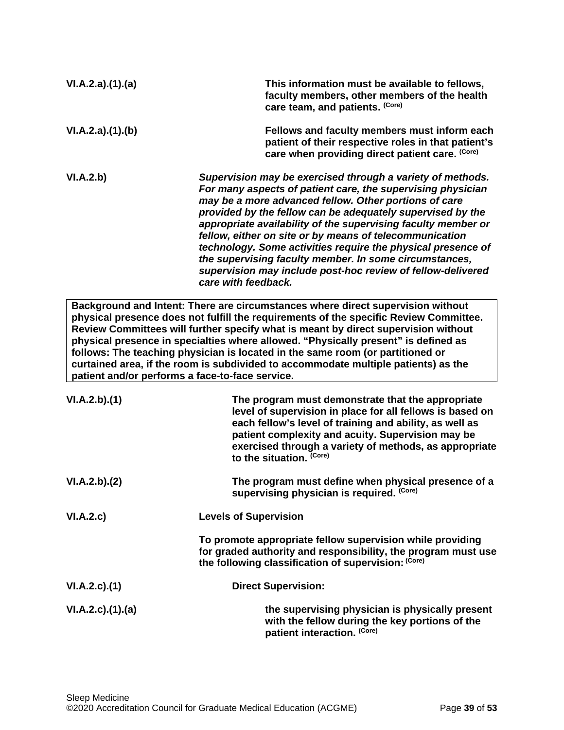**VI.A.2.a).(1).(a)** **This information must be available to fellows, faculty members, other members of the health care team, and patients.** (Core)

**VI.A.2.a).(1).(b)** **Fellows and faculty members must inform each patient of their respective roles in that patient's care when providing direct patient care.** (Core)

**VI.A.2.b)** ***Supervision may be exercised through a variety of methods. For many aspects of patient care, the supervising physician may be a more advanced fellow. Other portions of care provided by the fellow can be adequately supervised by the appropriate availability of the supervising faculty member or fellow, either on site or by means of telecommunication technology. Some activities require the physical presence of the supervising faculty member. In some circumstances, supervision may include post-hoc review of fellow-delivered care with feedback.***

| Background and Intent: There are circumstances where direct supervision without physical presence does not fulfill the requirements of the specific Review Committee. Review Committees will further specify what is meant by direct supervision without physical presence in specialties where allowed. "Physically present" is defined as follows: The teaching physician is located in the same room (or partitioned or curtained area, if the room is subdivided to accommodate multiple patients) as the patient and/or performs a face-to-face service. |
|---|

**VI.A.2.b).(1)** **The program must demonstrate that the appropriate level of supervision in place for all fellows is based on each fellow's level of training and ability, as well as patient complexity and acuity. Supervision may be exercised through a variety of methods, as appropriate to the situation.** (Core)

**VI.A.2.b).(2)** **The program must define when physical presence of a supervising physician is required.** (Core)

**VI.A.2.c)** **Levels of Supervision**

**To promote appropriate fellow supervision while providing for graded authority and responsibility, the program must use the following classification of supervision:** (Core)

**VI.A.2.c).(1)** **Direct Supervision:**

**VI.A.2.c).(1).(a)** **the supervising physician is physically present with the fellow during the key portions of the patient interaction.** (Core)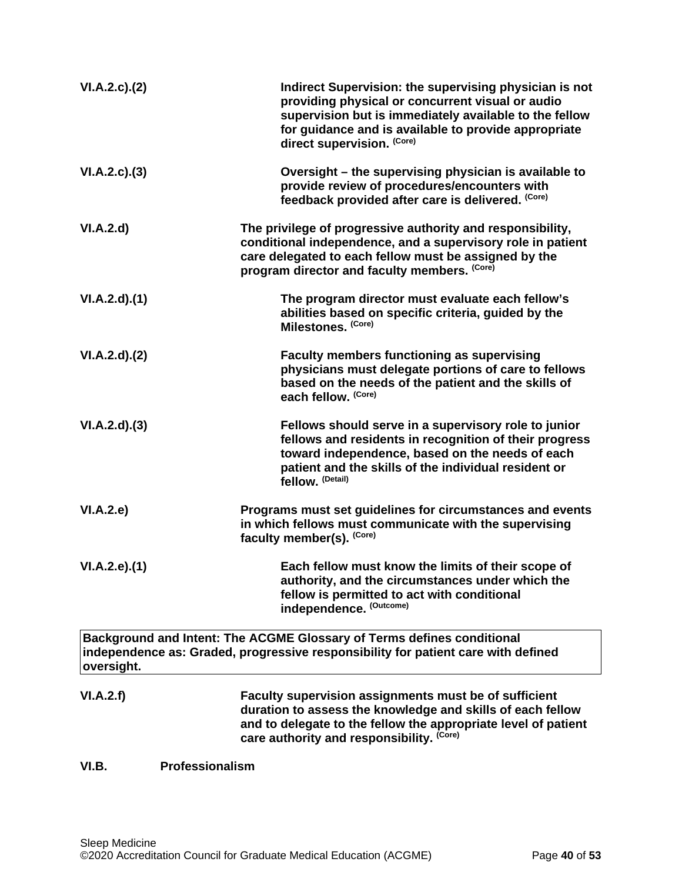**VI.A.2.c).(2)** **Indirect Supervision: the supervising physician is not providing physical or concurrent visual or audio supervision but is immediately available to the fellow for guidance and is available to provide appropriate direct supervision.** **(Core)**

**VI.A.2.c).(3)** **Oversight – the supervising physician is available to provide review of procedures/encounters with feedback provided after care is delivered.** **(Core)**

**VI.A.2.d)** **The privilege of progressive authority and responsibility, conditional independence, and a supervisory role in patient care delegated to each fellow must be assigned by the program director and faculty members.** **(Core)**

**VI.A.2.d).(1)** **The program director must evaluate each fellow's abilities based on specific criteria, guided by the Milestones.** **(Core)**

**VI.A.2.d).(2)** **Faculty members functioning as supervising physicians must delegate portions of care to fellows based on the needs of the patient and the skills of each fellow.** **(Core)**

**VI.A.2.d).(3)** **Fellows should serve in a supervisory role to junior fellows and residents in recognition of their progress toward independence, based on the needs of each patient and the skills of the individual resident or fellow.** **(Detail)**

**VI.A.2.e)** **Programs must set guidelines for circumstances and events in which fellows must communicate with the supervising faculty member(s).** **(Core)**

**VI.A.2.e).(1)** **Each fellow must know the limits of their scope of authority, and the circumstances under which the fellow is permitted to act with conditional independence.** **(Outcome)**

| **Background and Intent: The ACGME Glossary of Terms defines conditional independence as: Graded, progressive responsibility for patient care with defined oversight.** |
|---|

**VI.A.2.f)** **Faculty supervision assignments must be of sufficient duration to assess the knowledge and skills of each fellow and to delegate to the fellow the appropriate level of patient care authority and responsibility.** **(Core)**

**VI.B. Professionalism**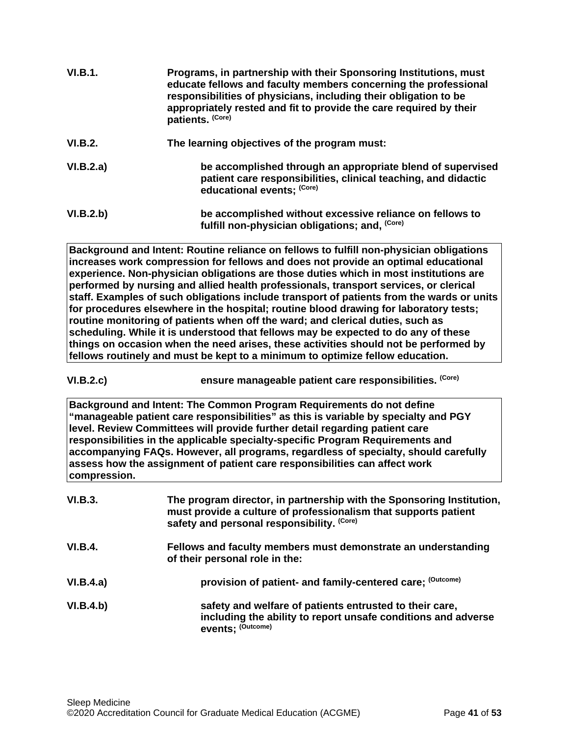**VI.B.1.** **Programs, in partnership with their Sponsoring Institutions, must educate fellows and faculty members concerning the professional responsibilities of physicians, including their obligation to be appropriately rested and fit to provide the care required by their patients.** (Core)

**VI.B.2.** **The learning objectives of the program must:**

**VI.B.2.a)** **be accomplished through an appropriate blend of supervised patient care responsibilities, clinical teaching, and didactic educational events;** (Core)

**VI.B.2.b)** **be accomplished without excessive reliance on fellows to fulfill non-physician obligations; and,** (Core)

| Background and Intent: Routine reliance on fellows to fulfill non-physician obligations increases work compression for fellows and does not provide an optimal educational experience. Non-physician obligations are those duties which in most institutions are performed by nursing and allied health professionals, transport services, or clerical staff. Examples of such obligations include transport of patients from the wards or units for procedures elsewhere in the hospital; routine blood drawing for laboratory tests; routine monitoring of patients when off the ward; and clerical duties, such as scheduling. While it is understood that fellows may be expected to do any of these things on occasion when the need arises, these activities should not be performed by fellows routinely and must be kept to a minimum to optimize fellow education. |
|---|

**VI.B.2.c)** **ensure manageable patient care responsibilities.** (Core)

| Background and Intent: The Common Program Requirements do not define "manageable patient care responsibilities" as this is variable by specialty and PGY level. Review Committees will provide further detail regarding patient care responsibilities in the applicable specialty-specific Program Requirements and accompanying FAQs. However, all programs, regardless of specialty, should carefully assess how the assignment of patient care responsibilities can affect work compression. |
|---|

**VI.B.3.** **The program director, in partnership with the Sponsoring Institution, must provide a culture of professionalism that supports patient safety and personal responsibility.** (Core)

**VI.B.4.** **Fellows and faculty members must demonstrate an understanding of their personal role in the:**

**VI.B.4.a)** **provision of patient- and family-centered care;** (Outcome)

**VI.B.4.b)** **safety and welfare of patients entrusted to their care, including the ability to report unsafe conditions and adverse events;** (Outcome)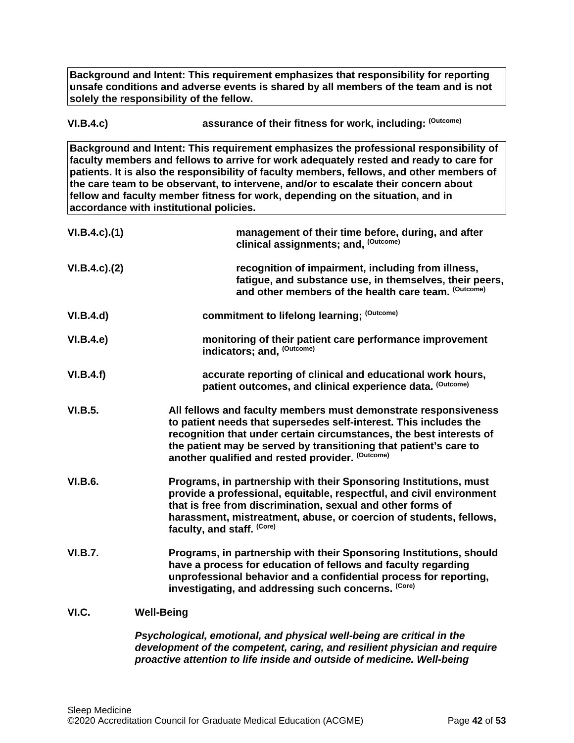**Background and Intent: This requirement emphasizes that responsibility for reporting unsafe conditions and adverse events is shared by all members of the team and is not solely the responsibility of the fellow.**

**VI.B.4.c)** **assurance of their fitness for work, including:** **(Outcome)**

**Background and Intent: This requirement emphasizes the professional responsibility of faculty members and fellows to arrive for work adequately rested and ready to care for patients. It is also the responsibility of faculty members, fellows, and other members of the care team to be observant, to intervene, and/or to escalate their concern about fellow and faculty member fitness for work, depending on the situation, and in accordance with institutional policies.**

**VI.B.4.c).(1)** **management of their time before, during, and after clinical assignments; and,** **(Outcome)**

**VI.B.4.c).(2)** **recognition of impairment, including from illness, fatigue, and substance use, in themselves, their peers, and other members of the health care team.** **(Outcome)**

**VI.B.4.d)** **commitment to lifelong learning;** **(Outcome)**

**VI.B.4.e)** **monitoring of their patient care performance improvement indicators; and,** **(Outcome)**

**VI.B.4.f)** **accurate reporting of clinical and educational work hours, patient outcomes, and clinical experience data.** **(Outcome)**

**VI.B.5.** **All fellows and faculty members must demonstrate responsiveness to patient needs that supersedes self-interest. This includes the recognition that under certain circumstances, the best interests of the patient may be served by transitioning that patient's care to another qualified and rested provider.** **(Outcome)**

**VI.B.6.** **Programs, in partnership with their Sponsoring Institutions, must provide a professional, equitable, respectful, and civil environment that is free from discrimination, sexual and other forms of harassment, mistreatment, abuse, or coercion of students, fellows, faculty, and staff.** **(Core)**

**VI.B.7.** **Programs, in partnership with their Sponsoring Institutions, should have a process for education of fellows and faculty regarding unprofessional behavior and a confidential process for reporting, investigating, and addressing such concerns.** **(Core)**

**VI.C.** **Well-Being**

***Psychological, emotional, and physical well-being are critical in the development of the competent, caring, and resilient physician and require proactive attention to life inside and outside of medicine. Well-being***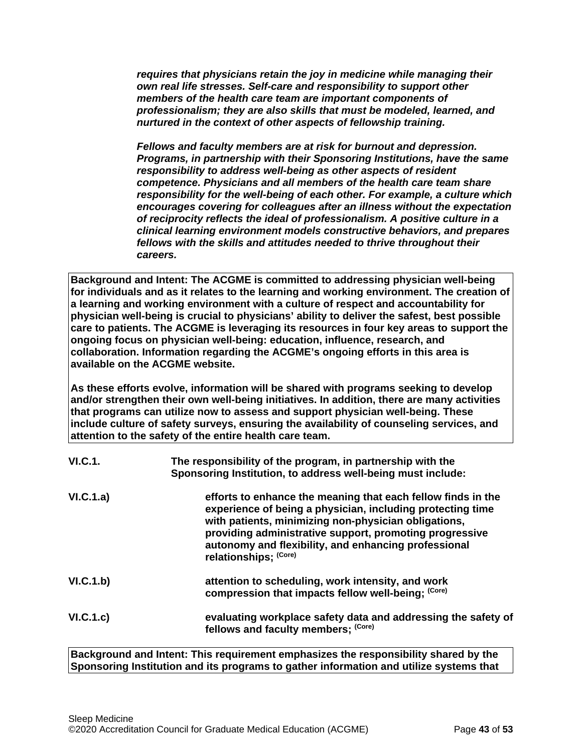***requires that physicians retain the joy in medicine while managing their own real life stresses. Self-care and responsibility to support other members of the health care team are important components of professionalism; they are also skills that must be modeled, learned, and nurtured in the context of other aspects of fellowship training.***

***Fellows and faculty members are at risk for burnout and depression. Programs, in partnership with their Sponsoring Institutions, have the same responsibility to address well-being as other aspects of resident competence. Physicians and all members of the health care team share responsibility for the well-being of each other. For example, a culture which encourages covering for colleagues after an illness without the expectation of reciprocity reflects the ideal of professionalism. A positive culture in a clinical learning environment models constructive behaviors, and prepares fellows with the skills and attitudes needed to thrive throughout their careers.***

> **Background and Intent: The ACGME is committed to addressing physician well-being for individuals and as it relates to the learning and working environment. The creation of a learning and working environment with a culture of respect and accountability for physician well-being is crucial to physicians' ability to deliver the safest, best possible care to patients. The ACGME is leveraging its resources in four key areas to support the ongoing focus on physician well-being: education, influence, research, and collaboration. Information regarding the ACGME's ongoing efforts in this area is available on the ACGME website.**
>
> **As these efforts evolve, information will be shared with programs seeking to develop and/or strengthen their own well-being initiatives. In addition, there are many activities that programs can utilize now to assess and support physician well-being. These include culture of safety surveys, ensuring the availability of counseling services, and attention to the safety of the entire health care team.**

**VI.C.1.** **The responsibility of the program, in partnership with the Sponsoring Institution, to address well-being must include:**

**VI.C.1.a)** **efforts to enhance the meaning that each fellow finds in the experience of being a physician, including protecting time with patients, minimizing non-physician obligations, providing administrative support, promoting progressive autonomy and flexibility, and enhancing professional relationships; (Core)**

**VI.C.1.b)** **attention to scheduling, work intensity, and work compression that impacts fellow well-being; (Core)**

**VI.C.1.c)** **evaluating workplace safety data and addressing the safety of fellows and faculty members; (Core)**

> **Background and Intent: This requirement emphasizes the responsibility shared by the Sponsoring Institution and its programs to gather information and utilize systems that**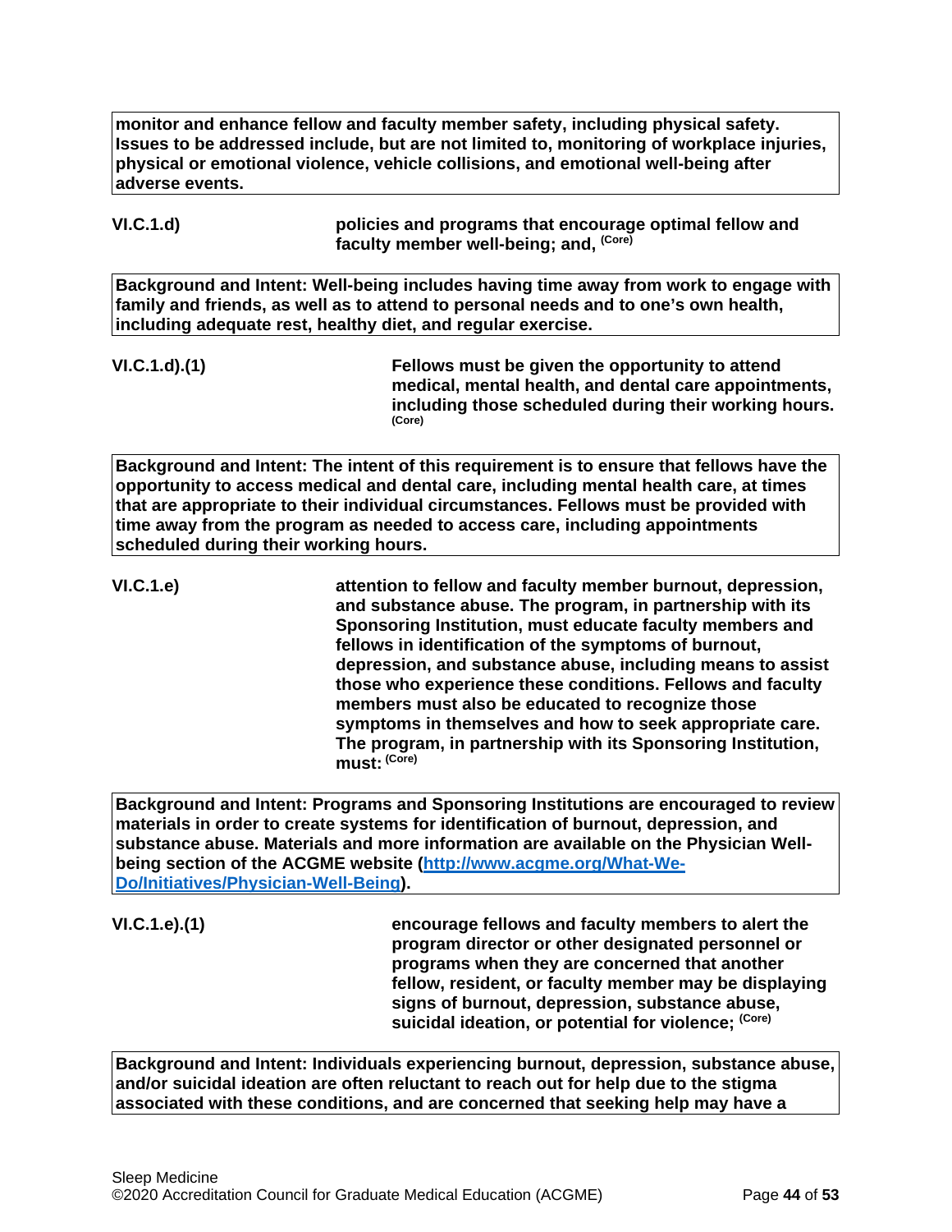**monitor and enhance fellow and faculty member safety, including physical safety. Issues to be addressed include, but are not limited to, monitoring of workplace injuries, physical or emotional violence, vehicle collisions, and emotional well-being after adverse events.**

**VI.C.1.d)** **policies and programs that encourage optimal fellow and faculty member well-being; and,** **(Core)**

**Background and Intent: Well-being includes having time away from work to engage with family and friends, as well as to attend to personal needs and to one's own health, including adequate rest, healthy diet, and regular exercise.**

**VI.C.1.d).(1)** **Fellows must be given the opportunity to attend medical, mental health, and dental care appointments, including those scheduled during their working hours.** **(Core)**

**Background and Intent: The intent of this requirement is to ensure that fellows have the opportunity to access medical and dental care, including mental health care, at times that are appropriate to their individual circumstances. Fellows must be provided with time away from the program as needed to access care, including appointments scheduled during their working hours.**

**VI.C.1.e)** **attention to fellow and faculty member burnout, depression, and substance abuse. The program, in partnership with its Sponsoring Institution, must educate faculty members and fellows in identification of the symptoms of burnout, depression, and substance abuse, including means to assist those who experience these conditions. Fellows and faculty members must also be educated to recognize those symptoms in themselves and how to seek appropriate care. The program, in partnership with its Sponsoring Institution, must:** **(Core)**

**Background and Intent: Programs and Sponsoring Institutions are encouraged to review materials in order to create systems for identification of burnout, depression, and substance abuse. Materials and more information are available on the Physician Well-being section of the ACGME website ([http://www.acgme.org/What-We-Do/Initiatives/Physician-Well-Being](http://www.acgme.org/What-We-Do/Initiatives/Physician-Well-Being)).**

**VI.C.1.e).(1)** **encourage fellows and faculty members to alert the program director or other designated personnel or programs when they are concerned that another fellow, resident, or faculty member may be displaying signs of burnout, depression, substance abuse, suicidal ideation, or potential for violence;** **(Core)**

**Background and Intent: Individuals experiencing burnout, depression, substance abuse, and/or suicidal ideation are often reluctant to reach out for help due to the stigma associated with these conditions, and are concerned that seeking help may have a**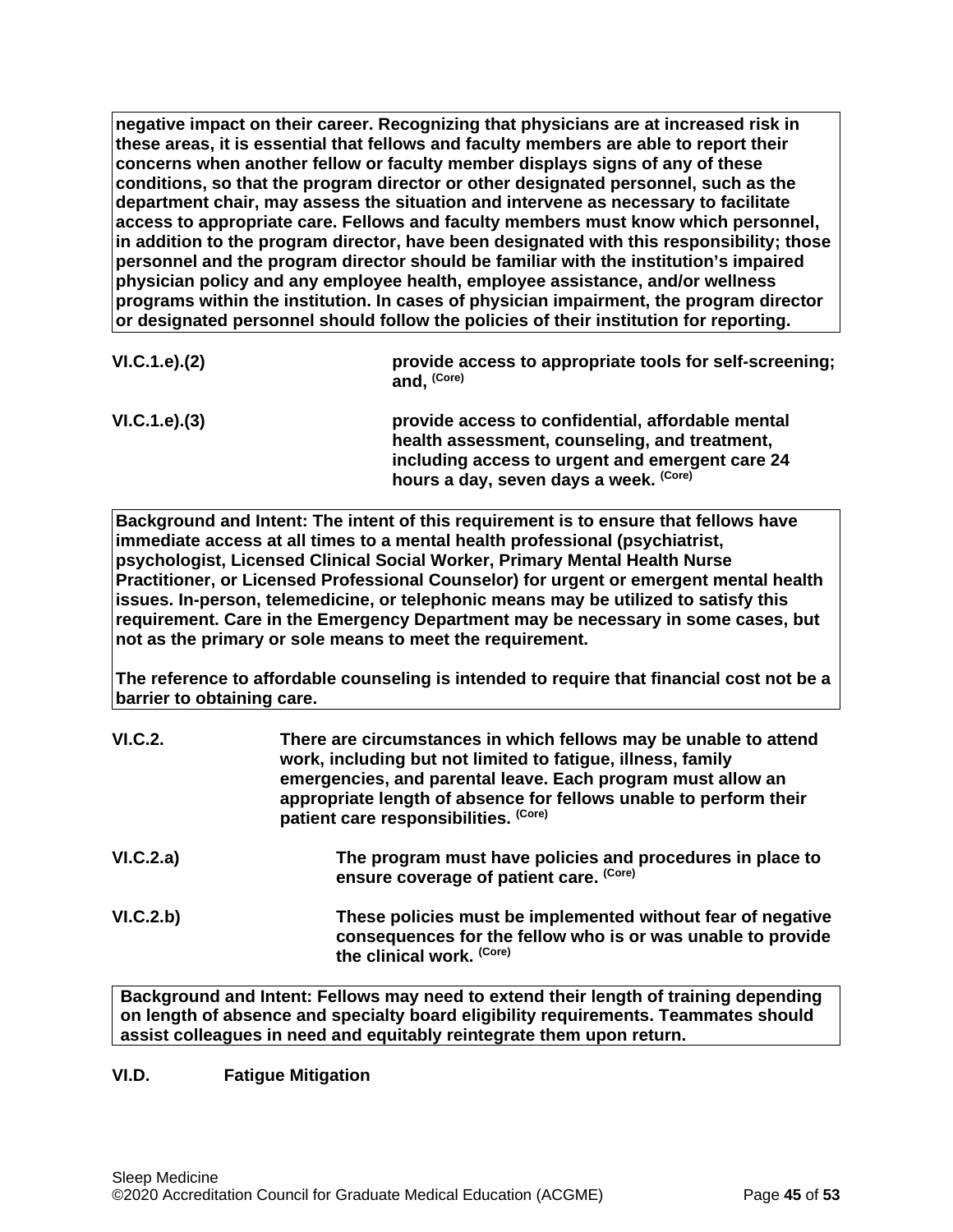**negative impact on their career. Recognizing that physicians are at increased risk in these areas, it is essential that fellows and faculty members are able to report their concerns when another fellow or faculty member displays signs of any of these conditions, so that the program director or other designated personnel, such as the department chair, may assess the situation and intervene as necessary to facilitate access to appropriate care. Fellows and faculty members must know which personnel, in addition to the program director, have been designated with this responsibility; those personnel and the program director should be familiar with the institution's impaired physician policy and any employee health, employee assistance, and/or wellness programs within the institution. In cases of physician impairment, the program director or designated personnel should follow the policies of their institution for reporting.**

**VI.C.1.e).(2)** **provide access to appropriate tools for self-screening; and,** **(Core)**

**VI.C.1.e).(3)** **provide access to confidential, affordable mental health assessment, counseling, and treatment, including access to urgent and emergent care 24 hours a day, seven days a week.** **(Core)**

**Background and Intent: The intent of this requirement is to ensure that fellows have immediate access at all times to a mental health professional (psychiatrist, psychologist, Licensed Clinical Social Worker, Primary Mental Health Nurse Practitioner, or Licensed Professional Counselor) for urgent or emergent mental health issues. In-person, telemedicine, or telephonic means may be utilized to satisfy this requirement. Care in the Emergency Department may be necessary in some cases, but not as the primary or sole means to meet the requirement.**

**The reference to affordable counseling is intended to require that financial cost not be a barrier to obtaining care.**

**VI.C.2.** **There are circumstances in which fellows may be unable to attend work, including but not limited to fatigue, illness, family emergencies, and parental leave. Each program must allow an appropriate length of absence for fellows unable to perform their patient care responsibilities.** **(Core)**

**VI.C.2.a)** **The program must have policies and procedures in place to ensure coverage of patient care.** **(Core)**

**VI.C.2.b)** **These policies must be implemented without fear of negative consequences for the fellow who is or was unable to provide the clinical work.** **(Core)**

**Background and Intent: Fellows may need to extend their length of training depending on length of absence and specialty board eligibility requirements. Teammates should assist colleagues in need and equitably reintegrate them upon return.**

**VI.D.** **Fatigue Mitigation**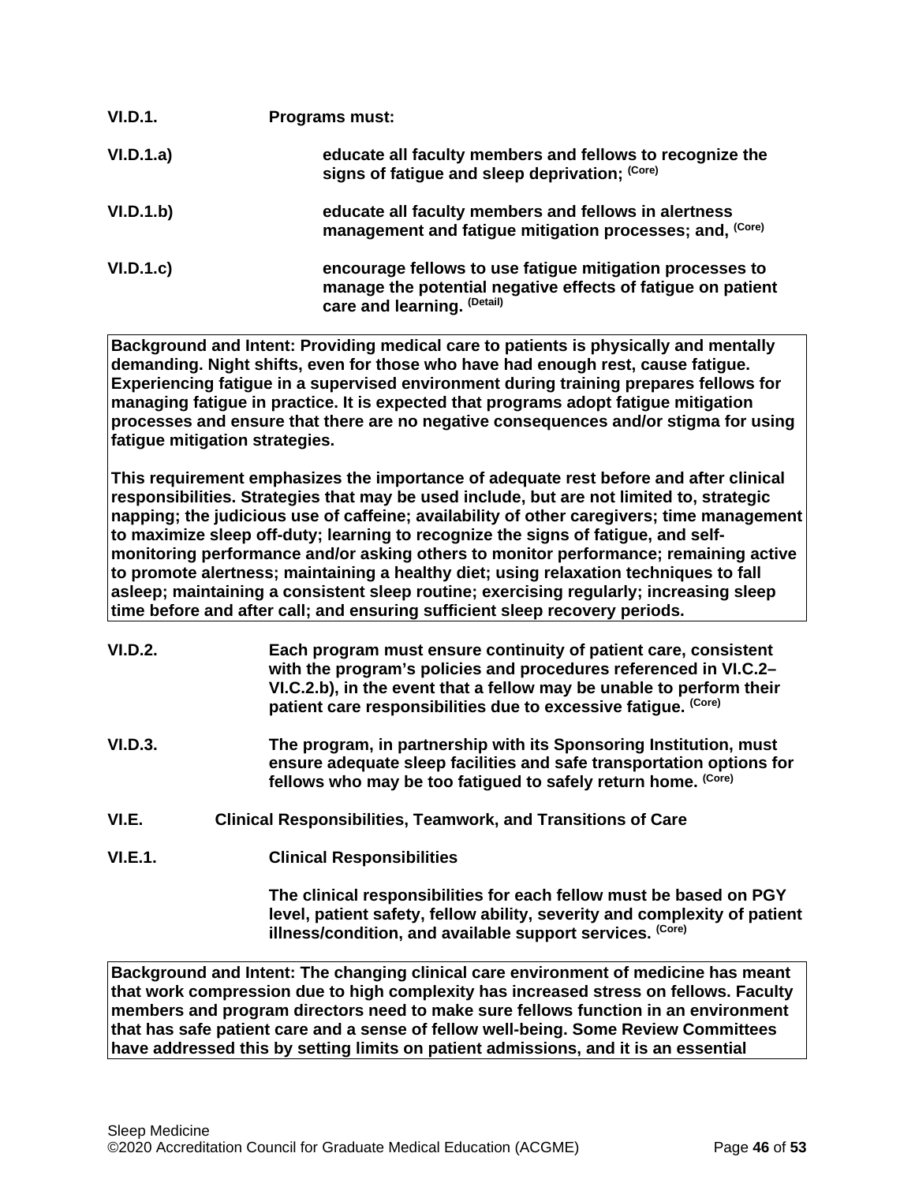**VI.D.1.** **Programs must:**

**VI.D.1.a)** **educate all faculty members and fellows to recognize the signs of fatigue and sleep deprivation;** **(Core)**

**VI.D.1.b)** **educate all faculty members and fellows in alertness management and fatigue mitigation processes; and,** **(Core)**

**VI.D.1.c)** **encourage fellows to use fatigue mitigation processes to manage the potential negative effects of fatigue on patient care and learning.** **(Detail)**

> **Background and Intent: Providing medical care to patients is physically and mentally demanding. Night shifts, even for those who have had enough rest, cause fatigue. Experiencing fatigue in a supervised environment during training prepares fellows for managing fatigue in practice. It is expected that programs adopt fatigue mitigation processes and ensure that there are no negative consequences and/or stigma for using fatigue mitigation strategies.**
>
> **This requirement emphasizes the importance of adequate rest before and after clinical responsibilities. Strategies that may be used include, but are not limited to, strategic napping; the judicious use of caffeine; availability of other caregivers; time management to maximize sleep off-duty; learning to recognize the signs of fatigue, and self-monitoring performance and/or asking others to monitor performance; remaining active to promote alertness; maintaining a healthy diet; using relaxation techniques to fall asleep; maintaining a consistent sleep routine; exercising regularly; increasing sleep time before and after call; and ensuring sufficient sleep recovery periods.**

**VI.D.2.** **Each program must ensure continuity of patient care, consistent with the program's policies and procedures referenced in VI.C.2–VI.C.2.b), in the event that a fellow may be unable to perform their patient care responsibilities due to excessive fatigue.** **(Core)**

**VI.D.3.** **The program, in partnership with its Sponsoring Institution, must ensure adequate sleep facilities and safe transportation options for fellows who may be too fatigued to safely return home.** **(Core)**

**VI.E.** **Clinical Responsibilities, Teamwork, and Transitions of Care**

**VI.E.1.** **Clinical Responsibilities**

**The clinical responsibilities for each fellow must be based on PGY level, patient safety, fellow ability, severity and complexity of patient illness/condition, and available support services.** **(Core)**

> **Background and Intent: The changing clinical care environment of medicine has meant that work compression due to high complexity has increased stress on fellows. Faculty members and program directors need to make sure fellows function in an environment that has safe patient care and a sense of fellow well-being. Some Review Committees have addressed this by setting limits on patient admissions, and it is an essential**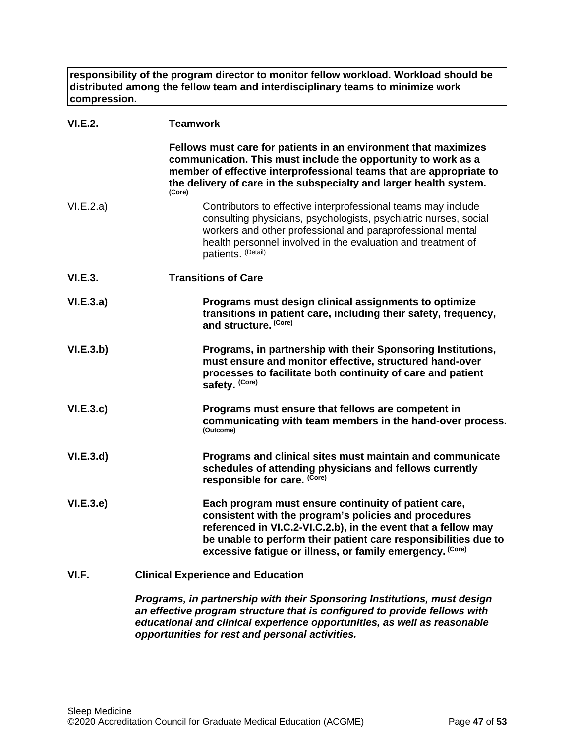**responsibility of the program director to monitor fellow workload. Workload should be distributed among the fellow team and interdisciplinary teams to minimize work compression.**

**VI.E.2. Teamwork**

**Fellows must care for patients in an environment that maximizes communication. This must include the opportunity to work as a member of effective interprofessional teams that are appropriate to the delivery of care in the subspecialty and larger health system.** (Core)

VI.E.2.a) Contributors to effective interprofessional teams may include consulting physicians, psychologists, psychiatric nurses, social workers and other professional and paraprofessional mental health personnel involved in the evaluation and treatment of patients. (Detail)

**VI.E.3. Transitions of Care**

**VI.E.3.a) Programs must design clinical assignments to optimize transitions in patient care, including their safety, frequency, and structure.** (Core)

**VI.E.3.b) Programs, in partnership with their Sponsoring Institutions, must ensure and monitor effective, structured hand-over processes to facilitate both continuity of care and patient safety.** (Core)

**VI.E.3.c) Programs must ensure that fellows are competent in communicating with team members in the hand-over process.** (Outcome)

**VI.E.3.d) Programs and clinical sites must maintain and communicate schedules of attending physicians and fellows currently responsible for care.** (Core)

**VI.E.3.e) Each program must ensure continuity of patient care, consistent with the program's policies and procedures referenced in VI.C.2-VI.C.2.b), in the event that a fellow may be unable to perform their patient care responsibilities due to excessive fatigue or illness, or family emergency.** (Core)

**VI.F. Clinical Experience and Education**

***Programs, in partnership with their Sponsoring Institutions, must design an effective program structure that is configured to provide fellows with educational and clinical experience opportunities, as well as reasonable opportunities for rest and personal activities.***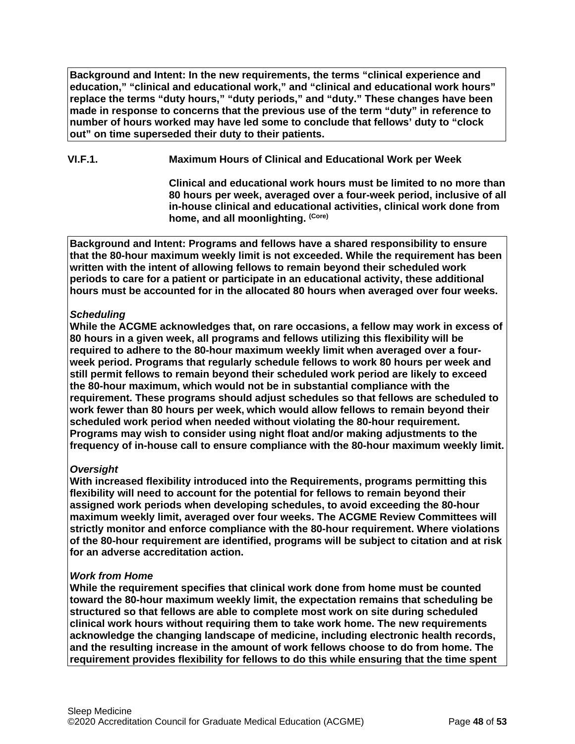**Background and Intent: In the new requirements, the terms "clinical experience and education," "clinical and educational work," and "clinical and educational work hours" replace the terms "duty hours," "duty periods," and "duty." These changes have been made in response to concerns that the previous use of the term "duty" in reference to number of hours worked may have led some to conclude that fellows' duty to "clock out" on time superseded their duty to their patients.**

**VI.F.1. Maximum Hours of Clinical and Educational Work per Week**

**Clinical and educational work hours must be limited to no more than 80 hours per week, averaged over a four-week period, inclusive of all in-house clinical and educational activities, clinical work done from home, and all moonlighting.** (Core)

**Background and Intent: Programs and fellows have a shared responsibility to ensure that the 80-hour maximum weekly limit is not exceeded. While the requirement has been written with the intent of allowing fellows to remain beyond their scheduled work periods to care for a patient or participate in an educational activity, these additional hours must be accounted for in the allocated 80 hours when averaged over four weeks.**

***Scheduling***
**While the ACGME acknowledges that, on rare occasions, a fellow may work in excess of 80 hours in a given week, all programs and fellows utilizing this flexibility will be required to adhere to the 80-hour maximum weekly limit when averaged over a four-week period. Programs that regularly schedule fellows to work 80 hours per week and still permit fellows to remain beyond their scheduled work period are likely to exceed the 80-hour maximum, which would not be in substantial compliance with the requirement. These programs should adjust schedules so that fellows are scheduled to work fewer than 80 hours per week, which would allow fellows to remain beyond their scheduled work period when needed without violating the 80-hour requirement. Programs may wish to consider using night float and/or making adjustments to the frequency of in-house call to ensure compliance with the 80-hour maximum weekly limit.**

***Oversight***
**With increased flexibility introduced into the Requirements, programs permitting this flexibility will need to account for the potential for fellows to remain beyond their assigned work periods when developing schedules, to avoid exceeding the 80-hour maximum weekly limit, averaged over four weeks. The ACGME Review Committees will strictly monitor and enforce compliance with the 80-hour requirement. Where violations of the 80-hour requirement are identified, programs will be subject to citation and at risk for an adverse accreditation action.**

***Work from Home***
**While the requirement specifies that clinical work done from home must be counted toward the 80-hour maximum weekly limit, the expectation remains that scheduling be structured so that fellows are able to complete most work on site during scheduled clinical work hours without requiring them to take work home. The new requirements acknowledge the changing landscape of medicine, including electronic health records, and the resulting increase in the amount of work fellows choose to do from home. The requirement provides flexibility for fellows to do this while ensuring that the time spent**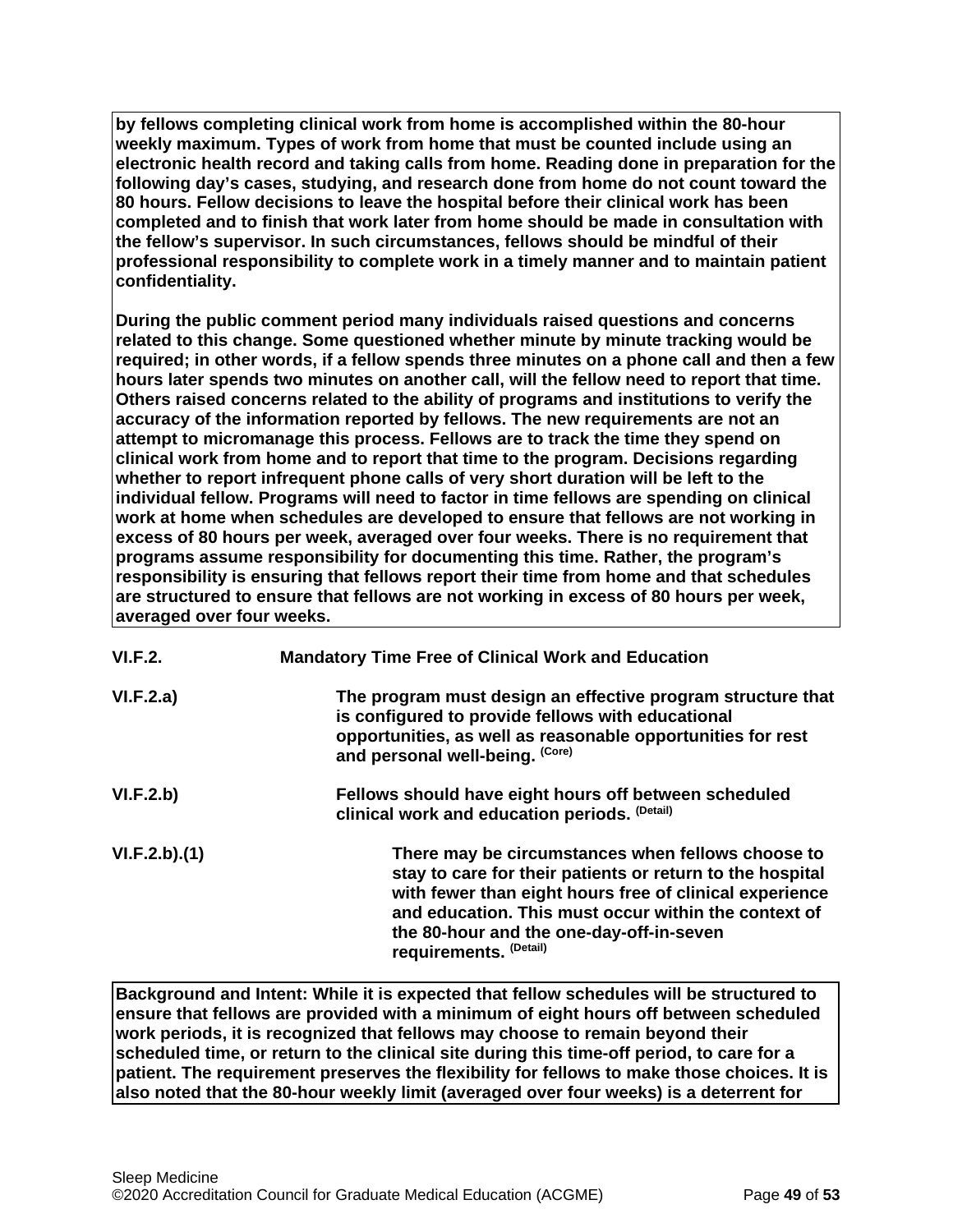**by fellows completing clinical work from home is accomplished within the 80-hour weekly maximum. Types of work from home that must be counted include using an electronic health record and taking calls from home. Reading done in preparation for the following day's cases, studying, and research done from home do not count toward the 80 hours. Fellow decisions to leave the hospital before their clinical work has been completed and to finish that work later from home should be made in consultation with the fellow's supervisor. In such circumstances, fellows should be mindful of their professional responsibility to complete work in a timely manner and to maintain patient confidentiality.**

**During the public comment period many individuals raised questions and concerns related to this change. Some questioned whether minute by minute tracking would be required; in other words, if a fellow spends three minutes on a phone call and then a few hours later spends two minutes on another call, will the fellow need to report that time. Others raised concerns related to the ability of programs and institutions to verify the accuracy of the information reported by fellows. The new requirements are not an attempt to micromanage this process. Fellows are to track the time they spend on clinical work from home and to report that time to the program. Decisions regarding whether to report infrequent phone calls of very short duration will be left to the individual fellow. Programs will need to factor in time fellows are spending on clinical work at home when schedules are developed to ensure that fellows are not working in excess of 80 hours per week, averaged over four weeks. There is no requirement that programs assume responsibility for documenting this time. Rather, the program's responsibility is ensuring that fellows report their time from home and that schedules are structured to ensure that fellows are not working in excess of 80 hours per week, averaged over four weeks.**

**VI.F.2. Mandatory Time Free of Clinical Work and Education**

**VI.F.2.a)** **The program must design an effective program structure that is configured to provide fellows with educational opportunities, as well as reasonable opportunities for rest and personal well-being.** (Core)

**VI.F.2.b)** **Fellows should have eight hours off between scheduled clinical work and education periods.** (Detail)

**VI.F.2.b).(1)** **There may be circumstances when fellows choose to stay to care for their patients or return to the hospital with fewer than eight hours free of clinical experience and education. This must occur within the context of the 80-hour and the one-day-off-in-seven requirements.** (Detail)

**Background and Intent: While it is expected that fellow schedules will be structured to ensure that fellows are provided with a minimum of eight hours off between scheduled work periods, it is recognized that fellows may choose to remain beyond their scheduled time, or return to the clinical site during this time-off period, to care for a patient. The requirement preserves the flexibility for fellows to make those choices. It is also noted that the 80-hour weekly limit (averaged over four weeks) is a deterrent for**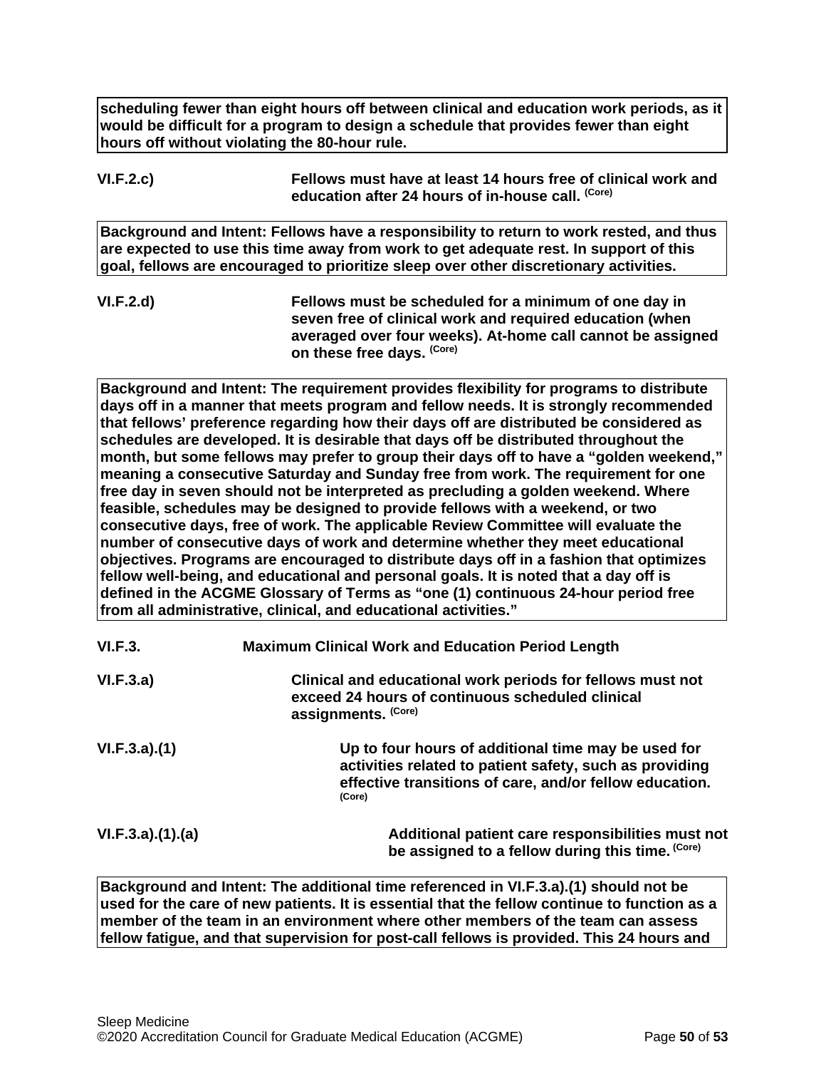**scheduling fewer than eight hours off between clinical and education work periods, as it would be difficult for a program to design a schedule that provides fewer than eight hours off without violating the 80-hour rule.**

**VI.F.2.c)** **Fellows must have at least 14 hours free of clinical work and education after 24 hours of in-house call.** (Core)

**Background and Intent: Fellows have a responsibility to return to work rested, and thus are expected to use this time away from work to get adequate rest. In support of this goal, fellows are encouraged to prioritize sleep over other discretionary activities.**

**VI.F.2.d)** **Fellows must be scheduled for a minimum of one day in seven free of clinical work and required education (when averaged over four weeks). At-home call cannot be assigned on these free days.** (Core)

**Background and Intent: The requirement provides flexibility for programs to distribute days off in a manner that meets program and fellow needs. It is strongly recommended that fellows' preference regarding how their days off are distributed be considered as schedules are developed. It is desirable that days off be distributed throughout the month, but some fellows may prefer to group their days off to have a "golden weekend," meaning a consecutive Saturday and Sunday free from work. The requirement for one free day in seven should not be interpreted as precluding a golden weekend. Where feasible, schedules may be designed to provide fellows with a weekend, or two consecutive days, free of work. The applicable Review Committee will evaluate the number of consecutive days of work and determine whether they meet educational objectives. Programs are encouraged to distribute days off in a fashion that optimizes fellow well-being, and educational and personal goals. It is noted that a day off is defined in the ACGME Glossary of Terms as "one (1) continuous 24-hour period free from all administrative, clinical, and educational activities."**

**VI.F.3.** **Maximum Clinical Work and Education Period Length**

**VI.F.3.a)** **Clinical and educational work periods for fellows must not exceed 24 hours of continuous scheduled clinical assignments.** (Core)

**VI.F.3.a).(1)** **Up to four hours of additional time may be used for activities related to patient safety, such as providing effective transitions of care, and/or fellow education.** (Core)

**VI.F.3.a).(1).(a)** **Additional patient care responsibilities must not be assigned to a fellow during this time.** (Core)

**Background and Intent: The additional time referenced in VI.F.3.a).(1) should not be used for the care of new patients. It is essential that the fellow continue to function as a member of the team in an environment where other members of the team can assess fellow fatigue, and that supervision for post-call fellows is provided. This 24 hours and**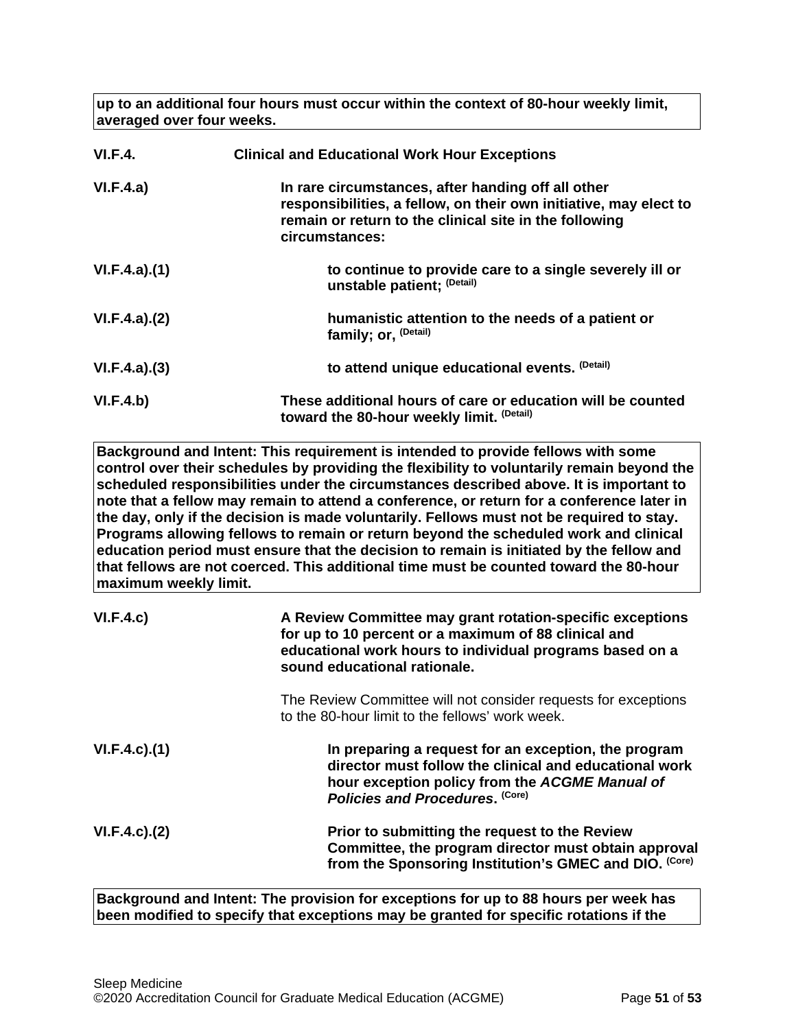**up to an additional four hours must occur within the context of 80-hour weekly limit, averaged over four weeks.**

**VI.F.4. Clinical and Educational Work Hour Exceptions**

**VI.F.4.a) In rare circumstances, after handing off all other responsibilities, a fellow, on their own initiative, may elect to remain or return to the clinical site in the following circumstances:**

**VI.F.4.a).(1) to continue to provide care to a single severely ill or unstable patient; (Detail)**

**VI.F.4.a).(2) humanistic attention to the needs of a patient or family; or, (Detail)**

**VI.F.4.a).(3) to attend unique educational events. (Detail)**

**VI.F.4.b) These additional hours of care or education will be counted toward the 80-hour weekly limit. (Detail)**

**Background and Intent: This requirement is intended to provide fellows with some control over their schedules by providing the flexibility to voluntarily remain beyond the scheduled responsibilities under the circumstances described above. It is important to note that a fellow may remain to attend a conference, or return for a conference later in the day, only if the decision is made voluntarily. Fellows must not be required to stay. Programs allowing fellows to remain or return beyond the scheduled work and clinical education period must ensure that the decision to remain is initiated by the fellow and that fellows are not coerced. This additional time must be counted toward the 80-hour maximum weekly limit.**

**VI.F.4.c) A Review Committee may grant rotation-specific exceptions for up to 10 percent or a maximum of 88 clinical and educational work hours to individual programs based on a sound educational rationale.**

The Review Committee will not consider requests for exceptions to the 80-hour limit to the fellows' work week.

**VI.F.4.c).(1) In preparing a request for an exception, the program director must follow the clinical and educational work hour exception policy from the *ACGME Manual of Policies and Procedures*. (Core)**

**VI.F.4.c).(2) Prior to submitting the request to the Review Committee, the program director must obtain approval from the Sponsoring Institution's GMEC and DIO. (Core)**

**Background and Intent: The provision for exceptions for up to 88 hours per week has been modified to specify that exceptions may be granted for specific rotations if the**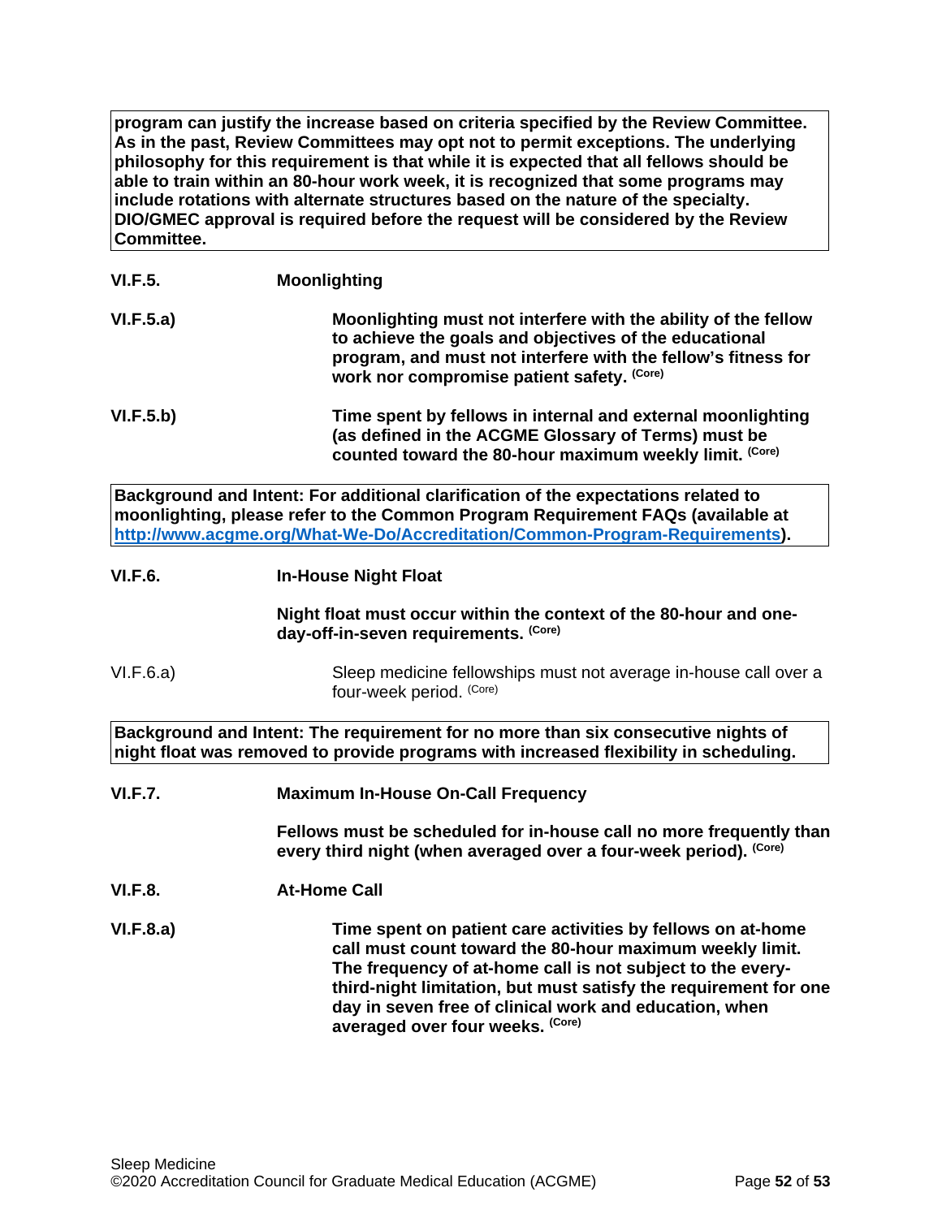**program can justify the increase based on criteria specified by the Review Committee. As in the past, Review Committees may opt not to permit exceptions. The underlying philosophy for this requirement is that while it is expected that all fellows should be able to train within an 80-hour work week, it is recognized that some programs may include rotations with alternate structures based on the nature of the specialty. DIO/GMEC approval is required before the request will be considered by the Review Committee.**

**VI.F.5. Moonlighting**

**VI.F.5.a) Moonlighting must not interfere with the ability of the fellow to achieve the goals and objectives of the educational program, and must not interfere with the fellow's fitness for work nor compromise patient safety.** (Core)

**VI.F.5.b) Time spent by fellows in internal and external moonlighting (as defined in the ACGME Glossary of Terms) must be counted toward the 80-hour maximum weekly limit.** (Core)

**Background and Intent: For additional clarification of the expectations related to moonlighting, please refer to the Common Program Requirement FAQs (available at [http://www.acgme.org/What-We-Do/Accreditation/Common-Program-Requirements](http://www.acgme.org/What-We-Do/Accreditation/Common-Program-Requirements)).**

**VI.F.6. In-House Night Float**

**Night float must occur within the context of the 80-hour and one-day-off-in-seven requirements.** (Core)

VI.F.6.a) Sleep medicine fellowships must not average in-house call over a four-week period. (Core)

**Background and Intent: The requirement for no more than six consecutive nights of night float was removed to provide programs with increased flexibility in scheduling.**

**VI.F.7. Maximum In-House On-Call Frequency**

**Fellows must be scheduled for in-house call no more frequently than every third night (when averaged over a four-week period).** (Core)

**VI.F.8. At-Home Call**

**VI.F.8.a) Time spent on patient care activities by fellows on at-home call must count toward the 80-hour maximum weekly limit. The frequency of at-home call is not subject to the every-third-night limitation, but must satisfy the requirement for one day in seven free of clinical work and education, when averaged over four weeks.** (Core)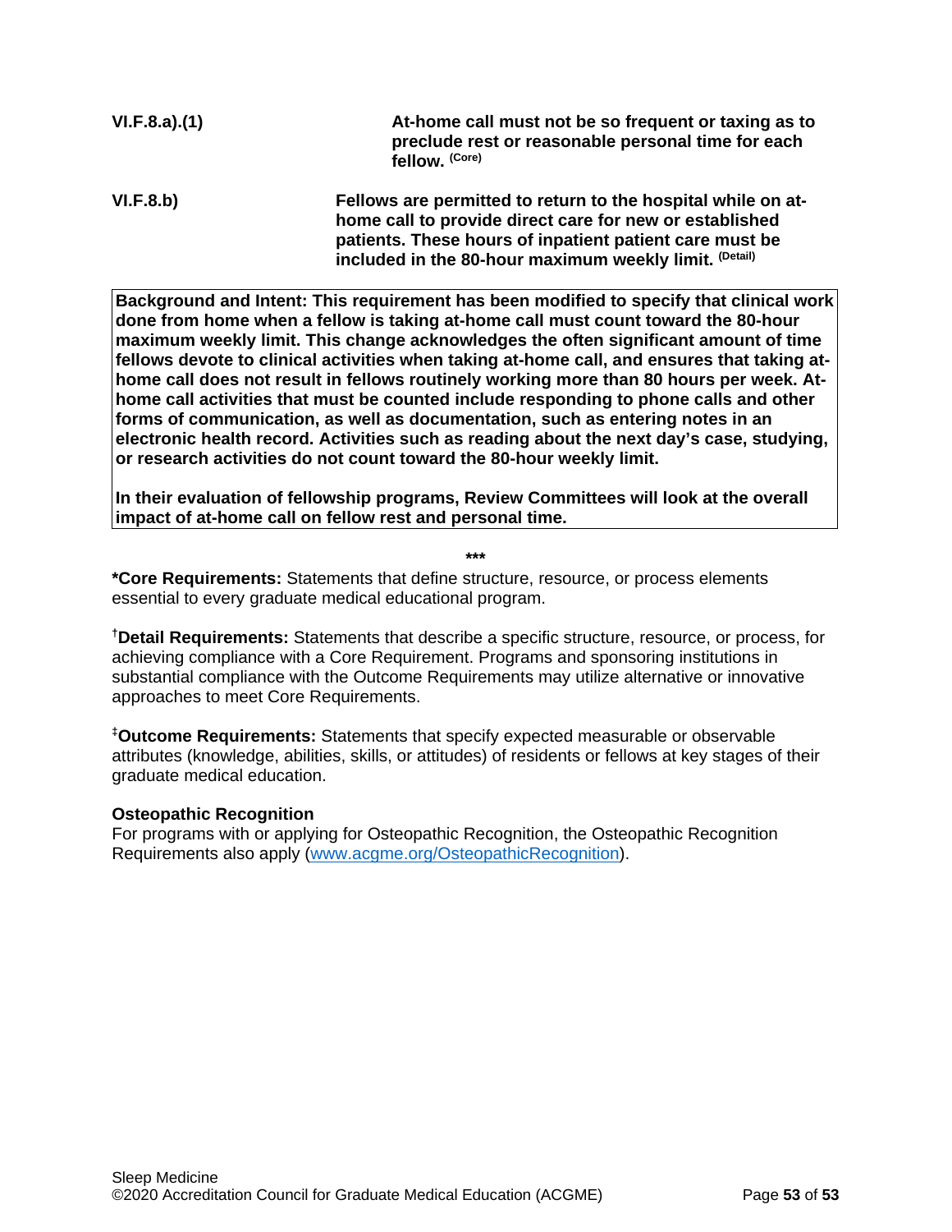| | |
|---|---|
| VI.F.8.a).(1) | **At-home call must not be so frequent or taxing as to preclude rest or reasonable personal time for each fellow.** (Core) |
| VI.F.8.b) | **Fellows are permitted to return to the hospital while on at-home call to provide direct care for new or established patients. These hours of inpatient patient care must be included in the 80-hour maximum weekly limit.** (Detail) |

**Background and Intent: This requirement has been modified to specify that clinical work done from home when a fellow is taking at-home call must count toward the 80-hour maximum weekly limit. This change acknowledges the often significant amount of time fellows devote to clinical activities when taking at-home call, and ensures that taking at-home call does not result in fellows routinely working more than 80 hours per week. At-home call activities that must be counted include responding to phone calls and other forms of communication, as well as documentation, such as entering notes in an electronic health record. Activities such as reading about the next day's case, studying, or research activities do not count toward the 80-hour weekly limit.**

**In their evaluation of fellowship programs, Review Committees will look at the overall impact of at-home call on fellow rest and personal time.**

***

***Core Requirements:** Statements that define structure, resource, or process elements essential to every graduate medical educational program.

†**Detail Requirements:** Statements that describe a specific structure, resource, or process, for achieving compliance with a Core Requirement. Programs and sponsoring institutions in substantial compliance with the Outcome Requirements may utilize alternative or innovative approaches to meet Core Requirements.

‡**Outcome Requirements:** Statements that specify expected measurable or observable attributes (knowledge, abilities, skills, or attitudes) of residents or fellows at key stages of their graduate medical education.

**Osteopathic Recognition**
For programs with or applying for Osteopathic Recognition, the Osteopathic Recognition Requirements also apply (www.acgme.org/OsteopathicRecognition).